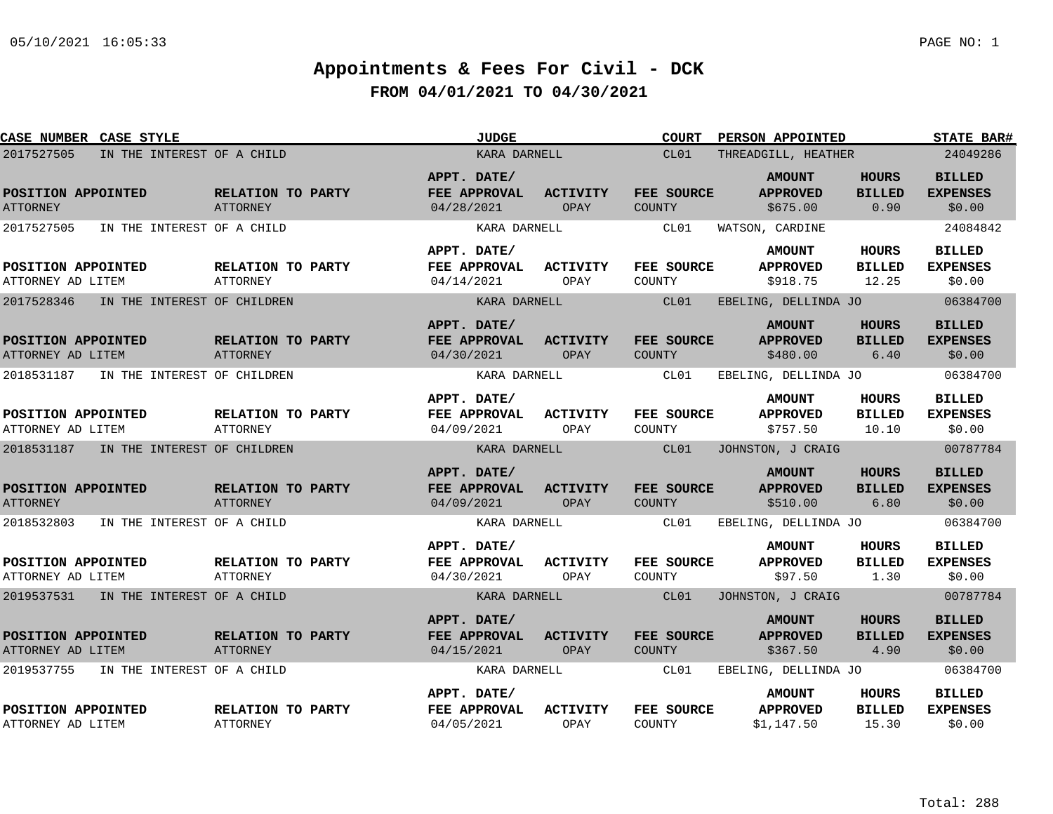05/10/2021 16:05:33

# Appointments & Fees For Civil - DCK

## FROM 04/01/2021 TO 04/30/2021

| CASE NUMBER | CASE STYLE | JUDGE | COURT | PERSON APPOINTED | STATE BAR# | POSITION APPOINTED | RELATION TO PARTY | APPT. DATE/ FEE APPROVAL | ACTIVITY | FEE SOURCE | AMOUNT APPROVED | HOURS BILLED | BILLED EXPENSES |
|---|---|---|---|---|---|---|---|---|---|---|---|---|---|
| 2017527505 | IN THE INTEREST OF A CHILD | KARA DARNELL | CL01 | THREADGILL, HEATHER | 24049286 | ATTORNEY | ATTORNEY | 04/28/2021 | OPAY | COUNTY | $675.00 | 0.90 | $0.00 |
| 2017527505 | IN THE INTEREST OF A CHILD | KARA DARNELL | CL01 | WATSON, CARDINE | 24084842 | ATTORNEY AD LITEM | ATTORNEY | 04/14/2021 | OPAY | COUNTY | $918.75 | 12.25 | $0.00 |
| 2017528346 | IN THE INTEREST OF CHILDREN | KARA DARNELL | CL01 | EBELING, DELLINDA JO | 06384700 | ATTORNEY AD LITEM | ATTORNEY | 04/30/2021 | OPAY | COUNTY | $480.00 | 6.40 | $0.00 |
| 2018531187 | IN THE INTEREST OF CHILDREN | KARA DARNELL | CL01 | EBELING, DELLINDA JO | 06384700 | ATTORNEY AD LITEM | ATTORNEY | 04/09/2021 | OPAY | COUNTY | $757.50 | 10.10 | $0.00 |
| 2018531187 | IN THE INTEREST OF CHILDREN | KARA DARNELL | CL01 | JOHNSTON, J CRAIG | 00787784 | ATTORNEY | ATTORNEY | 04/09/2021 | OPAY | COUNTY | $510.00 | 6.80 | $0.00 |
| 2018532803 | IN THE INTEREST OF A CHILD | KARA DARNELL | CL01 | EBELING, DELLINDA JO | 06384700 | ATTORNEY AD LITEM | ATTORNEY | 04/30/2021 | OPAY | COUNTY | $97.50 | 1.30 | $0.00 |
| 2019537531 | IN THE INTEREST OF A CHILD | KARA DARNELL | CL01 | JOHNSTON, J CRAIG | 00787784 | ATTORNEY AD LITEM | ATTORNEY | 04/15/2021 | OPAY | COUNTY | $367.50 | 4.90 | $0.00 |
| 2019537755 | IN THE INTEREST OF A CHILD | KARA DARNELL | CL01 | EBELING, DELLINDA JO | 06384700 | ATTORNEY AD LITEM | ATTORNEY | 04/05/2021 | OPAY | COUNTY | $1,147.50 | 15.30 | $0.00 |

Total: 288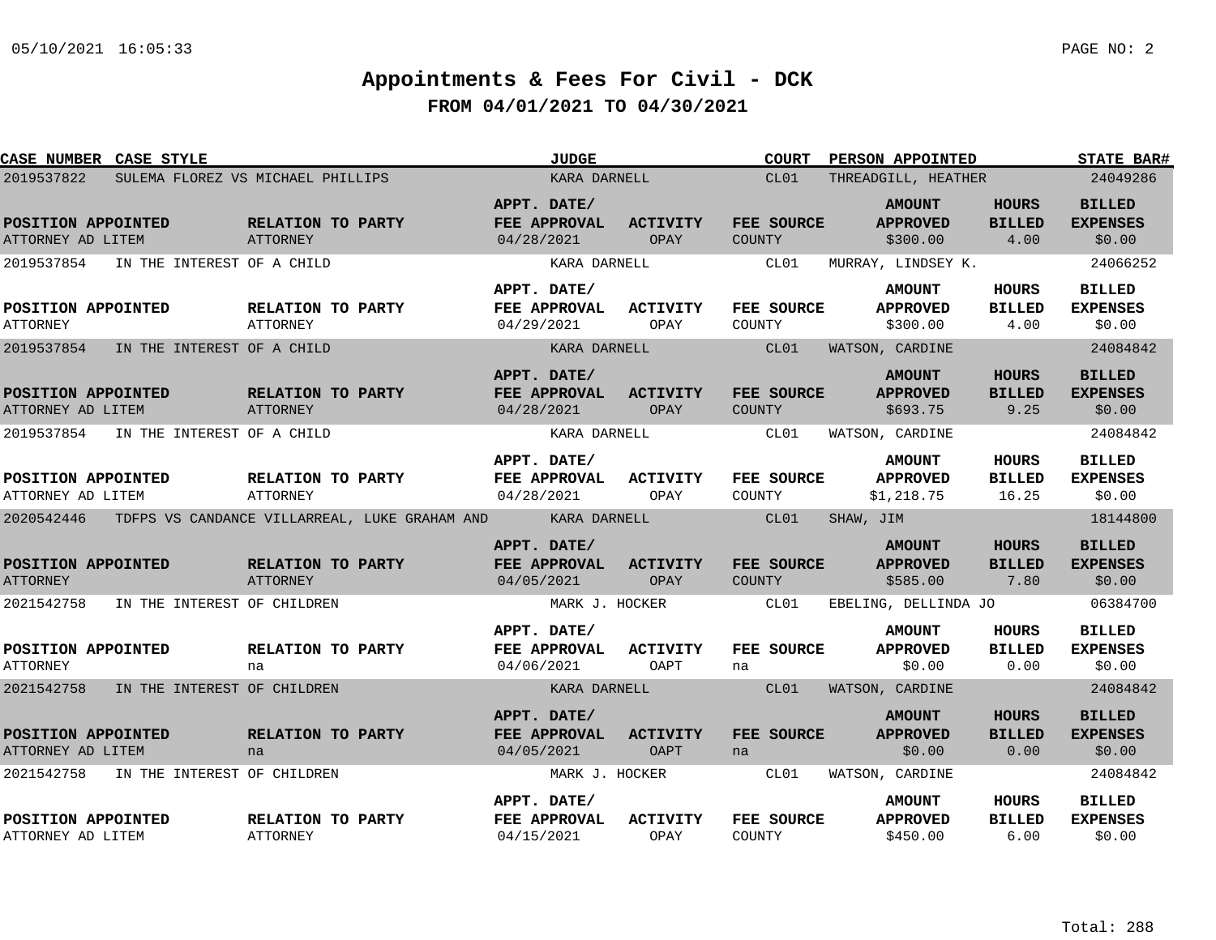# Appointments & Fees For Civil - DCK

## FROM 04/01/2021 TO 04/30/2021

| CASE NUMBER | CASE STYLE | JUDGE | COURT | PERSON APPOINTED | STATE BAR# | POSITION APPOINTED | RELATION TO PARTY | APPT. DATE/ FEE APPROVAL | ACTIVITY | FEE SOURCE | AMOUNT APPROVED | HOURS BILLED | BILLED EXPENSES |
|---|---|---|---|---|---|---|---|---|---|---|---|---|---|
| 2019537822 | SULEMA FLOREZ VS MICHAEL PHILLIPS | KARA DARNELL | CL01 | THREADGILL, HEATHER | 24049286 | ATTORNEY AD LITEM | ATTORNEY | 04/28/2021 | OPAY | COUNTY | $300.00 | 4.00 | $0.00 |
| 2019537854 | IN THE INTEREST OF A CHILD | KARA DARNELL | CL01 | MURRAY, LINDSEY K. | 24066252 | ATTORNEY | ATTORNEY | 04/29/2021 | OPAY | COUNTY | $300.00 | 4.00 | $0.00 |
| 2019537854 | IN THE INTEREST OF A CHILD | KARA DARNELL | CL01 | WATSON, CARDINE | 24084842 | ATTORNEY AD LITEM | ATTORNEY | 04/28/2021 | OPAY | COUNTY | $693.75 | 9.25 | $0.00 |
| 2019537854 | IN THE INTEREST OF A CHILD | KARA DARNELL | CL01 | WATSON, CARDINE | 24084842 | ATTORNEY AD LITEM | ATTORNEY | 04/28/2021 | OPAY | COUNTY | $1,218.75 | 16.25 | $0.00 |
| 2020542446 | TDFPS VS CANDANCE VILLARREAL, LUKE GRAHAM AND | KARA DARNELL | CL01 | SHAW, JIM | 18144800 | ATTORNEY | ATTORNEY | 04/05/2021 | OPAY | COUNTY | $585.00 | 7.80 | $0.00 |
| 2021542758 | IN THE INTEREST OF CHILDREN | MARK J. HOCKER | CL01 | EBELING, DELLINDA JO | 06384700 | ATTORNEY | na | 04/06/2021 | OAPT | na | $0.00 | 0.00 | $0.00 |
| 2021542758 | IN THE INTEREST OF CHILDREN | KARA DARNELL | CL01 | WATSON, CARDINE | 24084842 | ATTORNEY AD LITEM | na | 04/05/2021 | OAPT | na | $0.00 | 0.00 | $0.00 |
| 2021542758 | IN THE INTEREST OF CHILDREN | MARK J. HOCKER | CL01 | WATSON, CARDINE | 24084842 | ATTORNEY AD LITEM | ATTORNEY | 04/15/2021 | OPAY | COUNTY | $450.00 | 6.00 | $0.00 |

Total: 288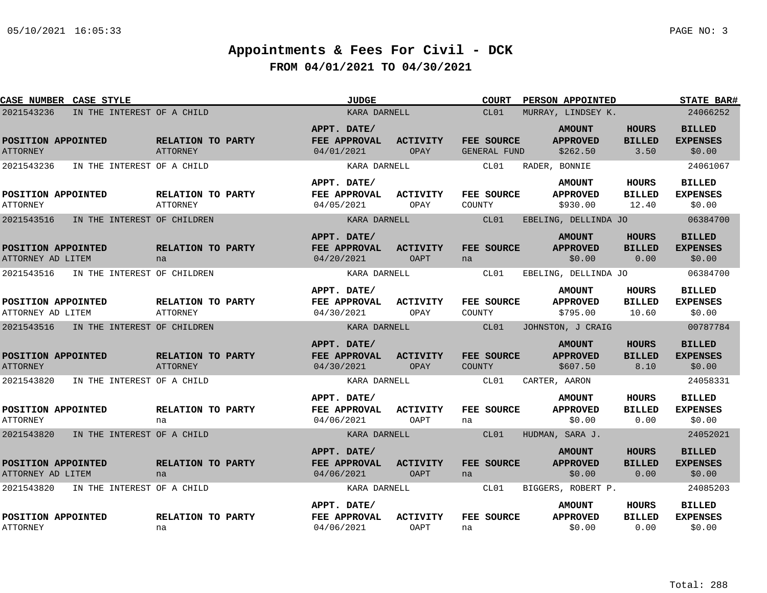# Appointments & Fees For Civil - DCK

## FROM 04/01/2021 TO 04/30/2021

| CASE NUMBER | CASE STYLE | JUDGE | COURT | PERSON APPOINTED | STATE BAR# | POSITION APPOINTED | RELATION TO PARTY | APPT. DATE/ FEE APPROVAL | ACTIVITY | FEE SOURCE | AMOUNT APPROVED | HOURS BILLED | BILLED EXPENSES |
|---|---|---|---|---|---|---|---|---|---|---|---|---|---|
| 2021543236 | IN THE INTEREST OF A CHILD | KARA DARNELL | CL01 | MURRAY, LINDSEY K. | 24066252 | ATTORNEY | ATTORNEY | 04/01/2021 | OPAY | GENERAL FUND | $262.50 | 3.50 | $0.00 |
| 2021543236 | IN THE INTEREST OF A CHILD | KARA DARNELL | CL01 | RADER, BONNIE | 24061067 | ATTORNEY | ATTORNEY | 04/05/2021 | OPAY | COUNTY | $930.00 | 12.40 | $0.00 |
| 2021543516 | IN THE INTEREST OF CHILDREN | KARA DARNELL | CL01 | EBELING, DELLINDA JO | 06384700 | ATTORNEY AD LITEM | na | 04/20/2021 | OAPT | na | $0.00 | 0.00 | $0.00 |
| 2021543516 | IN THE INTEREST OF CHILDREN | KARA DARNELL | CL01 | EBELING, DELLINDA JO | 06384700 | ATTORNEY AD LITEM | ATTORNEY | 04/30/2021 | OPAY | COUNTY | $795.00 | 10.60 | $0.00 |
| 2021543516 | IN THE INTEREST OF CHILDREN | KARA DARNELL | CL01 | JOHNSTON, J CRAIG | 00787784 | ATTORNEY | ATTORNEY | 04/30/2021 | OPAY | COUNTY | $607.50 | 8.10 | $0.00 |
| 2021543820 | IN THE INTEREST OF A CHILD | KARA DARNELL | CL01 | CARTER, AARON | 24058331 | ATTORNEY | na | 04/06/2021 | OAPT | na | $0.00 | 0.00 | $0.00 |
| 2021543820 | IN THE INTEREST OF A CHILD | KARA DARNELL | CL01 | HUDMAN, SARA J. | 24052021 | ATTORNEY AD LITEM | na | 04/06/2021 | OAPT | na | $0.00 | 0.00 | $0.00 |
| 2021543820 | IN THE INTEREST OF A CHILD | KARA DARNELL | CL01 | BIGGERS, ROBERT P. | 24085203 | ATTORNEY | na | 04/06/2021 | OAPT | na | $0.00 | 0.00 | $0.00 |

Total: 288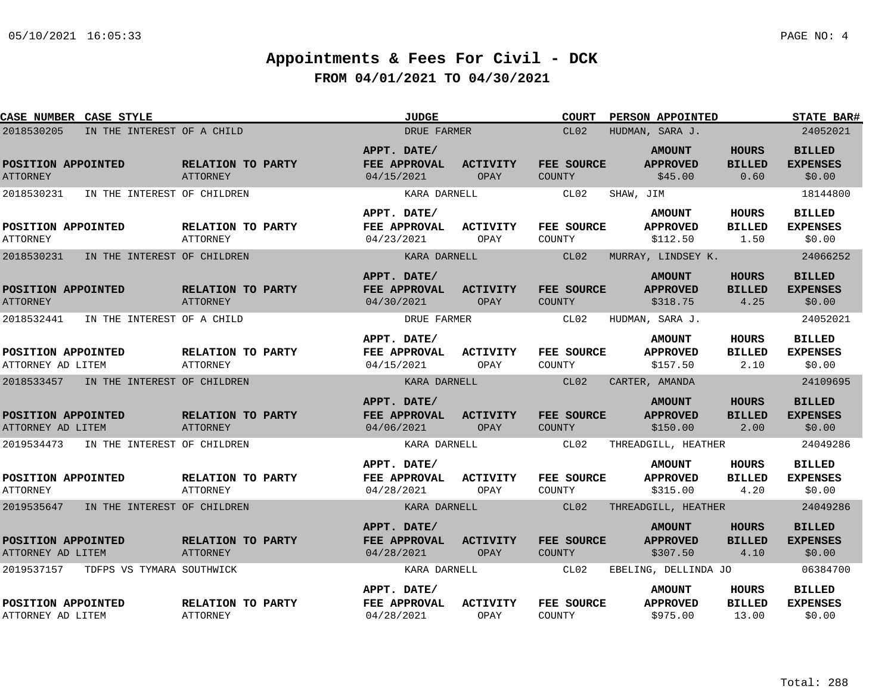# Appointments & Fees For Civil - DCK

## FROM 04/01/2021 TO 04/30/2021

| CASE NUMBER | CASE STYLE | POSITION APPOINTED | RELATION TO PARTY | JUDGE | APPT. DATE/ FEE APPROVAL | ACTIVITY | COURT | FEE SOURCE | PERSON APPOINTED | STATE BAR# | AMOUNT APPROVED | HOURS BILLED | BILLED EXPENSES |
|---|---|---|---|---|---|---|---|---|---|---|---|---|---|
| 2018530205 | IN THE INTEREST OF A CHILD | ATTORNEY | ATTORNEY | DRUE FARMER | 04/15/2021 | OPAY | CL02 | COUNTY | HUDMAN, SARA J. | 24052021 | $45.00 | 0.60 | $0.00 |
| 2018530231 | IN THE INTEREST OF CHILDREN | ATTORNEY | ATTORNEY | KARA DARNELL | 04/23/2021 | OPAY | CL02 | COUNTY | SHAW, JIM | 18144800 | $112.50 | 1.50 | $0.00 |
| 2018530231 | IN THE INTEREST OF CHILDREN | ATTORNEY | ATTORNEY | KARA DARNELL | 04/30/2021 | OPAY | CL02 | COUNTY | MURRAY, LINDSEY K. | 24066252 | $318.75 | 4.25 | $0.00 |
| 2018532441 | IN THE INTEREST OF A CHILD | ATTORNEY AD LITEM | ATTORNEY | DRUE FARMER | 04/15/2021 | OPAY | CL02 | COUNTY | HUDMAN, SARA J. | 24052021 | $157.50 | 2.10 | $0.00 |
| 2018533457 | IN THE INTEREST OF CHILDREN | ATTORNEY AD LITEM | ATTORNEY | KARA DARNELL | 04/06/2021 | OPAY | CL02 | COUNTY | CARTER, AMANDA | 24109695 | $150.00 | 2.00 | $0.00 |
| 2019534473 | IN THE INTEREST OF CHILDREN | ATTORNEY | ATTORNEY | KARA DARNELL | 04/28/2021 | OPAY | CL02 | COUNTY | THREADGILL, HEATHER | 24049286 | $315.00 | 4.20 | $0.00 |
| 2019535647 | IN THE INTEREST OF CHILDREN | ATTORNEY AD LITEM | ATTORNEY | KARA DARNELL | 04/28/2021 | OPAY | CL02 | COUNTY | THREADGILL, HEATHER | 24049286 | $307.50 | 4.10 | $0.00 |
| 2019537157 | TDFPS VS TYMARA SOUTHWICK | ATTORNEY AD LITEM | ATTORNEY | KARA DARNELL | 04/28/2021 | OPAY | CL02 | COUNTY | EBELING, DELLINDA JO | 06384700 | $975.00 | 13.00 | $0.00 |

Total: 288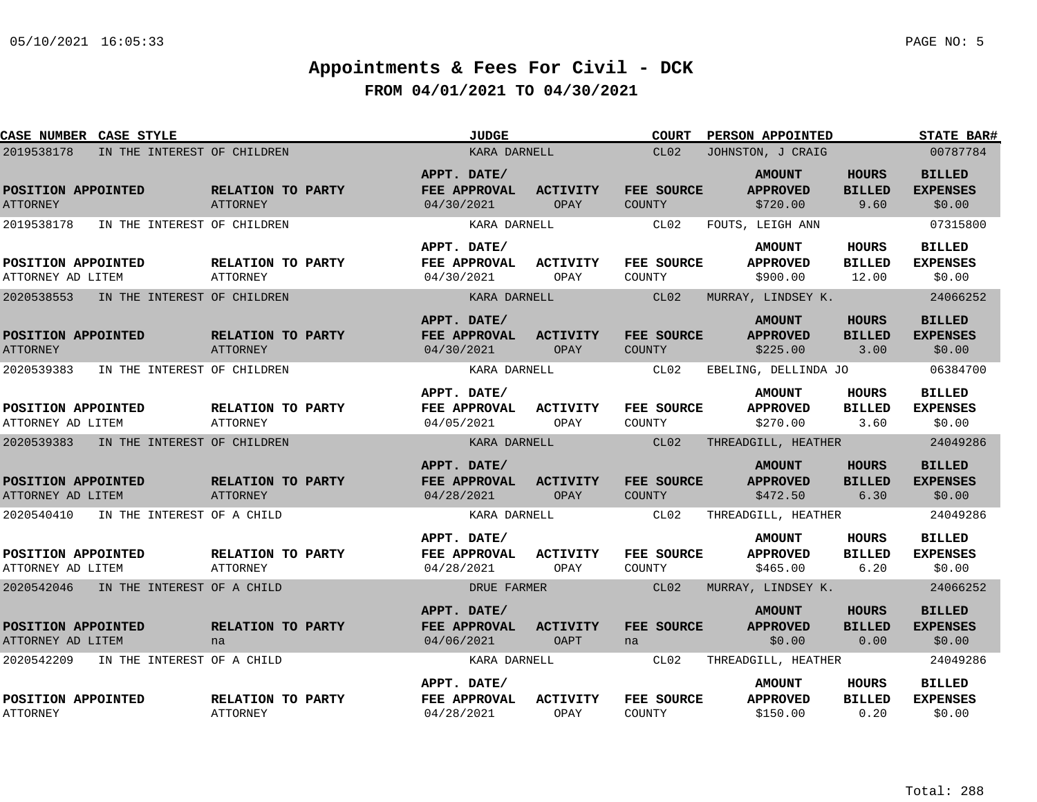# Appointments & Fees For Civil - DCK

## FROM 04/01/2021 TO 04/30/2021

| CASE NUMBER | CASE STYLE | JUDGE | COURT | PERSON APPOINTED | STATE BAR# |
|---|---|---|---|---|---|
| 2019538178 | IN THE INTEREST OF CHILDREN | KARA DARNELL | CL02 | JOHNSTON, J CRAIG | 00787784 |

| POSITION APPOINTED | RELATION TO PARTY | APPT. DATE/ FEE APPROVAL | ACTIVITY | FEE SOURCE | AMOUNT APPROVED | HOURS BILLED | BILLED EXPENSES |
|---|---|---|---|---|---|---|---|
| ATTORNEY | ATTORNEY | 04/30/2021 | OPAY | COUNTY | $720.00 | 9.60 | $0.00 |

| CASE NUMBER | CASE STYLE | JUDGE | COURT | PERSON APPOINTED | STATE BAR# |
|---|---|---|---|---|---|
| 2019538178 | IN THE INTEREST OF CHILDREN | KARA DARNELL | CL02 | FOUTS, LEIGH ANN | 07315800 |

| POSITION APPOINTED | RELATION TO PARTY | APPT. DATE/ FEE APPROVAL | ACTIVITY | FEE SOURCE | AMOUNT APPROVED | HOURS BILLED | BILLED EXPENSES |
|---|---|---|---|---|---|---|---|
| ATTORNEY AD LITEM | ATTORNEY | 04/30/2021 | OPAY | COUNTY | $900.00 | 12.00 | $0.00 |

| CASE NUMBER | CASE STYLE | JUDGE | COURT | PERSON APPOINTED | STATE BAR# |
|---|---|---|---|---|---|
| 2020538553 | IN THE INTEREST OF CHILDREN | KARA DARNELL | CL02 | MURRAY, LINDSEY K. | 24066252 |

| POSITION APPOINTED | RELATION TO PARTY | APPT. DATE/ FEE APPROVAL | ACTIVITY | FEE SOURCE | AMOUNT APPROVED | HOURS BILLED | BILLED EXPENSES |
|---|---|---|---|---|---|---|---|
| ATTORNEY | ATTORNEY | 04/30/2021 | OPAY | COUNTY | $225.00 | 3.00 | $0.00 |

| CASE NUMBER | CASE STYLE | JUDGE | COURT | PERSON APPOINTED | STATE BAR# |
|---|---|---|---|---|---|
| 2020539383 | IN THE INTEREST OF CHILDREN | KARA DARNELL | CL02 | EBELING, DELLINDA JO | 06384700 |

| POSITION APPOINTED | RELATION TO PARTY | APPT. DATE/ FEE APPROVAL | ACTIVITY | FEE SOURCE | AMOUNT APPROVED | HOURS BILLED | BILLED EXPENSES |
|---|---|---|---|---|---|---|---|
| ATTORNEY AD LITEM | ATTORNEY | 04/05/2021 | OPAY | COUNTY | $270.00 | 3.60 | $0.00 |

| CASE NUMBER | CASE STYLE | JUDGE | COURT | PERSON APPOINTED | STATE BAR# |
|---|---|---|---|---|---|
| 2020539383 | IN THE INTEREST OF CHILDREN | KARA DARNELL | CL02 | THREADGILL, HEATHER | 24049286 |

| POSITION APPOINTED | RELATION TO PARTY | APPT. DATE/ FEE APPROVAL | ACTIVITY | FEE SOURCE | AMOUNT APPROVED | HOURS BILLED | BILLED EXPENSES |
|---|---|---|---|---|---|---|---|
| ATTORNEY AD LITEM | ATTORNEY | 04/28/2021 | OPAY | COUNTY | $472.50 | 6.30 | $0.00 |

| CASE NUMBER | CASE STYLE | JUDGE | COURT | PERSON APPOINTED | STATE BAR# |
|---|---|---|---|---|---|
| 2020540410 | IN THE INTEREST OF A CHILD | KARA DARNELL | CL02 | THREADGILL, HEATHER | 24049286 |

| POSITION APPOINTED | RELATION TO PARTY | APPT. DATE/ FEE APPROVAL | ACTIVITY | FEE SOURCE | AMOUNT APPROVED | HOURS BILLED | BILLED EXPENSES |
|---|---|---|---|---|---|---|---|
| ATTORNEY AD LITEM | ATTORNEY | 04/28/2021 | OPAY | COUNTY | $465.00 | 6.20 | $0.00 |

| CASE NUMBER | CASE STYLE | JUDGE | COURT | PERSON APPOINTED | STATE BAR# |
|---|---|---|---|---|---|
| 2020542046 | IN THE INTEREST OF A CHILD | DRUE FARMER | CL02 | MURRAY, LINDSEY K. | 24066252 |

| POSITION APPOINTED | RELATION TO PARTY | APPT. DATE/ FEE APPROVAL | ACTIVITY | FEE SOURCE | AMOUNT APPROVED | HOURS BILLED | BILLED EXPENSES |
|---|---|---|---|---|---|---|---|
| ATTORNEY AD LITEM | na | 04/06/2021 | OAPT | na | $0.00 | 0.00 | $0.00 |

| CASE NUMBER | CASE STYLE | JUDGE | COURT | PERSON APPOINTED | STATE BAR# |
|---|---|---|---|---|---|
| 2020542209 | IN THE INTEREST OF A CHILD | KARA DARNELL | CL02 | THREADGILL, HEATHER | 24049286 |

| POSITION APPOINTED | RELATION TO PARTY | APPT. DATE/ FEE APPROVAL | ACTIVITY | FEE SOURCE | AMOUNT APPROVED | HOURS BILLED | BILLED EXPENSES |
|---|---|---|---|---|---|---|---|
| ATTORNEY | ATTORNEY | 04/28/2021 | OPAY | COUNTY | $150.00 | 0.20 | $0.00 |

Total: 288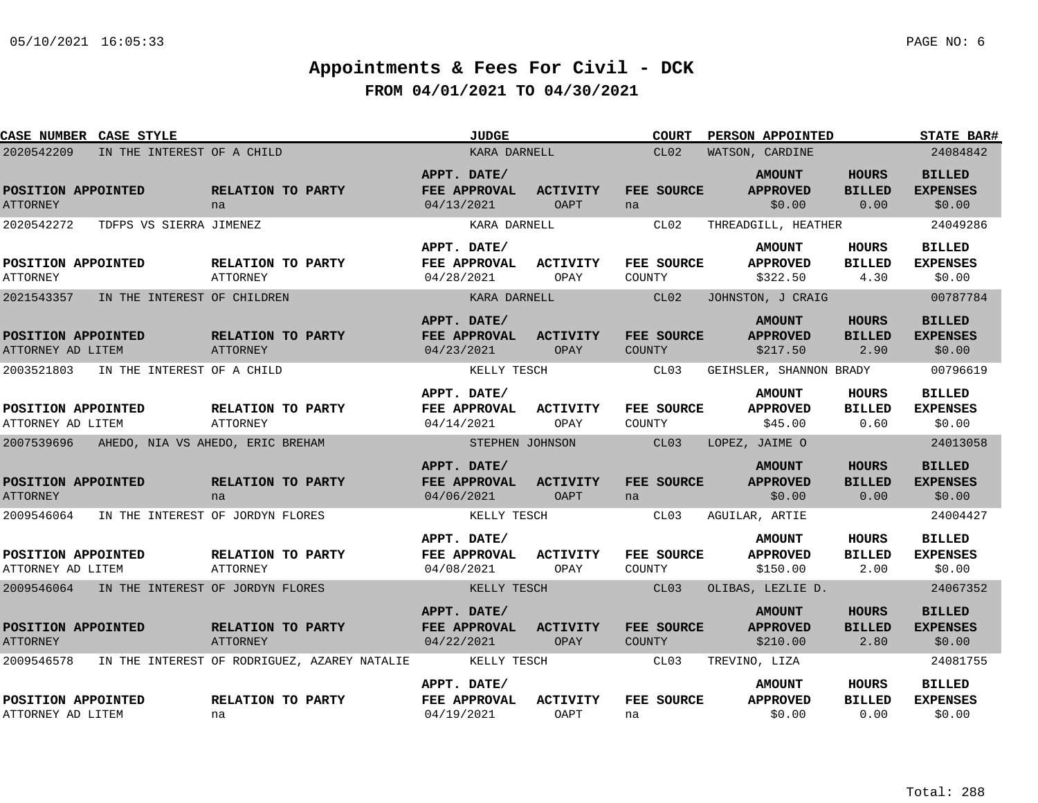# Appointments & Fees For Civil - DCK

## FROM 04/01/2021 TO 04/30/2021

| CASE NUMBER | CASE STYLE | JUDGE | COURT | PERSON APPOINTED | STATE BAR# | POSITION APPOINTED | RELATION TO PARTY | APPT. DATE/ FEE APPROVAL | ACTIVITY | FEE SOURCE | AMOUNT APPROVED | HOURS BILLED | BILLED EXPENSES |
|---|---|---|---|---|---|---|---|---|---|---|---|---|---|
| 2020542209 | IN THE INTEREST OF A CHILD | KARA DARNELL | CL02 | WATSON, CARDINE | 24084842 | ATTORNEY | na | 04/13/2021 | OAPT | na | $0.00 | 0.00 | $0.00 |
| 2020542272 | TDFPS VS SIERRA JIMENEZ | KARA DARNELL | CL02 | THREADGILL, HEATHER | 24049286 | ATTORNEY | ATTORNEY | 04/28/2021 | OPAY | COUNTY | $322.50 | 4.30 | $0.00 |
| 2021543357 | IN THE INTEREST OF CHILDREN | KARA DARNELL | CL02 | JOHNSTON, J CRAIG | 00787784 | ATTORNEY AD LITEM | ATTORNEY | 04/23/2021 | OPAY | COUNTY | $217.50 | 2.90 | $0.00 |
| 2003521803 | IN THE INTEREST OF A CHILD | KELLY TESCH | CL03 | GEIHSLER, SHANNON BRADY | 00796619 | ATTORNEY AD LITEM | ATTORNEY | 04/14/2021 | OPAY | COUNTY | $45.00 | 0.60 | $0.00 |
| 2007539696 | AHEDO, NIA VS AHEDO, ERIC BREHAM | STEPHEN JOHNSON | CL03 | LOPEZ, JAIME O | 24013058 | ATTORNEY | na | 04/06/2021 | OAPT | na | $0.00 | 0.00 | $0.00 |
| 2009546064 | IN THE INTEREST OF JORDYN FLORES | KELLY TESCH | CL03 | AGUILAR, ARTIE | 24004427 | ATTORNEY AD LITEM | ATTORNEY | 04/08/2021 | OPAY | COUNTY | $150.00 | 2.00 | $0.00 |
| 2009546064 | IN THE INTEREST OF JORDYN FLORES | KELLY TESCH | CL03 | OLIBAS, LEZLIE D. | 24067352 | ATTORNEY | ATTORNEY | 04/22/2021 | OPAY | COUNTY | $210.00 | 2.80 | $0.00 |
| 2009546578 | IN THE INTEREST OF RODRIGUEZ, AZAREY NATALIE | KELLY TESCH | CL03 | TREVINO, LIZA | 24081755 | ATTORNEY AD LITEM | na | 04/19/2021 | OAPT | na | $0.00 | 0.00 | $0.00 |

Total: 288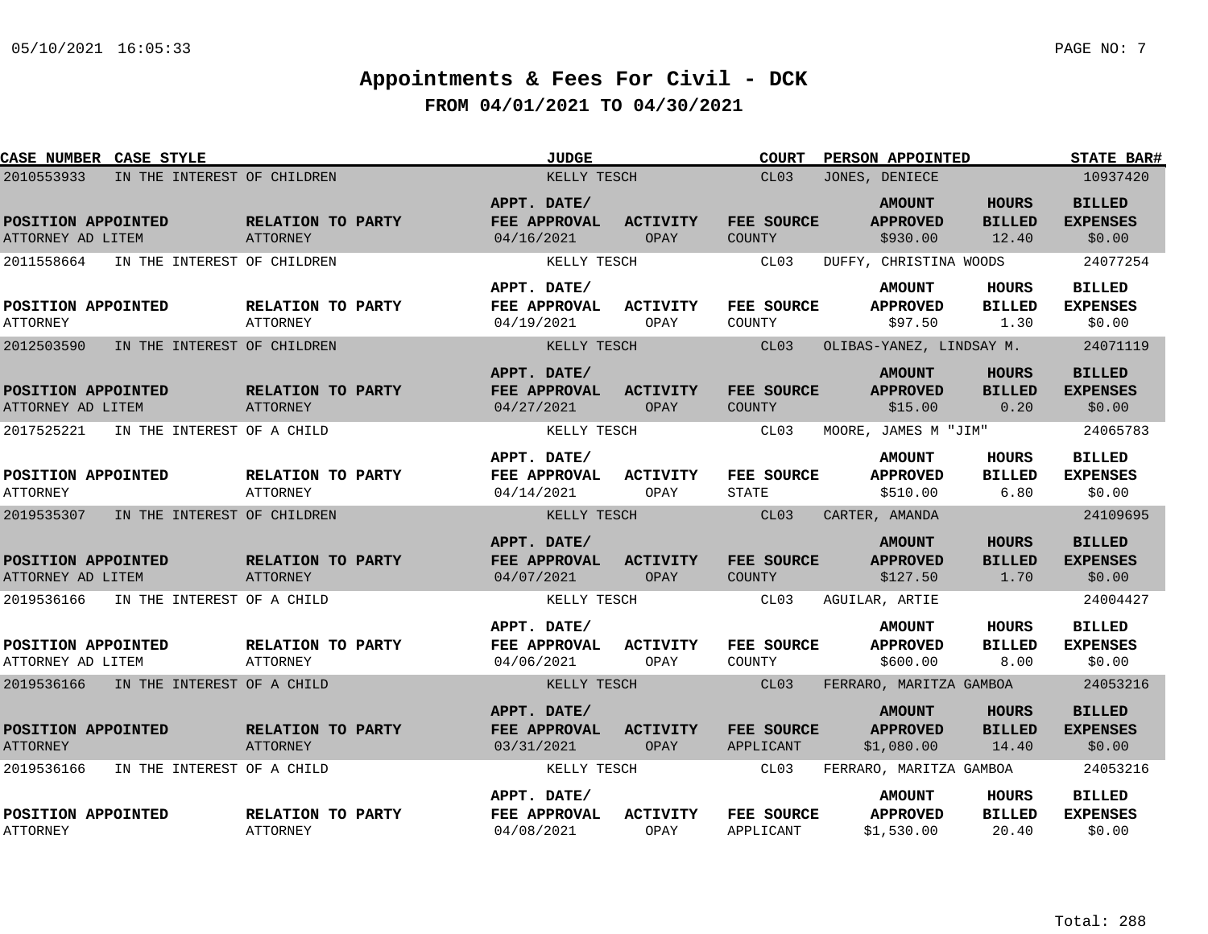# Appointments & Fees For Civil - DCK

## FROM 04/01/2021 TO 04/30/2021

| CASE NUMBER | CASE STYLE | JUDGE | COURT | PERSON APPOINTED | STATE BAR# |
|---|---|---|---|---|---|
| 2010553933 | IN THE INTEREST OF CHILDREN | KELLY TESCH | CL03 | JONES, DENIECE | 10937420 |

| POSITION APPOINTED | RELATION TO PARTY | APPT. DATE/ FEE APPROVAL | ACTIVITY | FEE SOURCE | AMOUNT APPROVED | HOURS BILLED | BILLED EXPENSES |
|---|---|---|---|---|---|---|---|
| ATTORNEY AD LITEM | ATTORNEY | 04/16/2021 | OPAY | COUNTY | $930.00 | 12.40 | $0.00 |

| CASE NUMBER | CASE STYLE | JUDGE | COURT | PERSON APPOINTED | STATE BAR# |
|---|---|---|---|---|---|
| 2011558664 | IN THE INTEREST OF CHILDREN | KELLY TESCH | CL03 | DUFFY, CHRISTINA WOODS | 24077254 |

| POSITION APPOINTED | RELATION TO PARTY | APPT. DATE/ FEE APPROVAL | ACTIVITY | FEE SOURCE | AMOUNT APPROVED | HOURS BILLED | BILLED EXPENSES |
|---|---|---|---|---|---|---|---|
| ATTORNEY | ATTORNEY | 04/19/2021 | OPAY | COUNTY | $97.50 | 1.30 | $0.00 |

| CASE NUMBER | CASE STYLE | JUDGE | COURT | PERSON APPOINTED | STATE BAR# |
|---|---|---|---|---|---|
| 2012503590 | IN THE INTEREST OF CHILDREN | KELLY TESCH | CL03 | OLIBAS-YANEZ, LINDSAY M. | 24071119 |

| POSITION APPOINTED | RELATION TO PARTY | APPT. DATE/ FEE APPROVAL | ACTIVITY | FEE SOURCE | AMOUNT APPROVED | HOURS BILLED | BILLED EXPENSES |
|---|---|---|---|---|---|---|---|
| ATTORNEY AD LITEM | ATTORNEY | 04/27/2021 | OPAY | COUNTY | $15.00 | 0.20 | $0.00 |

| CASE NUMBER | CASE STYLE | JUDGE | COURT | PERSON APPOINTED | STATE BAR# |
|---|---|---|---|---|---|
| 2017525221 | IN THE INTEREST OF A CHILD | KELLY TESCH | CL03 | MOORE, JAMES M "JIM" | 24065783 |

| POSITION APPOINTED | RELATION TO PARTY | APPT. DATE/ FEE APPROVAL | ACTIVITY | FEE SOURCE | AMOUNT APPROVED | HOURS BILLED | BILLED EXPENSES |
|---|---|---|---|---|---|---|---|
| ATTORNEY | ATTORNEY | 04/14/2021 | OPAY | STATE | $510.00 | 6.80 | $0.00 |

| CASE NUMBER | CASE STYLE | JUDGE | COURT | PERSON APPOINTED | STATE BAR# |
|---|---|---|---|---|---|
| 2019535307 | IN THE INTEREST OF CHILDREN | KELLY TESCH | CL03 | CARTER, AMANDA | 24109695 |

| POSITION APPOINTED | RELATION TO PARTY | APPT. DATE/ FEE APPROVAL | ACTIVITY | FEE SOURCE | AMOUNT APPROVED | HOURS BILLED | BILLED EXPENSES |
|---|---|---|---|---|---|---|---|
| ATTORNEY AD LITEM | ATTORNEY | 04/07/2021 | OPAY | COUNTY | $127.50 | 1.70 | $0.00 |

| CASE NUMBER | CASE STYLE | JUDGE | COURT | PERSON APPOINTED | STATE BAR# |
|---|---|---|---|---|---|
| 2019536166 | IN THE INTEREST OF A CHILD | KELLY TESCH | CL03 | AGUILAR, ARTIE | 24004427 |

| POSITION APPOINTED | RELATION TO PARTY | APPT. DATE/ FEE APPROVAL | ACTIVITY | FEE SOURCE | AMOUNT APPROVED | HOURS BILLED | BILLED EXPENSES |
|---|---|---|---|---|---|---|---|
| ATTORNEY AD LITEM | ATTORNEY | 04/06/2021 | OPAY | COUNTY | $600.00 | 8.00 | $0.00 |

| CASE NUMBER | CASE STYLE | JUDGE | COURT | PERSON APPOINTED | STATE BAR# |
|---|---|---|---|---|---|
| 2019536166 | IN THE INTEREST OF A CHILD | KELLY TESCH | CL03 | FERRARO, MARITZA GAMBOA | 24053216 |

| POSITION APPOINTED | RELATION TO PARTY | APPT. DATE/ FEE APPROVAL | ACTIVITY | FEE SOURCE | AMOUNT APPROVED | HOURS BILLED | BILLED EXPENSES |
|---|---|---|---|---|---|---|---|
| ATTORNEY | ATTORNEY | 03/31/2021 | OPAY | APPLICANT | $1,080.00 | 14.40 | $0.00 |

| CASE NUMBER | CASE STYLE | JUDGE | COURT | PERSON APPOINTED | STATE BAR# |
|---|---|---|---|---|---|
| 2019536166 | IN THE INTEREST OF A CHILD | KELLY TESCH | CL03 | FERRARO, MARITZA GAMBOA | 24053216 |

| POSITION APPOINTED | RELATION TO PARTY | APPT. DATE/ FEE APPROVAL | ACTIVITY | FEE SOURCE | AMOUNT APPROVED | HOURS BILLED | BILLED EXPENSES |
|---|---|---|---|---|---|---|---|
| ATTORNEY | ATTORNEY | 04/08/2021 | OPAY | APPLICANT | $1,530.00 | 20.40 | $0.00 |

Total: 288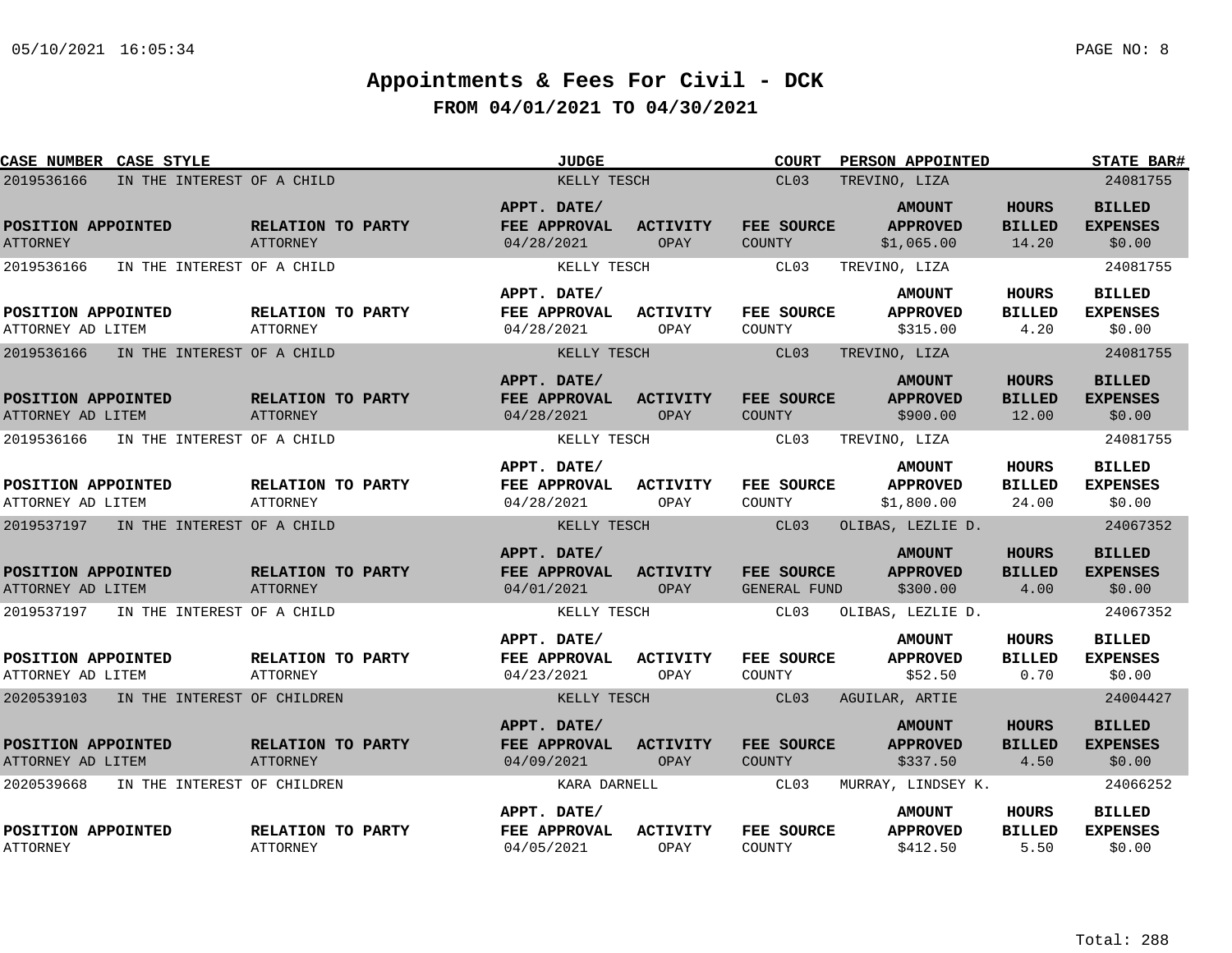# Appointments & Fees For Civil - DCK

## FROM 04/01/2021 TO 04/30/2021

| CASE NUMBER | CASE STYLE | JUDGE | COURT | PERSON APPOINTED | STATE BAR# |
|---|---|---|---|---|---|
| 2019536166 | IN THE INTEREST OF A CHILD | KELLY TESCH | CL03 | TREVINO, LIZA | 24081755 |

| POSITION APPOINTED | RELATION TO PARTY | APPT. DATE/ FEE APPROVAL | ACTIVITY | FEE SOURCE | AMOUNT APPROVED | HOURS BILLED | BILLED EXPENSES |
|---|---|---|---|---|---|---|---|
| ATTORNEY | ATTORNEY | 04/28/2021 | OPAY | COUNTY | $1,065.00 | 14.20 | $0.00 |

| CASE NUMBER | CASE STYLE | JUDGE | COURT | PERSON APPOINTED | STATE BAR# |
|---|---|---|---|---|---|
| 2019536166 | IN THE INTEREST OF A CHILD | KELLY TESCH | CL03 | TREVINO, LIZA | 24081755 |

| POSITION APPOINTED | RELATION TO PARTY | APPT. DATE/ FEE APPROVAL | ACTIVITY | FEE SOURCE | AMOUNT APPROVED | HOURS BILLED | BILLED EXPENSES |
|---|---|---|---|---|---|---|---|
| ATTORNEY AD LITEM | ATTORNEY | 04/28/2021 | OPAY | COUNTY | $315.00 | 4.20 | $0.00 |

| CASE NUMBER | CASE STYLE | JUDGE | COURT | PERSON APPOINTED | STATE BAR# |
|---|---|---|---|---|---|
| 2019536166 | IN THE INTEREST OF A CHILD | KELLY TESCH | CL03 | TREVINO, LIZA | 24081755 |

| POSITION APPOINTED | RELATION TO PARTY | APPT. DATE/ FEE APPROVAL | ACTIVITY | FEE SOURCE | AMOUNT APPROVED | HOURS BILLED | BILLED EXPENSES |
|---|---|---|---|---|---|---|---|
| ATTORNEY AD LITEM | ATTORNEY | 04/28/2021 | OPAY | COUNTY | $900.00 | 12.00 | $0.00 |

| CASE NUMBER | CASE STYLE | JUDGE | COURT | PERSON APPOINTED | STATE BAR# |
|---|---|---|---|---|---|
| 2019536166 | IN THE INTEREST OF A CHILD | KELLY TESCH | CL03 | TREVINO, LIZA | 24081755 |

| POSITION APPOINTED | RELATION TO PARTY | APPT. DATE/ FEE APPROVAL | ACTIVITY | FEE SOURCE | AMOUNT APPROVED | HOURS BILLED | BILLED EXPENSES |
|---|---|---|---|---|---|---|---|
| ATTORNEY AD LITEM | ATTORNEY | 04/28/2021 | OPAY | COUNTY | $1,800.00 | 24.00 | $0.00 |

| CASE NUMBER | CASE STYLE | JUDGE | COURT | PERSON APPOINTED | STATE BAR# |
|---|---|---|---|---|---|
| 2019537197 | IN THE INTEREST OF A CHILD | KELLY TESCH | CL03 | OLIBAS, LEZLIE D. | 24067352 |

| POSITION APPOINTED | RELATION TO PARTY | APPT. DATE/ FEE APPROVAL | ACTIVITY | FEE SOURCE | AMOUNT APPROVED | HOURS BILLED | BILLED EXPENSES |
|---|---|---|---|---|---|---|---|
| ATTORNEY AD LITEM | ATTORNEY | 04/01/2021 | OPAY | GENERAL FUND | $300.00 | 4.00 | $0.00 |

| CASE NUMBER | CASE STYLE | JUDGE | COURT | PERSON APPOINTED | STATE BAR# |
|---|---|---|---|---|---|
| 2019537197 | IN THE INTEREST OF A CHILD | KELLY TESCH | CL03 | OLIBAS, LEZLIE D. | 24067352 |

| POSITION APPOINTED | RELATION TO PARTY | APPT. DATE/ FEE APPROVAL | ACTIVITY | FEE SOURCE | AMOUNT APPROVED | HOURS BILLED | BILLED EXPENSES |
|---|---|---|---|---|---|---|---|
| ATTORNEY AD LITEM | ATTORNEY | 04/23/2021 | OPAY | COUNTY | $52.50 | 0.70 | $0.00 |

| CASE NUMBER | CASE STYLE | JUDGE | COURT | PERSON APPOINTED | STATE BAR# |
|---|---|---|---|---|---|
| 2020539103 | IN THE INTEREST OF CHILDREN | KELLY TESCH | CL03 | AGUILAR, ARTIE | 24004427 |

| POSITION APPOINTED | RELATION TO PARTY | APPT. DATE/ FEE APPROVAL | ACTIVITY | FEE SOURCE | AMOUNT APPROVED | HOURS BILLED | BILLED EXPENSES |
|---|---|---|---|---|---|---|---|
| ATTORNEY AD LITEM | ATTORNEY | 04/09/2021 | OPAY | COUNTY | $337.50 | 4.50 | $0.00 |

| CASE NUMBER | CASE STYLE | JUDGE | COURT | PERSON APPOINTED | STATE BAR# |
|---|---|---|---|---|---|
| 2020539668 | IN THE INTEREST OF CHILDREN | KARA DARNELL | CL03 | MURRAY, LINDSEY K. | 24066252 |

| POSITION APPOINTED | RELATION TO PARTY | APPT. DATE/ FEE APPROVAL | ACTIVITY | FEE SOURCE | AMOUNT APPROVED | HOURS BILLED | BILLED EXPENSES |
|---|---|---|---|---|---|---|---|
| ATTORNEY | ATTORNEY | 04/05/2021 | OPAY | COUNTY | $412.50 | 5.50 | $0.00 |

Total: 288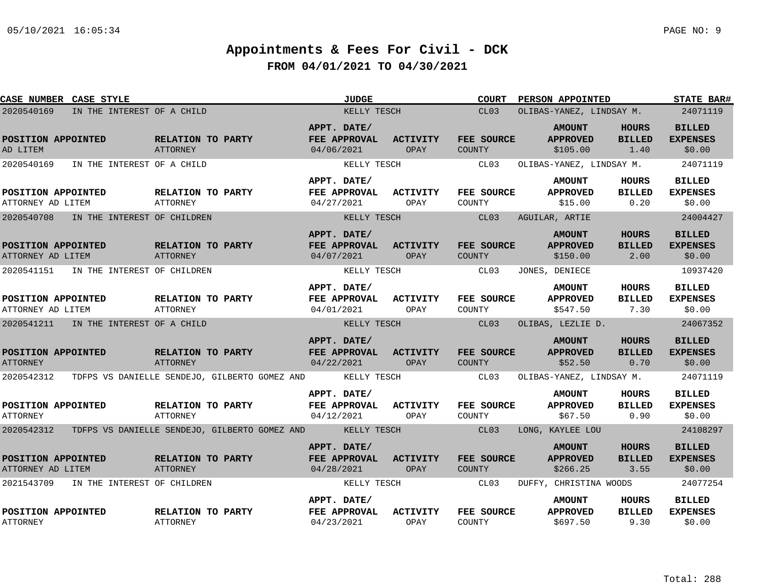# Appointments & Fees For Civil - DCK

## FROM 04/01/2021 TO 04/30/2021

| CASE NUMBER | CASE STYLE | JUDGE | COURT | PERSON APPOINTED | STATE BAR# |
|---|---|---|---|---|---|
| 2020540169 | IN THE INTEREST OF A CHILD | KELLY TESCH | CL03 | OLIBAS-YANEZ, LINDSAY M. | 24071119 |

| POSITION APPOINTED | RELATION TO PARTY | APPT. DATE/ FEE APPROVAL | ACTIVITY | FEE SOURCE | AMOUNT APPROVED | HOURS BILLED | BILLED EXPENSES |
|---|---|---|---|---|---|---|---|
| AD LITEM | ATTORNEY | 04/06/2021 | OPAY | COUNTY | $105.00 | 1.40 | $0.00 |

| CASE NUMBER | CASE STYLE | JUDGE | COURT | PERSON APPOINTED | STATE BAR# |
|---|---|---|---|---|---|
| 2020540169 | IN THE INTEREST OF A CHILD | KELLY TESCH | CL03 | OLIBAS-YANEZ, LINDSAY M. | 24071119 |

| POSITION APPOINTED | RELATION TO PARTY | APPT. DATE/ FEE APPROVAL | ACTIVITY | FEE SOURCE | AMOUNT APPROVED | HOURS BILLED | BILLED EXPENSES |
|---|---|---|---|---|---|---|---|
| ATTORNEY AD LITEM | ATTORNEY | 04/27/2021 | OPAY | COUNTY | $15.00 | 0.20 | $0.00 |

| CASE NUMBER | CASE STYLE | JUDGE | COURT | PERSON APPOINTED | STATE BAR# |
|---|---|---|---|---|---|
| 2020540708 | IN THE INTEREST OF CHILDREN | KELLY TESCH | CL03 | AGUILAR, ARTIE | 24004427 |

| POSITION APPOINTED | RELATION TO PARTY | APPT. DATE/ FEE APPROVAL | ACTIVITY | FEE SOURCE | AMOUNT APPROVED | HOURS BILLED | BILLED EXPENSES |
|---|---|---|---|---|---|---|---|
| ATTORNEY AD LITEM | ATTORNEY | 04/07/2021 | OPAY | COUNTY | $150.00 | 2.00 | $0.00 |

| CASE NUMBER | CASE STYLE | JUDGE | COURT | PERSON APPOINTED | STATE BAR# |
|---|---|---|---|---|---|
| 2020541151 | IN THE INTEREST OF CHILDREN | KELLY TESCH | CL03 | JONES, DENIECE | 10937420 |

| POSITION APPOINTED | RELATION TO PARTY | APPT. DATE/ FEE APPROVAL | ACTIVITY | FEE SOURCE | AMOUNT APPROVED | HOURS BILLED | BILLED EXPENSES |
|---|---|---|---|---|---|---|---|
| ATTORNEY AD LITEM | ATTORNEY | 04/01/2021 | OPAY | COUNTY | $547.50 | 7.30 | $0.00 |

| CASE NUMBER | CASE STYLE | JUDGE | COURT | PERSON APPOINTED | STATE BAR# |
|---|---|---|---|---|---|
| 2020541211 | IN THE INTEREST OF A CHILD | KELLY TESCH | CL03 | OLIBAS, LEZLIE D. | 24067352 |

| POSITION APPOINTED | RELATION TO PARTY | APPT. DATE/ FEE APPROVAL | ACTIVITY | FEE SOURCE | AMOUNT APPROVED | HOURS BILLED | BILLED EXPENSES |
|---|---|---|---|---|---|---|---|
| ATTORNEY | ATTORNEY | 04/22/2021 | OPAY | COUNTY | $52.50 | 0.70 | $0.00 |

| CASE NUMBER | CASE STYLE | JUDGE | COURT | PERSON APPOINTED | STATE BAR# |
|---|---|---|---|---|---|
| 2020542312 | TDFPS VS DANIELLE SENDEJO, GILBERTO GOMEZ AND | KELLY TESCH | CL03 | OLIBAS-YANEZ, LINDSAY M. | 24071119 |

| POSITION APPOINTED | RELATION TO PARTY | APPT. DATE/ FEE APPROVAL | ACTIVITY | FEE SOURCE | AMOUNT APPROVED | HOURS BILLED | BILLED EXPENSES |
|---|---|---|---|---|---|---|---|
| ATTORNEY | ATTORNEY | 04/12/2021 | OPAY | COUNTY | $67.50 | 0.90 | $0.00 |

| CASE NUMBER | CASE STYLE | JUDGE | COURT | PERSON APPOINTED | STATE BAR# |
|---|---|---|---|---|---|
| 2020542312 | TDFPS VS DANIELLE SENDEJO, GILBERTO GOMEZ AND | KELLY TESCH | CL03 | LONG, KAYLEE LOU | 24108297 |

| POSITION APPOINTED | RELATION TO PARTY | APPT. DATE/ FEE APPROVAL | ACTIVITY | FEE SOURCE | AMOUNT APPROVED | HOURS BILLED | BILLED EXPENSES |
|---|---|---|---|---|---|---|---|
| ATTORNEY AD LITEM | ATTORNEY | 04/28/2021 | OPAY | COUNTY | $266.25 | 3.55 | $0.00 |

| CASE NUMBER | CASE STYLE | JUDGE | COURT | PERSON APPOINTED | STATE BAR# |
|---|---|---|---|---|---|
| 2021543709 | IN THE INTEREST OF CHILDREN | KELLY TESCH | CL03 | DUFFY, CHRISTINA WOODS | 24077254 |

| POSITION APPOINTED | RELATION TO PARTY | APPT. DATE/ FEE APPROVAL | ACTIVITY | FEE SOURCE | AMOUNT APPROVED | HOURS BILLED | BILLED EXPENSES |
|---|---|---|---|---|---|---|---|
| ATTORNEY | ATTORNEY | 04/23/2021 | OPAY | COUNTY | $697.50 | 9.30 | $0.00 |

Total: 288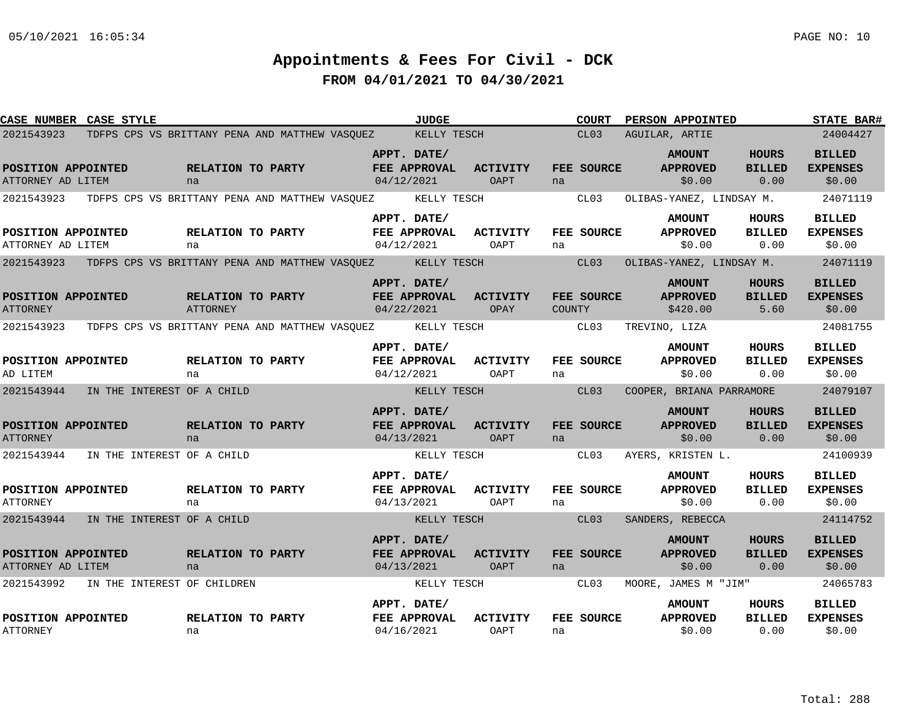# Appointments & Fees For Civil - DCK

## FROM 04/01/2021 TO 04/30/2021

| CASE NUMBER | CASE STYLE | JUDGE | COURT | PERSON APPOINTED | STATE BAR# |
|---|---|---|---|---|---|
| 2021543923 | TDFPS CPS VS BRITTANY PENA AND MATTHEW VASQUEZ | KELLY TESCH | CL03 | AGUILAR, ARTIE | 24004427 |

| POSITION APPOINTED | RELATION TO PARTY | APPT. DATE/ FEE APPROVAL | ACTIVITY | FEE SOURCE | AMOUNT APPROVED | HOURS BILLED | BILLED EXPENSES |
|---|---|---|---|---|---|---|---|
| ATTORNEY AD LITEM | na | 04/12/2021 | OAPT | na | $0.00 | 0.00 | $0.00 |

| CASE NUMBER | CASE STYLE | JUDGE | COURT | PERSON APPOINTED | STATE BAR# |
|---|---|---|---|---|---|
| 2021543923 | TDFPS CPS VS BRITTANY PENA AND MATTHEW VASQUEZ | KELLY TESCH | CL03 | OLIBAS-YANEZ, LINDSAY M. | 24071119 |

| POSITION APPOINTED | RELATION TO PARTY | APPT. DATE/ FEE APPROVAL | ACTIVITY | FEE SOURCE | AMOUNT APPROVED | HOURS BILLED | BILLED EXPENSES |
|---|---|---|---|---|---|---|---|
| ATTORNEY AD LITEM | na | 04/12/2021 | OAPT | na | $0.00 | 0.00 | $0.00 |

| CASE NUMBER | CASE STYLE | JUDGE | COURT | PERSON APPOINTED | STATE BAR# |
|---|---|---|---|---|---|
| 2021543923 | TDFPS CPS VS BRITTANY PENA AND MATTHEW VASQUEZ | KELLY TESCH | CL03 | OLIBAS-YANEZ, LINDSAY M. | 24071119 |

| POSITION APPOINTED | RELATION TO PARTY | APPT. DATE/ FEE APPROVAL | ACTIVITY | FEE SOURCE | AMOUNT APPROVED | HOURS BILLED | BILLED EXPENSES |
|---|---|---|---|---|---|---|---|
| ATTORNEY | ATTORNEY | 04/22/2021 | OPAY | COUNTY | $420.00 | 5.60 | $0.00 |

| CASE NUMBER | CASE STYLE | JUDGE | COURT | PERSON APPOINTED | STATE BAR# |
|---|---|---|---|---|---|
| 2021543923 | TDFPS CPS VS BRITTANY PENA AND MATTHEW VASQUEZ | KELLY TESCH | CL03 | TREVINO, LIZA | 24081755 |

| POSITION APPOINTED | RELATION TO PARTY | APPT. DATE/ FEE APPROVAL | ACTIVITY | FEE SOURCE | AMOUNT APPROVED | HOURS BILLED | BILLED EXPENSES |
|---|---|---|---|---|---|---|---|
| AD LITEM | na | 04/12/2021 | OAPT | na | $0.00 | 0.00 | $0.00 |

| CASE NUMBER | CASE STYLE | JUDGE | COURT | PERSON APPOINTED | STATE BAR# |
|---|---|---|---|---|---|
| 2021543944 | IN THE INTEREST OF A CHILD | KELLY TESCH | CL03 | COOPER, BRIANA PARRAMORE | 24079107 |

| POSITION APPOINTED | RELATION TO PARTY | APPT. DATE/ FEE APPROVAL | ACTIVITY | FEE SOURCE | AMOUNT APPROVED | HOURS BILLED | BILLED EXPENSES |
|---|---|---|---|---|---|---|---|
| ATTORNEY | na | 04/13/2021 | OAPT | na | $0.00 | 0.00 | $0.00 |

| CASE NUMBER | CASE STYLE | JUDGE | COURT | PERSON APPOINTED | STATE BAR# |
|---|---|---|---|---|---|
| 2021543944 | IN THE INTEREST OF A CHILD | KELLY TESCH | CL03 | AYERS, KRISTEN L. | 24100939 |

| POSITION APPOINTED | RELATION TO PARTY | APPT. DATE/ FEE APPROVAL | ACTIVITY | FEE SOURCE | AMOUNT APPROVED | HOURS BILLED | BILLED EXPENSES |
|---|---|---|---|---|---|---|---|
| ATTORNEY | na | 04/13/2021 | OAPT | na | $0.00 | 0.00 | $0.00 |

| CASE NUMBER | CASE STYLE | JUDGE | COURT | PERSON APPOINTED | STATE BAR# |
|---|---|---|---|---|---|
| 2021543944 | IN THE INTEREST OF A CHILD | KELLY TESCH | CL03 | SANDERS, REBECCA | 24114752 |

| POSITION APPOINTED | RELATION TO PARTY | APPT. DATE/ FEE APPROVAL | ACTIVITY | FEE SOURCE | AMOUNT APPROVED | HOURS BILLED | BILLED EXPENSES |
|---|---|---|---|---|---|---|---|
| ATTORNEY AD LITEM | na | 04/13/2021 | OAPT | na | $0.00 | 0.00 | $0.00 |

| CASE NUMBER | CASE STYLE | JUDGE | COURT | PERSON APPOINTED | STATE BAR# |
|---|---|---|---|---|---|
| 2021543992 | IN THE INTEREST OF CHILDREN | KELLY TESCH | CL03 | MOORE, JAMES M "JIM" | 24065783 |

| POSITION APPOINTED | RELATION TO PARTY | APPT. DATE/ FEE APPROVAL | ACTIVITY | FEE SOURCE | AMOUNT APPROVED | HOURS BILLED | BILLED EXPENSES |
|---|---|---|---|---|---|---|---|
| ATTORNEY | na | 04/16/2021 | OAPT | na | $0.00 | 0.00 | $0.00 |

Total: 288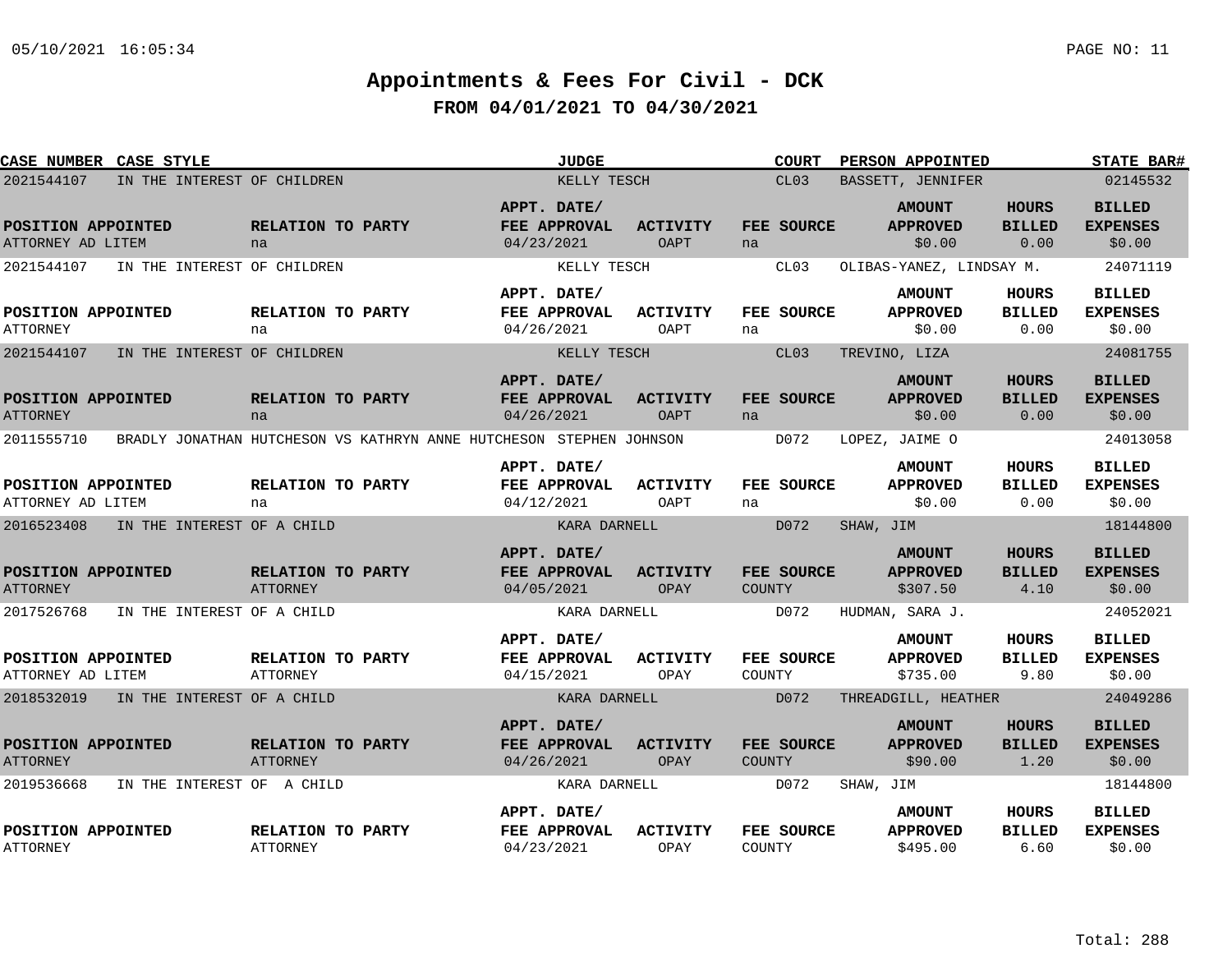# Appointments & Fees For Civil - DCK

## FROM 04/01/2021 TO 04/30/2021

| CASE NUMBER | CASE STYLE | JUDGE | COURT | PERSON APPOINTED | STATE BAR# |
|---|---|---|---|---|---|
| 2021544107 | IN THE INTEREST OF CHILDREN | KELLY TESCH | CL03 | BASSETT, JENNIFER | 02145532 |

| POSITION APPOINTED | RELATION TO PARTY | APPT. DATE/ FEE APPROVAL | ACTIVITY | FEE SOURCE | AMOUNT APPROVED | HOURS BILLED | BILLED EXPENSES |
|---|---|---|---|---|---|---|---|
| ATTORNEY AD LITEM | na | 04/23/2021 | OAPT | na | $0.00 | 0.00 | $0.00 |

| CASE NUMBER | CASE STYLE | JUDGE | COURT | PERSON APPOINTED | STATE BAR# |
|---|---|---|---|---|---|
| 2021544107 | IN THE INTEREST OF CHILDREN | KELLY TESCH | CL03 | OLIBAS-YANEZ, LINDSAY M. | 24071119 |

| POSITION APPOINTED | RELATION TO PARTY | APPT. DATE/ FEE APPROVAL | ACTIVITY | FEE SOURCE | AMOUNT APPROVED | HOURS BILLED | BILLED EXPENSES |
|---|---|---|---|---|---|---|---|
| ATTORNEY | na | 04/26/2021 | OAPT | na | $0.00 | 0.00 | $0.00 |

| CASE NUMBER | CASE STYLE | JUDGE | COURT | PERSON APPOINTED | STATE BAR# |
|---|---|---|---|---|---|
| 2021544107 | IN THE INTEREST OF CHILDREN | KELLY TESCH | CL03 | TREVINO, LIZA | 24081755 |

| POSITION APPOINTED | RELATION TO PARTY | APPT. DATE/ FEE APPROVAL | ACTIVITY | FEE SOURCE | AMOUNT APPROVED | HOURS BILLED | BILLED EXPENSES |
|---|---|---|---|---|---|---|---|
| ATTORNEY | na | 04/26/2021 | OAPT | na | $0.00 | 0.00 | $0.00 |

| CASE NUMBER | CASE STYLE | JUDGE | COURT | PERSON APPOINTED | STATE BAR# |
|---|---|---|---|---|---|
| 2011555710 | BRADLY JONATHAN HUTCHESON VS KATHRYN ANNE HUTCHESON | STEPHEN JOHNSON | D072 | LOPEZ, JAIME O | 24013058 |

| POSITION APPOINTED | RELATION TO PARTY | APPT. DATE/ FEE APPROVAL | ACTIVITY | FEE SOURCE | AMOUNT APPROVED | HOURS BILLED | BILLED EXPENSES |
|---|---|---|---|---|---|---|---|
| ATTORNEY AD LITEM | na | 04/12/2021 | OAPT | na | $0.00 | 0.00 | $0.00 |

| CASE NUMBER | CASE STYLE | JUDGE | COURT | PERSON APPOINTED | STATE BAR# |
|---|---|---|---|---|---|
| 2016523408 | IN THE INTEREST OF A CHILD | KARA DARNELL | D072 | SHAW, JIM | 18144800 |

| POSITION APPOINTED | RELATION TO PARTY | APPT. DATE/ FEE APPROVAL | ACTIVITY | FEE SOURCE | AMOUNT APPROVED | HOURS BILLED | BILLED EXPENSES |
|---|---|---|---|---|---|---|---|
| ATTORNEY | ATTORNEY | 04/05/2021 | OPAY | COUNTY | $307.50 | 4.10 | $0.00 |

| CASE NUMBER | CASE STYLE | JUDGE | COURT | PERSON APPOINTED | STATE BAR# |
|---|---|---|---|---|---|
| 2017526768 | IN THE INTEREST OF A CHILD | KARA DARNELL | D072 | HUDMAN, SARA J. | 24052021 |

| POSITION APPOINTED | RELATION TO PARTY | APPT. DATE/ FEE APPROVAL | ACTIVITY | FEE SOURCE | AMOUNT APPROVED | HOURS BILLED | BILLED EXPENSES |
|---|---|---|---|---|---|---|---|
| ATTORNEY AD LITEM | ATTORNEY | 04/15/2021 | OPAY | COUNTY | $735.00 | 9.80 | $0.00 |

| CASE NUMBER | CASE STYLE | JUDGE | COURT | PERSON APPOINTED | STATE BAR# |
|---|---|---|---|---|---|
| 2018532019 | IN THE INTEREST OF A CHILD | KARA DARNELL | D072 | THREADGILL, HEATHER | 24049286 |

| POSITION APPOINTED | RELATION TO PARTY | APPT. DATE/ FEE APPROVAL | ACTIVITY | FEE SOURCE | AMOUNT APPROVED | HOURS BILLED | BILLED EXPENSES |
|---|---|---|---|---|---|---|---|
| ATTORNEY | ATTORNEY | 04/26/2021 | OPAY | COUNTY | $90.00 | 1.20 | $0.00 |

| CASE NUMBER | CASE STYLE | JUDGE | COURT | PERSON APPOINTED | STATE BAR# |
|---|---|---|---|---|---|
| 2019536668 | IN THE INTEREST OF A CHILD | KARA DARNELL | D072 | SHAW, JIM | 18144800 |

| POSITION APPOINTED | RELATION TO PARTY | APPT. DATE/ FEE APPROVAL | ACTIVITY | FEE SOURCE | AMOUNT APPROVED | HOURS BILLED | BILLED EXPENSES |
|---|---|---|---|---|---|---|---|
| ATTORNEY | ATTORNEY | 04/23/2021 | OPAY | COUNTY | $495.00 | 6.60 | $0.00 |

Total: 288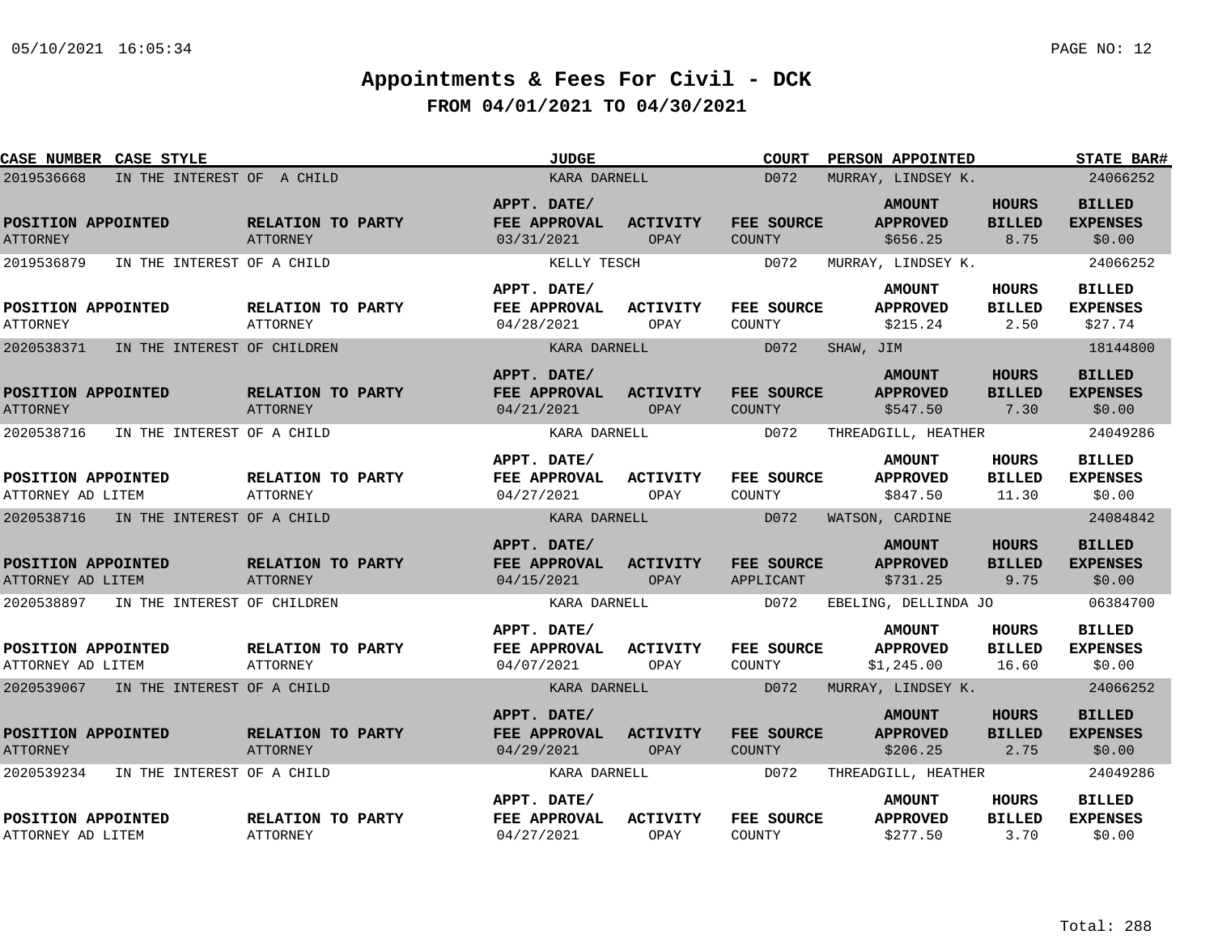# Appointments & Fees For Civil - DCK

## FROM 04/01/2021 TO 04/30/2021

| CASE NUMBER | CASE STYLE | JUDGE | COURT | PERSON APPOINTED | STATE BAR# |
|---|---|---|---|---|---|
| 2019536668 | IN THE INTEREST OF A CHILD | KARA DARNELL | D072 | MURRAY, LINDSEY K. | 24066252 |

| POSITION APPOINTED | RELATION TO PARTY | APPT. DATE/ FEE APPROVAL | ACTIVITY | FEE SOURCE | AMOUNT APPROVED | HOURS BILLED | BILLED EXPENSES |
|---|---|---|---|---|---|---|---|
| ATTORNEY | ATTORNEY | 03/31/2021 | OPAY | COUNTY | $656.25 | 8.75 | $0.00 |

| CASE NUMBER | CASE STYLE | JUDGE | COURT | PERSON APPOINTED | STATE BAR# |
|---|---|---|---|---|---|
| 2019536879 | IN THE INTEREST OF A CHILD | KELLY TESCH | D072 | MURRAY, LINDSEY K. | 24066252 |

| POSITION APPOINTED | RELATION TO PARTY | APPT. DATE/ FEE APPROVAL | ACTIVITY | FEE SOURCE | AMOUNT APPROVED | HOURS BILLED | BILLED EXPENSES |
|---|---|---|---|---|---|---|---|
| ATTORNEY | ATTORNEY | 04/28/2021 | OPAY | COUNTY | $215.24 | 2.50 | $27.74 |

| CASE NUMBER | CASE STYLE | JUDGE | COURT | PERSON APPOINTED | STATE BAR# |
|---|---|---|---|---|---|
| 2020538371 | IN THE INTEREST OF CHILDREN | KARA DARNELL | D072 | SHAW, JIM | 18144800 |

| POSITION APPOINTED | RELATION TO PARTY | APPT. DATE/ FEE APPROVAL | ACTIVITY | FEE SOURCE | AMOUNT APPROVED | HOURS BILLED | BILLED EXPENSES |
|---|---|---|---|---|---|---|---|
| ATTORNEY | ATTORNEY | 04/21/2021 | OPAY | COUNTY | $547.50 | 7.30 | $0.00 |

| CASE NUMBER | CASE STYLE | JUDGE | COURT | PERSON APPOINTED | STATE BAR# |
|---|---|---|---|---|---|
| 2020538716 | IN THE INTEREST OF A CHILD | KARA DARNELL | D072 | THREADGILL, HEATHER | 24049286 |

| POSITION APPOINTED | RELATION TO PARTY | APPT. DATE/ FEE APPROVAL | ACTIVITY | FEE SOURCE | AMOUNT APPROVED | HOURS BILLED | BILLED EXPENSES |
|---|---|---|---|---|---|---|---|
| ATTORNEY AD LITEM | ATTORNEY | 04/27/2021 | OPAY | COUNTY | $847.50 | 11.30 | $0.00 |

| CASE NUMBER | CASE STYLE | JUDGE | COURT | PERSON APPOINTED | STATE BAR# |
|---|---|---|---|---|---|
| 2020538716 | IN THE INTEREST OF A CHILD | KARA DARNELL | D072 | WATSON, CARDINE | 24084842 |

| POSITION APPOINTED | RELATION TO PARTY | APPT. DATE/ FEE APPROVAL | ACTIVITY | FEE SOURCE | AMOUNT APPROVED | HOURS BILLED | BILLED EXPENSES |
|---|---|---|---|---|---|---|---|
| ATTORNEY AD LITEM | ATTORNEY | 04/15/2021 | OPAY | APPLICANT | $731.25 | 9.75 | $0.00 |

| CASE NUMBER | CASE STYLE | JUDGE | COURT | PERSON APPOINTED | STATE BAR# |
|---|---|---|---|---|---|
| 2020538897 | IN THE INTEREST OF CHILDREN | KARA DARNELL | D072 | EBELING, DELLINDA JO | 06384700 |

| POSITION APPOINTED | RELATION TO PARTY | APPT. DATE/ FEE APPROVAL | ACTIVITY | FEE SOURCE | AMOUNT APPROVED | HOURS BILLED | BILLED EXPENSES |
|---|---|---|---|---|---|---|---|
| ATTORNEY AD LITEM | ATTORNEY | 04/07/2021 | OPAY | COUNTY | $1,245.00 | 16.60 | $0.00 |

| CASE NUMBER | CASE STYLE | JUDGE | COURT | PERSON APPOINTED | STATE BAR# |
|---|---|---|---|---|---|
| 2020539067 | IN THE INTEREST OF A CHILD | KARA DARNELL | D072 | MURRAY, LINDSEY K. | 24066252 |

| POSITION APPOINTED | RELATION TO PARTY | APPT. DATE/ FEE APPROVAL | ACTIVITY | FEE SOURCE | AMOUNT APPROVED | HOURS BILLED | BILLED EXPENSES |
|---|---|---|---|---|---|---|---|
| ATTORNEY | ATTORNEY | 04/29/2021 | OPAY | COUNTY | $206.25 | 2.75 | $0.00 |

| CASE NUMBER | CASE STYLE | JUDGE | COURT | PERSON APPOINTED | STATE BAR# |
|---|---|---|---|---|---|
| 2020539234 | IN THE INTEREST OF A CHILD | KARA DARNELL | D072 | THREADGILL, HEATHER | 24049286 |

| POSITION APPOINTED | RELATION TO PARTY | APPT. DATE/ FEE APPROVAL | ACTIVITY | FEE SOURCE | AMOUNT APPROVED | HOURS BILLED | BILLED EXPENSES |
|---|---|---|---|---|---|---|---|
| ATTORNEY AD LITEM | ATTORNEY | 04/27/2021 | OPAY | COUNTY | $277.50 | 3.70 | $0.00 |

Total: 288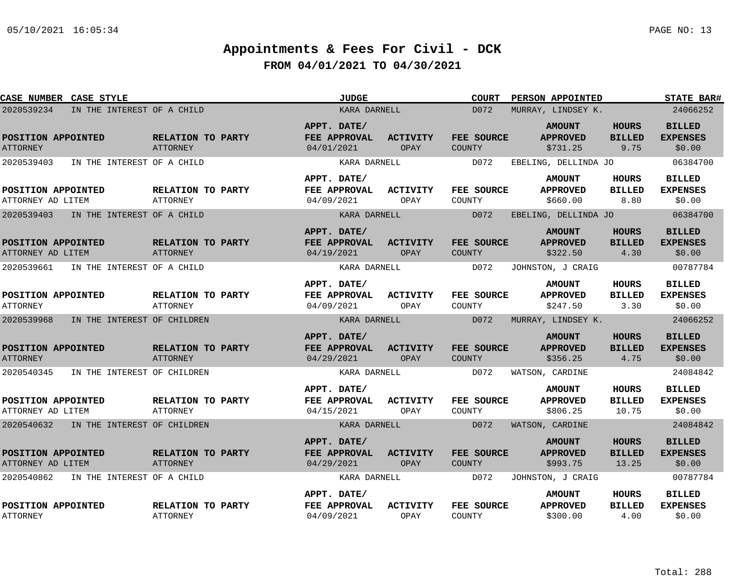# Appointments & Fees For Civil - DCK

## FROM 04/01/2021 TO 04/30/2021

| CASE NUMBER | CASE STYLE | JUDGE | COURT | PERSON APPOINTED | STATE BAR# |
|---|---|---|---|---|---|
| 2020539234 | IN THE INTEREST OF A CHILD | KARA DARNELL | D072 | MURRAY, LINDSEY K. | 24066252 |

| POSITION APPOINTED | RELATION TO PARTY | APPT. DATE/ FEE APPROVAL | ACTIVITY | FEE SOURCE | AMOUNT APPROVED | HOURS BILLED | BILLED EXPENSES |
|---|---|---|---|---|---|---|---|
| ATTORNEY | ATTORNEY | 04/01/2021 | OPAY | COUNTY | $731.25 | 9.75 | $0.00 |

| CASE NUMBER | CASE STYLE | JUDGE | COURT | PERSON APPOINTED | STATE BAR# |
|---|---|---|---|---|---|
| 2020539403 | IN THE INTEREST OF A CHILD | KARA DARNELL | D072 | EBELING, DELLINDA JO | 06384700 |

| POSITION APPOINTED | RELATION TO PARTY | APPT. DATE/ FEE APPROVAL | ACTIVITY | FEE SOURCE | AMOUNT APPROVED | HOURS BILLED | BILLED EXPENSES |
|---|---|---|---|---|---|---|---|
| ATTORNEY AD LITEM | ATTORNEY | 04/09/2021 | OPAY | COUNTY | $660.00 | 8.80 | $0.00 |

| CASE NUMBER | CASE STYLE | JUDGE | COURT | PERSON APPOINTED | STATE BAR# |
|---|---|---|---|---|---|
| 2020539403 | IN THE INTEREST OF A CHILD | KARA DARNELL | D072 | EBELING, DELLINDA JO | 06384700 |

| POSITION APPOINTED | RELATION TO PARTY | APPT. DATE/ FEE APPROVAL | ACTIVITY | FEE SOURCE | AMOUNT APPROVED | HOURS BILLED | BILLED EXPENSES |
|---|---|---|---|---|---|---|---|
| ATTORNEY AD LITEM | ATTORNEY | 04/19/2021 | OPAY | COUNTY | $322.50 | 4.30 | $0.00 |

| CASE NUMBER | CASE STYLE | JUDGE | COURT | PERSON APPOINTED | STATE BAR# |
|---|---|---|---|---|---|
| 2020539661 | IN THE INTEREST OF A CHILD | KARA DARNELL | D072 | JOHNSTON, J CRAIG | 00787784 |

| POSITION APPOINTED | RELATION TO PARTY | APPT. DATE/ FEE APPROVAL | ACTIVITY | FEE SOURCE | AMOUNT APPROVED | HOURS BILLED | BILLED EXPENSES |
|---|---|---|---|---|---|---|---|
| ATTORNEY | ATTORNEY | 04/09/2021 | OPAY | COUNTY | $247.50 | 3.30 | $0.00 |

| CASE NUMBER | CASE STYLE | JUDGE | COURT | PERSON APPOINTED | STATE BAR# |
|---|---|---|---|---|---|
| 2020539968 | IN THE INTEREST OF CHILDREN | KARA DARNELL | D072 | MURRAY, LINDSEY K. | 24066252 |

| POSITION APPOINTED | RELATION TO PARTY | APPT. DATE/ FEE APPROVAL | ACTIVITY | FEE SOURCE | AMOUNT APPROVED | HOURS BILLED | BILLED EXPENSES |
|---|---|---|---|---|---|---|---|
| ATTORNEY | ATTORNEY | 04/29/2021 | OPAY | COUNTY | $356.25 | 4.75 | $0.00 |

| CASE NUMBER | CASE STYLE | JUDGE | COURT | PERSON APPOINTED | STATE BAR# |
|---|---|---|---|---|---|
| 2020540345 | IN THE INTEREST OF CHILDREN | KARA DARNELL | D072 | WATSON, CARDINE | 24084842 |

| POSITION APPOINTED | RELATION TO PARTY | APPT. DATE/ FEE APPROVAL | ACTIVITY | FEE SOURCE | AMOUNT APPROVED | HOURS BILLED | BILLED EXPENSES |
|---|---|---|---|---|---|---|---|
| ATTORNEY AD LITEM | ATTORNEY | 04/15/2021 | OPAY | COUNTY | $806.25 | 10.75 | $0.00 |

| CASE NUMBER | CASE STYLE | JUDGE | COURT | PERSON APPOINTED | STATE BAR# |
|---|---|---|---|---|---|
| 2020540632 | IN THE INTEREST OF CHILDREN | KARA DARNELL | D072 | WATSON, CARDINE | 24084842 |

| POSITION APPOINTED | RELATION TO PARTY | APPT. DATE/ FEE APPROVAL | ACTIVITY | FEE SOURCE | AMOUNT APPROVED | HOURS BILLED | BILLED EXPENSES |
|---|---|---|---|---|---|---|---|
| ATTORNEY AD LITEM | ATTORNEY | 04/29/2021 | OPAY | COUNTY | $993.75 | 13.25 | $0.00 |

| CASE NUMBER | CASE STYLE | JUDGE | COURT | PERSON APPOINTED | STATE BAR# |
|---|---|---|---|---|---|
| 2020540862 | IN THE INTEREST OF A CHILD | KARA DARNELL | D072 | JOHNSTON, J CRAIG | 00787784 |

| POSITION APPOINTED | RELATION TO PARTY | APPT. DATE/ FEE APPROVAL | ACTIVITY | FEE SOURCE | AMOUNT APPROVED | HOURS BILLED | BILLED EXPENSES |
|---|---|---|---|---|---|---|---|
| ATTORNEY | ATTORNEY | 04/09/2021 | OPAY | COUNTY | $300.00 | 4.00 | $0.00 |

Total: 288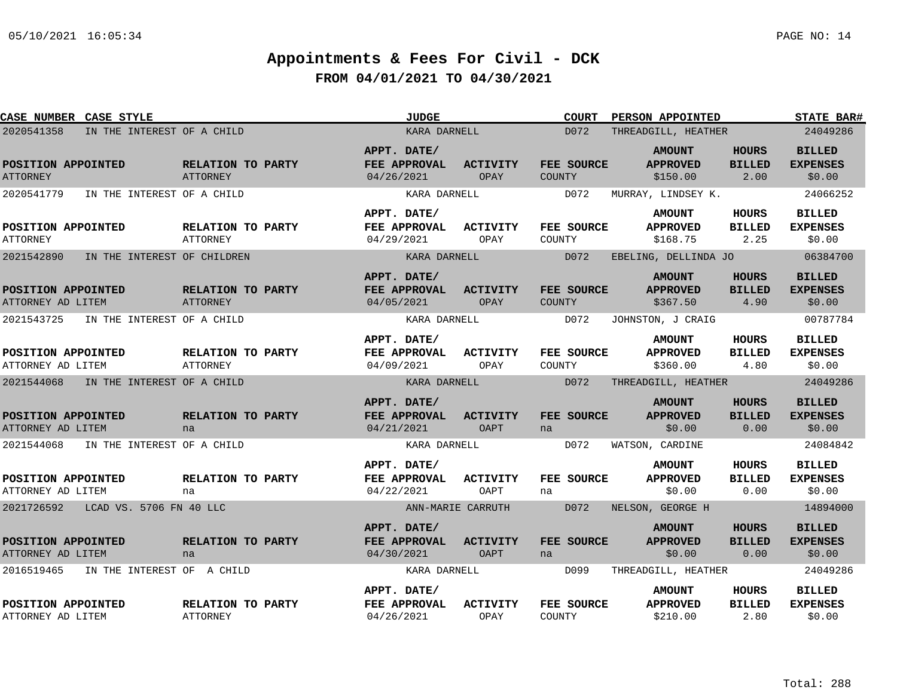# Appointments & Fees For Civil - DCK

## FROM 04/01/2021 TO 04/30/2021

| CASE NUMBER | CASE STYLE | JUDGE | COURT | PERSON APPOINTED | STATE BAR# |
|---|---|---|---|---|---|
| 2020541358 | IN THE INTEREST OF A CHILD | KARA DARNELL | D072 | THREADGILL, HEATHER | 24049286 |

| POSITION APPOINTED | RELATION TO PARTY | APPT. DATE/ FEE APPROVAL | ACTIVITY | FEE SOURCE | AMOUNT APPROVED | HOURS BILLED | BILLED EXPENSES |
|---|---|---|---|---|---|---|---|
| ATTORNEY | ATTORNEY | 04/26/2021 | OPAY | COUNTY | $150.00 | 2.00 | $0.00 |

| CASE NUMBER | CASE STYLE | JUDGE | COURT | PERSON APPOINTED | STATE BAR# |
|---|---|---|---|---|---|
| 2020541779 | IN THE INTEREST OF A CHILD | KARA DARNELL | D072 | MURRAY, LINDSEY K. | 24066252 |

| POSITION APPOINTED | RELATION TO PARTY | APPT. DATE/ FEE APPROVAL | ACTIVITY | FEE SOURCE | AMOUNT APPROVED | HOURS BILLED | BILLED EXPENSES |
|---|---|---|---|---|---|---|---|
| ATTORNEY | ATTORNEY | 04/29/2021 | OPAY | COUNTY | $168.75 | 2.25 | $0.00 |

| CASE NUMBER | CASE STYLE | JUDGE | COURT | PERSON APPOINTED | STATE BAR# |
|---|---|---|---|---|---|
| 2021542890 | IN THE INTEREST OF CHILDREN | KARA DARNELL | D072 | EBELING, DELLINDA JO | 06384700 |

| POSITION APPOINTED | RELATION TO PARTY | APPT. DATE/ FEE APPROVAL | ACTIVITY | FEE SOURCE | AMOUNT APPROVED | HOURS BILLED | BILLED EXPENSES |
|---|---|---|---|---|---|---|---|
| ATTORNEY AD LITEM | ATTORNEY | 04/05/2021 | OPAY | COUNTY | $367.50 | 4.90 | $0.00 |

| CASE NUMBER | CASE STYLE | JUDGE | COURT | PERSON APPOINTED | STATE BAR# |
|---|---|---|---|---|---|
| 2021543725 | IN THE INTEREST OF A CHILD | KARA DARNELL | D072 | JOHNSTON, J CRAIG | 00787784 |

| POSITION APPOINTED | RELATION TO PARTY | APPT. DATE/ FEE APPROVAL | ACTIVITY | FEE SOURCE | AMOUNT APPROVED | HOURS BILLED | BILLED EXPENSES |
|---|---|---|---|---|---|---|---|
| ATTORNEY AD LITEM | ATTORNEY | 04/09/2021 | OPAY | COUNTY | $360.00 | 4.80 | $0.00 |

| CASE NUMBER | CASE STYLE | JUDGE | COURT | PERSON APPOINTED | STATE BAR# |
|---|---|---|---|---|---|
| 2021544068 | IN THE INTEREST OF A CHILD | KARA DARNELL | D072 | THREADGILL, HEATHER | 24049286 |

| POSITION APPOINTED | RELATION TO PARTY | APPT. DATE/ FEE APPROVAL | ACTIVITY | FEE SOURCE | AMOUNT APPROVED | HOURS BILLED | BILLED EXPENSES |
|---|---|---|---|---|---|---|---|
| ATTORNEY AD LITEM | na | 04/21/2021 | OAPT | na | $0.00 | 0.00 | $0.00 |

| CASE NUMBER | CASE STYLE | JUDGE | COURT | PERSON APPOINTED | STATE BAR# |
|---|---|---|---|---|---|
| 2021544068 | IN THE INTEREST OF A CHILD | KARA DARNELL | D072 | WATSON, CARDINE | 24084842 |

| POSITION APPOINTED | RELATION TO PARTY | APPT. DATE/ FEE APPROVAL | ACTIVITY | FEE SOURCE | AMOUNT APPROVED | HOURS BILLED | BILLED EXPENSES |
|---|---|---|---|---|---|---|---|
| ATTORNEY AD LITEM | na | 04/22/2021 | OAPT | na | $0.00 | 0.00 | $0.00 |

| CASE NUMBER | CASE STYLE | JUDGE | COURT | PERSON APPOINTED | STATE BAR# |
|---|---|---|---|---|---|
| 2021726592 | LCAD VS. 5706 FN 40 LLC | ANN-MARIE CARRUTH | D072 | NELSON, GEORGE H | 14894000 |

| POSITION APPOINTED | RELATION TO PARTY | APPT. DATE/ FEE APPROVAL | ACTIVITY | FEE SOURCE | AMOUNT APPROVED | HOURS BILLED | BILLED EXPENSES |
|---|---|---|---|---|---|---|---|
| ATTORNEY AD LITEM | na | 04/30/2021 | OAPT | na | $0.00 | 0.00 | $0.00 |

| CASE NUMBER | CASE STYLE | JUDGE | COURT | PERSON APPOINTED | STATE BAR# |
|---|---|---|---|---|---|
| 2016519465 | IN THE INTEREST OF A CHILD | KARA DARNELL | D099 | THREADGILL, HEATHER | 24049286 |

| POSITION APPOINTED | RELATION TO PARTY | APPT. DATE/ FEE APPROVAL | ACTIVITY | FEE SOURCE | AMOUNT APPROVED | HOURS BILLED | BILLED EXPENSES |
|---|---|---|---|---|---|---|---|
| ATTORNEY AD LITEM | ATTORNEY | 04/26/2021 | OPAY | COUNTY | $210.00 | 2.80 | $0.00 |

Total: 288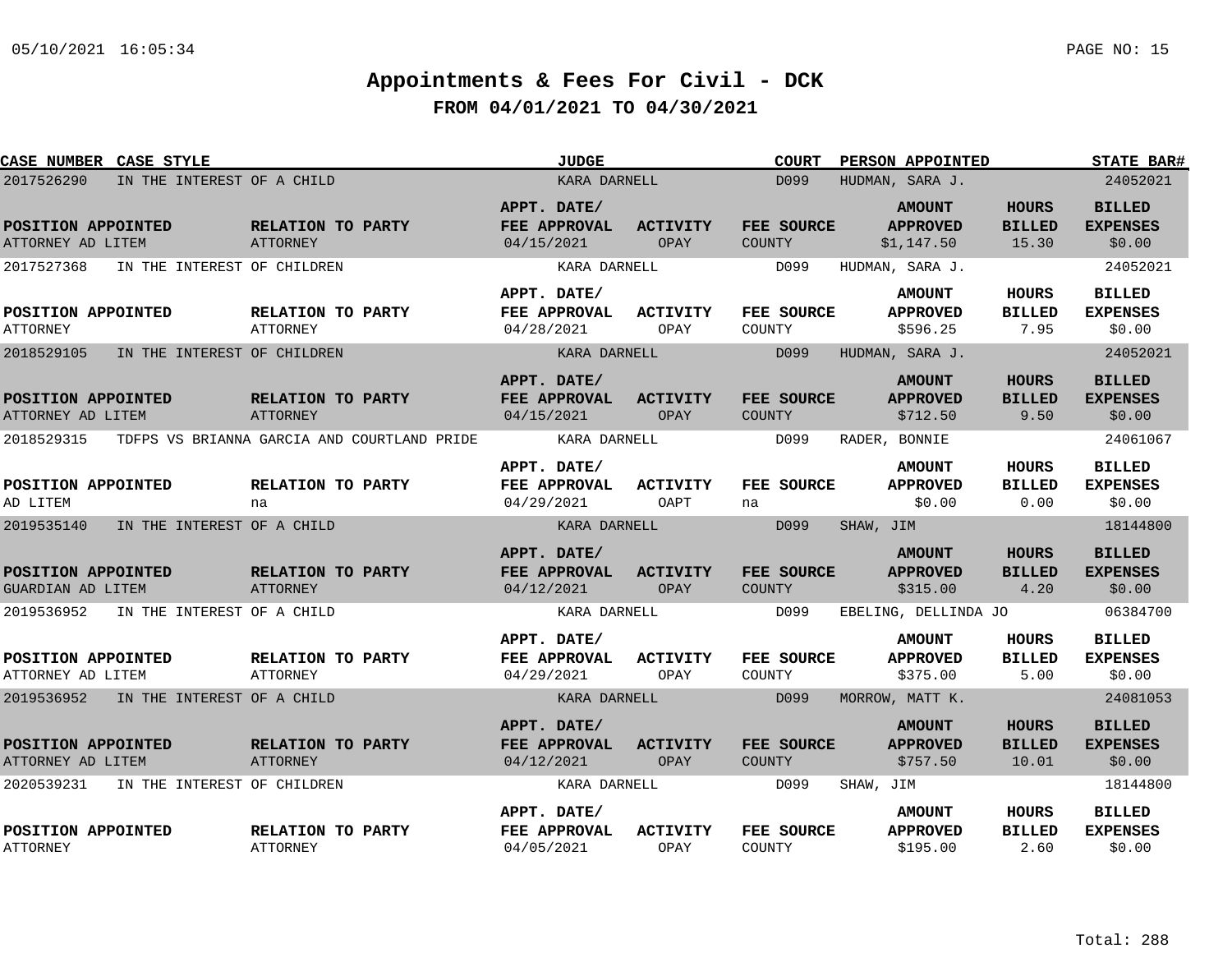# Appointments & Fees For Civil - DCK

## FROM 04/01/2021 TO 04/30/2021

| CASE NUMBER | CASE STYLE | JUDGE | COURT | PERSON APPOINTED | STATE BAR# |
|---|---|---|---|---|---|
| 2017526290 | IN THE INTEREST OF A CHILD | KARA DARNELL | D099 | HUDMAN, SARA J. | 24052021 |

| POSITION APPOINTED | RELATION TO PARTY | APPT. DATE/ FEE APPROVAL | ACTIVITY | FEE SOURCE | AMOUNT APPROVED | HOURS BILLED | BILLED EXPENSES |
|---|---|---|---|---|---|---|---|
| ATTORNEY AD LITEM | ATTORNEY | 04/15/2021 | OPAY | COUNTY | $1,147.50 | 15.30 | $0.00 |

| CASE NUMBER | CASE STYLE | JUDGE | COURT | PERSON APPOINTED | STATE BAR# |
|---|---|---|---|---|---|
| 2017527368 | IN THE INTEREST OF CHILDREN | KARA DARNELL | D099 | HUDMAN, SARA J. | 24052021 |

| POSITION APPOINTED | RELATION TO PARTY | APPT. DATE/ FEE APPROVAL | ACTIVITY | FEE SOURCE | AMOUNT APPROVED | HOURS BILLED | BILLED EXPENSES |
|---|---|---|---|---|---|---|---|
| ATTORNEY | ATTORNEY | 04/28/2021 | OPAY | COUNTY | $596.25 | 7.95 | $0.00 |

| CASE NUMBER | CASE STYLE | JUDGE | COURT | PERSON APPOINTED | STATE BAR# |
|---|---|---|---|---|---|
| 2018529105 | IN THE INTEREST OF CHILDREN | KARA DARNELL | D099 | HUDMAN, SARA J. | 24052021 |

| POSITION APPOINTED | RELATION TO PARTY | APPT. DATE/ FEE APPROVAL | ACTIVITY | FEE SOURCE | AMOUNT APPROVED | HOURS BILLED | BILLED EXPENSES |
|---|---|---|---|---|---|---|---|
| ATTORNEY AD LITEM | ATTORNEY | 04/15/2021 | OPAY | COUNTY | $712.50 | 9.50 | $0.00 |

| CASE NUMBER | CASE STYLE | JUDGE | COURT | PERSON APPOINTED | STATE BAR# |
|---|---|---|---|---|---|
| 2018529315 | TDFPS VS BRIANNA GARCIA AND COURTLAND PRIDE | KARA DARNELL | D099 | RADER, BONNIE | 24061067 |

| POSITION APPOINTED | RELATION TO PARTY | APPT. DATE/ FEE APPROVAL | ACTIVITY | FEE SOURCE | AMOUNT APPROVED | HOURS BILLED | BILLED EXPENSES |
|---|---|---|---|---|---|---|---|
| AD LITEM | na | 04/29/2021 | OAPT | na | $0.00 | 0.00 | $0.00 |

| CASE NUMBER | CASE STYLE | JUDGE | COURT | PERSON APPOINTED | STATE BAR# |
|---|---|---|---|---|---|
| 2019535140 | IN THE INTEREST OF A CHILD | KARA DARNELL | D099 | SHAW, JIM | 18144800 |

| POSITION APPOINTED | RELATION TO PARTY | APPT. DATE/ FEE APPROVAL | ACTIVITY | FEE SOURCE | AMOUNT APPROVED | HOURS BILLED | BILLED EXPENSES |
|---|---|---|---|---|---|---|---|
| GUARDIAN AD LITEM | ATTORNEY | 04/12/2021 | OPAY | COUNTY | $315.00 | 4.20 | $0.00 |

| CASE NUMBER | CASE STYLE | JUDGE | COURT | PERSON APPOINTED | STATE BAR# |
|---|---|---|---|---|---|
| 2019536952 | IN THE INTEREST OF A CHILD | KARA DARNELL | D099 | EBELING, DELLINDA JO | 06384700 |

| POSITION APPOINTED | RELATION TO PARTY | APPT. DATE/ FEE APPROVAL | ACTIVITY | FEE SOURCE | AMOUNT APPROVED | HOURS BILLED | BILLED EXPENSES |
|---|---|---|---|---|---|---|---|
| ATTORNEY AD LITEM | ATTORNEY | 04/29/2021 | OPAY | COUNTY | $375.00 | 5.00 | $0.00 |

| CASE NUMBER | CASE STYLE | JUDGE | COURT | PERSON APPOINTED | STATE BAR# |
|---|---|---|---|---|---|
| 2019536952 | IN THE INTEREST OF A CHILD | KARA DARNELL | D099 | MORROW, MATT K. | 24081053 |

| POSITION APPOINTED | RELATION TO PARTY | APPT. DATE/ FEE APPROVAL | ACTIVITY | FEE SOURCE | AMOUNT APPROVED | HOURS BILLED | BILLED EXPENSES |
|---|---|---|---|---|---|---|---|
| ATTORNEY AD LITEM | ATTORNEY | 04/12/2021 | OPAY | COUNTY | $757.50 | 10.01 | $0.00 |

| CASE NUMBER | CASE STYLE | JUDGE | COURT | PERSON APPOINTED | STATE BAR# |
|---|---|---|---|---|---|
| 2020539231 | IN THE INTEREST OF CHILDREN | KARA DARNELL | D099 | SHAW, JIM | 18144800 |

| POSITION APPOINTED | RELATION TO PARTY | APPT. DATE/ FEE APPROVAL | ACTIVITY | FEE SOURCE | AMOUNT APPROVED | HOURS BILLED | BILLED EXPENSES |
|---|---|---|---|---|---|---|---|
| ATTORNEY | ATTORNEY | 04/05/2021 | OPAY | COUNTY | $195.00 | 2.60 | $0.00 |

Total: 288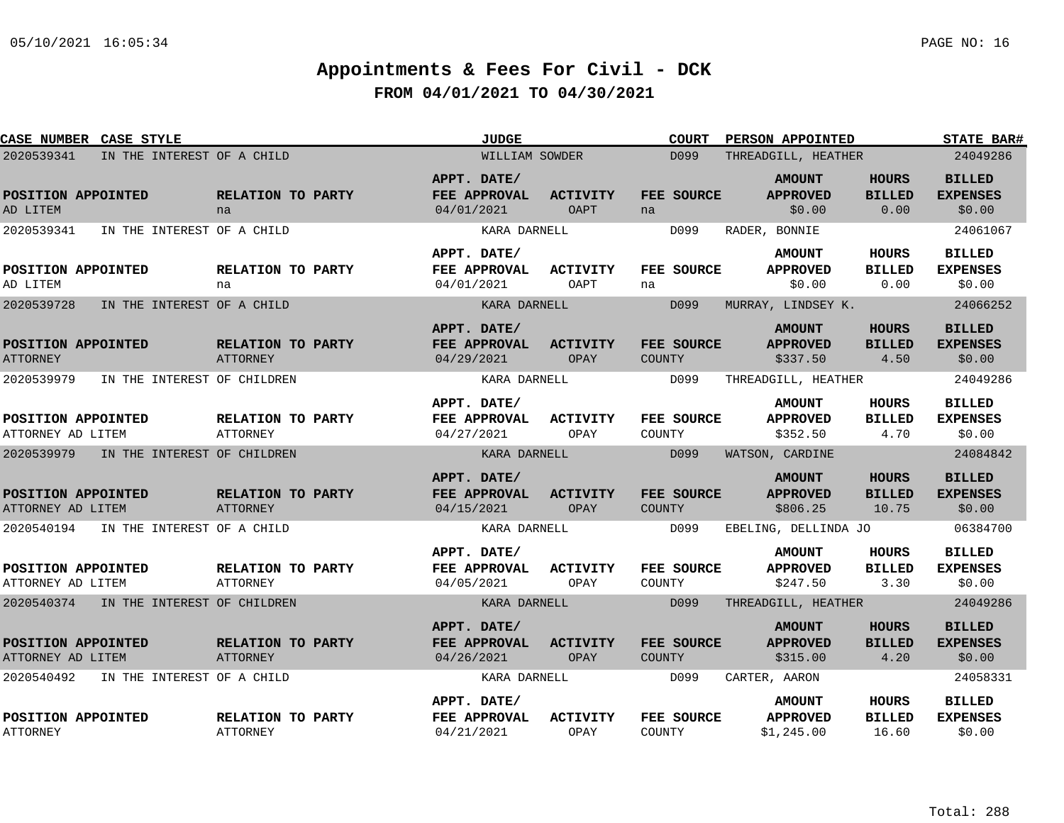# Appointments & Fees For Civil - DCK

## FROM 04/01/2021 TO 04/30/2021

| CASE NUMBER | CASE STYLE | JUDGE | COURT | PERSON APPOINTED | STATE BAR# |
|---|---|---|---|---|---|
| 2020539341 | IN THE INTEREST OF A CHILD | WILLIAM SOWDER | D099 | THREADGILL, HEATHER | 24049286 |

| POSITION APPOINTED | RELATION TO PARTY | APPT. DATE/ FEE APPROVAL | ACTIVITY | FEE SOURCE | AMOUNT APPROVED | HOURS BILLED | BILLED EXPENSES |
|---|---|---|---|---|---|---|---|
| AD LITEM | na | 04/01/2021 | OAPT | na | $0.00 | 0.00 | $0.00 |

| CASE NUMBER | CASE STYLE | JUDGE | COURT | PERSON APPOINTED | STATE BAR# |
|---|---|---|---|---|---|
| 2020539341 | IN THE INTEREST OF A CHILD | KARA DARNELL | D099 | RADER, BONNIE | 24061067 |

| POSITION APPOINTED | RELATION TO PARTY | APPT. DATE/ FEE APPROVAL | ACTIVITY | FEE SOURCE | AMOUNT APPROVED | HOURS BILLED | BILLED EXPENSES |
|---|---|---|---|---|---|---|---|
| AD LITEM | na | 04/01/2021 | OAPT | na | $0.00 | 0.00 | $0.00 |

| CASE NUMBER | CASE STYLE | JUDGE | COURT | PERSON APPOINTED | STATE BAR# |
|---|---|---|---|---|---|
| 2020539728 | IN THE INTEREST OF A CHILD | KARA DARNELL | D099 | MURRAY, LINDSEY K. | 24066252 |

| POSITION APPOINTED | RELATION TO PARTY | APPT. DATE/ FEE APPROVAL | ACTIVITY | FEE SOURCE | AMOUNT APPROVED | HOURS BILLED | BILLED EXPENSES |
|---|---|---|---|---|---|---|---|
| ATTORNEY | ATTORNEY | 04/29/2021 | OPAY | COUNTY | $337.50 | 4.50 | $0.00 |

| CASE NUMBER | CASE STYLE | JUDGE | COURT | PERSON APPOINTED | STATE BAR# |
|---|---|---|---|---|---|
| 2020539979 | IN THE INTEREST OF CHILDREN | KARA DARNELL | D099 | THREADGILL, HEATHER | 24049286 |

| POSITION APPOINTED | RELATION TO PARTY | APPT. DATE/ FEE APPROVAL | ACTIVITY | FEE SOURCE | AMOUNT APPROVED | HOURS BILLED | BILLED EXPENSES |
|---|---|---|---|---|---|---|---|
| ATTORNEY AD LITEM | ATTORNEY | 04/27/2021 | OPAY | COUNTY | $352.50 | 4.70 | $0.00 |

| CASE NUMBER | CASE STYLE | JUDGE | COURT | PERSON APPOINTED | STATE BAR# |
|---|---|---|---|---|---|
| 2020539979 | IN THE INTEREST OF CHILDREN | KARA DARNELL | D099 | WATSON, CARDINE | 24084842 |

| POSITION APPOINTED | RELATION TO PARTY | APPT. DATE/ FEE APPROVAL | ACTIVITY | FEE SOURCE | AMOUNT APPROVED | HOURS BILLED | BILLED EXPENSES |
|---|---|---|---|---|---|---|---|
| ATTORNEY AD LITEM | ATTORNEY | 04/15/2021 | OPAY | COUNTY | $806.25 | 10.75 | $0.00 |

| CASE NUMBER | CASE STYLE | JUDGE | COURT | PERSON APPOINTED | STATE BAR# |
|---|---|---|---|---|---|
| 2020540194 | IN THE INTEREST OF A CHILD | KARA DARNELL | D099 | EBELING, DELLINDA JO | 06384700 |

| POSITION APPOINTED | RELATION TO PARTY | APPT. DATE/ FEE APPROVAL | ACTIVITY | FEE SOURCE | AMOUNT APPROVED | HOURS BILLED | BILLED EXPENSES |
|---|---|---|---|---|---|---|---|
| ATTORNEY AD LITEM | ATTORNEY | 04/05/2021 | OPAY | COUNTY | $247.50 | 3.30 | $0.00 |

| CASE NUMBER | CASE STYLE | JUDGE | COURT | PERSON APPOINTED | STATE BAR# |
|---|---|---|---|---|---|
| 2020540374 | IN THE INTEREST OF CHILDREN | KARA DARNELL | D099 | THREADGILL, HEATHER | 24049286 |

| POSITION APPOINTED | RELATION TO PARTY | APPT. DATE/ FEE APPROVAL | ACTIVITY | FEE SOURCE | AMOUNT APPROVED | HOURS BILLED | BILLED EXPENSES |
|---|---|---|---|---|---|---|---|
| ATTORNEY AD LITEM | ATTORNEY | 04/26/2021 | OPAY | COUNTY | $315.00 | 4.20 | $0.00 |

| CASE NUMBER | CASE STYLE | JUDGE | COURT | PERSON APPOINTED | STATE BAR# |
|---|---|---|---|---|---|
| 2020540492 | IN THE INTEREST OF A CHILD | KARA DARNELL | D099 | CARTER, AARON | 24058331 |

| POSITION APPOINTED | RELATION TO PARTY | APPT. DATE/ FEE APPROVAL | ACTIVITY | FEE SOURCE | AMOUNT APPROVED | HOURS BILLED | BILLED EXPENSES |
|---|---|---|---|---|---|---|---|
| ATTORNEY | ATTORNEY | 04/21/2021 | OPAY | COUNTY | $1,245.00 | 16.60 | $0.00 |

Total: 288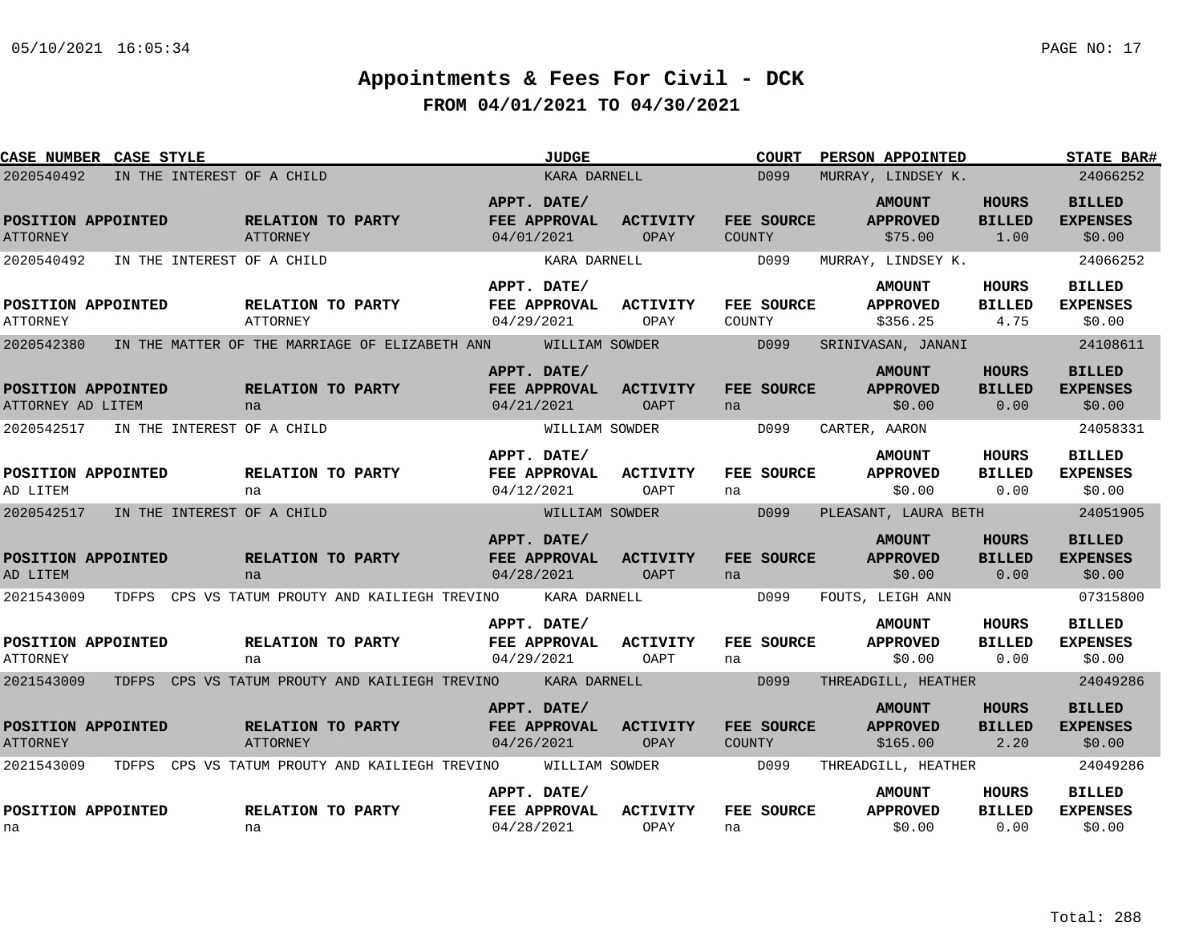# Appointments & Fees For Civil - DCK

## FROM 04/01/2021 TO 04/30/2021

| CASE NUMBER | CASE STYLE | JUDGE | COURT | PERSON APPOINTED | STATE BAR# |
|---|---|---|---|---|---|
| 2020540492 | IN THE INTEREST OF A CHILD | KARA DARNELL | D099 | MURRAY, LINDSEY K. | 24066252 |

| POSITION APPOINTED | RELATION TO PARTY | APPT. DATE/ FEE APPROVAL | ACTIVITY | FEE SOURCE | AMOUNT APPROVED | HOURS BILLED | BILLED EXPENSES |
|---|---|---|---|---|---|---|---|
| ATTORNEY | ATTORNEY | 04/01/2021 | OPAY | COUNTY | $75.00 | 1.00 | $0.00 |

| CASE NUMBER | CASE STYLE | JUDGE | COURT | PERSON APPOINTED | STATE BAR# |
|---|---|---|---|---|---|
| 2020540492 | IN THE INTEREST OF A CHILD | KARA DARNELL | D099 | MURRAY, LINDSEY K. | 24066252 |

| POSITION APPOINTED | RELATION TO PARTY | APPT. DATE/ FEE APPROVAL | ACTIVITY | FEE SOURCE | AMOUNT APPROVED | HOURS BILLED | BILLED EXPENSES |
|---|---|---|---|---|---|---|---|
| ATTORNEY | ATTORNEY | 04/29/2021 | OPAY | COUNTY | $356.25 | 4.75 | $0.00 |

| CASE NUMBER | CASE STYLE | JUDGE | COURT | PERSON APPOINTED | STATE BAR# |
|---|---|---|---|---|---|
| 2020542380 | IN THE MATTER OF THE MARRIAGE OF ELIZABETH ANN | WILLIAM SOWDER | D099 | SRINIVASAN, JANANI | 24108611 |

| POSITION APPOINTED | RELATION TO PARTY | APPT. DATE/ FEE APPROVAL | ACTIVITY | FEE SOURCE | AMOUNT APPROVED | HOURS BILLED | BILLED EXPENSES |
|---|---|---|---|---|---|---|---|
| ATTORNEY AD LITEM | na | 04/21/2021 | OAPT | na | $0.00 | 0.00 | $0.00 |

| CASE NUMBER | CASE STYLE | JUDGE | COURT | PERSON APPOINTED | STATE BAR# |
|---|---|---|---|---|---|
| 2020542517 | IN THE INTEREST OF A CHILD | WILLIAM SOWDER | D099 | CARTER, AARON | 24058331 |

| POSITION APPOINTED | RELATION TO PARTY | APPT. DATE/ FEE APPROVAL | ACTIVITY | FEE SOURCE | AMOUNT APPROVED | HOURS BILLED | BILLED EXPENSES |
|---|---|---|---|---|---|---|---|
| AD LITEM | na | 04/12/2021 | OAPT | na | $0.00 | 0.00 | $0.00 |

| CASE NUMBER | CASE STYLE | JUDGE | COURT | PERSON APPOINTED | STATE BAR# |
|---|---|---|---|---|---|
| 2020542517 | IN THE INTEREST OF A CHILD | WILLIAM SOWDER | D099 | PLEASANT, LAURA BETH | 24051905 |

| POSITION APPOINTED | RELATION TO PARTY | APPT. DATE/ FEE APPROVAL | ACTIVITY | FEE SOURCE | AMOUNT APPROVED | HOURS BILLED | BILLED EXPENSES |
|---|---|---|---|---|---|---|---|
| AD LITEM | na | 04/28/2021 | OAPT | na | $0.00 | 0.00 | $0.00 |

| CASE NUMBER | CASE STYLE | JUDGE | COURT | PERSON APPOINTED | STATE BAR# |
|---|---|---|---|---|---|
| 2021543009 | TDFPS CPS VS TATUM PROUTY AND KAILIEGH TREVINO | KARA DARNELL | D099 | FOUTS, LEIGH ANN | 07315800 |

| POSITION APPOINTED | RELATION TO PARTY | APPT. DATE/ FEE APPROVAL | ACTIVITY | FEE SOURCE | AMOUNT APPROVED | HOURS BILLED | BILLED EXPENSES |
|---|---|---|---|---|---|---|---|
| ATTORNEY | na | 04/29/2021 | OAPT | na | $0.00 | 0.00 | $0.00 |

| CASE NUMBER | CASE STYLE | JUDGE | COURT | PERSON APPOINTED | STATE BAR# |
|---|---|---|---|---|---|
| 2021543009 | TDFPS CPS VS TATUM PROUTY AND KAILIEGH TREVINO | KARA DARNELL | D099 | THREADGILL, HEATHER | 24049286 |

| POSITION APPOINTED | RELATION TO PARTY | APPT. DATE/ FEE APPROVAL | ACTIVITY | FEE SOURCE | AMOUNT APPROVED | HOURS BILLED | BILLED EXPENSES |
|---|---|---|---|---|---|---|---|
| ATTORNEY | ATTORNEY | 04/26/2021 | OPAY | COUNTY | $165.00 | 2.20 | $0.00 |

| CASE NUMBER | CASE STYLE | JUDGE | COURT | PERSON APPOINTED | STATE BAR# |
|---|---|---|---|---|---|
| 2021543009 | TDFPS CPS VS TATUM PROUTY AND KAILIEGH TREVINO | WILLIAM SOWDER | D099 | THREADGILL, HEATHER | 24049286 |

| POSITION APPOINTED | RELATION TO PARTY | APPT. DATE/ FEE APPROVAL | ACTIVITY | FEE SOURCE | AMOUNT APPROVED | HOURS BILLED | BILLED EXPENSES |
|---|---|---|---|---|---|---|---|
| na | na | 04/28/2021 | OPAY | na | $0.00 | 0.00 | $0.00 |

Total: 288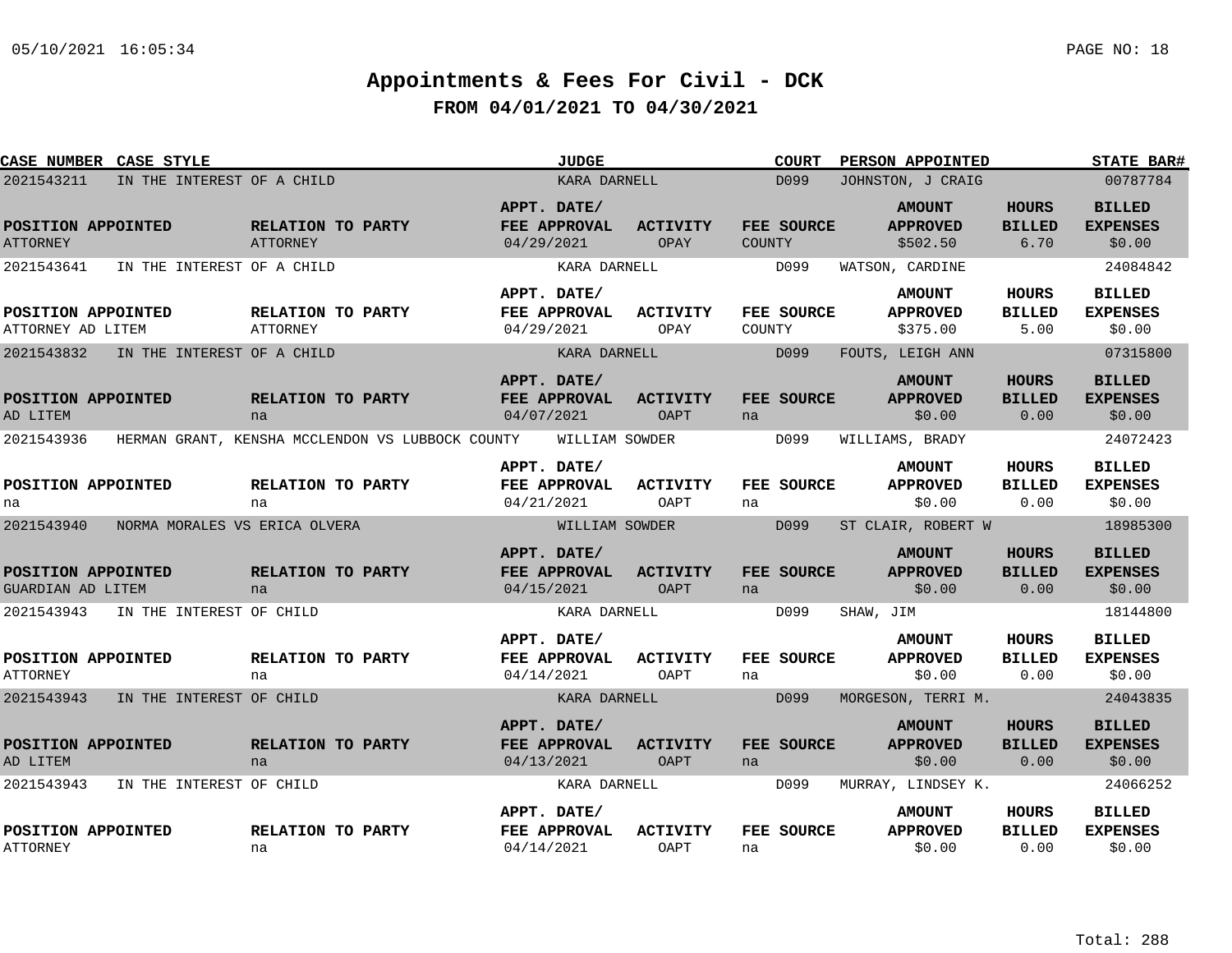# Appointments & Fees For Civil - DCK

## FROM 04/01/2021 TO 04/30/2021

| CASE NUMBER | CASE STYLE | JUDGE | COURT | PERSON APPOINTED | STATE BAR# |
|---|---|---|---|---|---|
| 2021543211 | IN THE INTEREST OF A CHILD | KARA DARNELL | D099 | JOHNSTON, J CRAIG | 00787784 |

| POSITION APPOINTED | RELATION TO PARTY | APPT. DATE/ FEE APPROVAL | ACTIVITY | FEE SOURCE | AMOUNT APPROVED | HOURS BILLED | BILLED EXPENSES |
|---|---|---|---|---|---|---|---|
| ATTORNEY | ATTORNEY | 04/29/2021 | OPAY | COUNTY | $502.50 | 6.70 | $0.00 |

| CASE NUMBER | CASE STYLE | JUDGE | COURT | PERSON APPOINTED | STATE BAR# |
|---|---|---|---|---|---|
| 2021543641 | IN THE INTEREST OF A CHILD | KARA DARNELL | D099 | WATSON, CARDINE | 24084842 |

| POSITION APPOINTED | RELATION TO PARTY | APPT. DATE/ FEE APPROVAL | ACTIVITY | FEE SOURCE | AMOUNT APPROVED | HOURS BILLED | BILLED EXPENSES |
|---|---|---|---|---|---|---|---|
| ATTORNEY AD LITEM | ATTORNEY | 04/29/2021 | OPAY | COUNTY | $375.00 | 5.00 | $0.00 |

| CASE NUMBER | CASE STYLE | JUDGE | COURT | PERSON APPOINTED | STATE BAR# |
|---|---|---|---|---|---|
| 2021543832 | IN THE INTEREST OF A CHILD | KARA DARNELL | D099 | FOUTS, LEIGH ANN | 07315800 |

| POSITION APPOINTED | RELATION TO PARTY | APPT. DATE/ FEE APPROVAL | ACTIVITY | FEE SOURCE | AMOUNT APPROVED | HOURS BILLED | BILLED EXPENSES |
|---|---|---|---|---|---|---|---|
| AD LITEM | na | 04/07/2021 | OAPT | na | $0.00 | 0.00 | $0.00 |

| CASE NUMBER | CASE STYLE | JUDGE | COURT | PERSON APPOINTED | STATE BAR# |
|---|---|---|---|---|---|
| 2021543936 | HERMAN GRANT, KENSHA MCCLENDON VS LUBBOCK COUNTY | WILLIAM SOWDER | D099 | WILLIAMS, BRADY | 24072423 |

| POSITION APPOINTED | RELATION TO PARTY | APPT. DATE/ FEE APPROVAL | ACTIVITY | FEE SOURCE | AMOUNT APPROVED | HOURS BILLED | BILLED EXPENSES |
|---|---|---|---|---|---|---|---|
| na | na | 04/21/2021 | OAPT | na | $0.00 | 0.00 | $0.00 |

| CASE NUMBER | CASE STYLE | JUDGE | COURT | PERSON APPOINTED | STATE BAR# |
|---|---|---|---|---|---|
| 2021543940 | NORMA MORALES VS ERICA OLVERA | WILLIAM SOWDER | D099 | ST CLAIR, ROBERT W | 18985300 |

| POSITION APPOINTED | RELATION TO PARTY | APPT. DATE/ FEE APPROVAL | ACTIVITY | FEE SOURCE | AMOUNT APPROVED | HOURS BILLED | BILLED EXPENSES |
|---|---|---|---|---|---|---|---|
| GUARDIAN AD LITEM | na | 04/15/2021 | OAPT | na | $0.00 | 0.00 | $0.00 |

| CASE NUMBER | CASE STYLE | JUDGE | COURT | PERSON APPOINTED | STATE BAR# |
|---|---|---|---|---|---|
| 2021543943 | IN THE INTEREST OF CHILD | KARA DARNELL | D099 | SHAW, JIM | 18144800 |

| POSITION APPOINTED | RELATION TO PARTY | APPT. DATE/ FEE APPROVAL | ACTIVITY | FEE SOURCE | AMOUNT APPROVED | HOURS BILLED | BILLED EXPENSES |
|---|---|---|---|---|---|---|---|
| ATTORNEY | na | 04/14/2021 | OAPT | na | $0.00 | 0.00 | $0.00 |

| CASE NUMBER | CASE STYLE | JUDGE | COURT | PERSON APPOINTED | STATE BAR# |
|---|---|---|---|---|---|
| 2021543943 | IN THE INTEREST OF CHILD | KARA DARNELL | D099 | MORGESON, TERRI M. | 24043835 |

| POSITION APPOINTED | RELATION TO PARTY | APPT. DATE/ FEE APPROVAL | ACTIVITY | FEE SOURCE | AMOUNT APPROVED | HOURS BILLED | BILLED EXPENSES |
|---|---|---|---|---|---|---|---|
| AD LITEM | na | 04/13/2021 | OAPT | na | $0.00 | 0.00 | $0.00 |

| CASE NUMBER | CASE STYLE | JUDGE | COURT | PERSON APPOINTED | STATE BAR# |
|---|---|---|---|---|---|
| 2021543943 | IN THE INTEREST OF CHILD | KARA DARNELL | D099 | MURRAY, LINDSEY K. | 24066252 |

| POSITION APPOINTED | RELATION TO PARTY | APPT. DATE/ FEE APPROVAL | ACTIVITY | FEE SOURCE | AMOUNT APPROVED | HOURS BILLED | BILLED EXPENSES |
|---|---|---|---|---|---|---|---|
| ATTORNEY | na | 04/14/2021 | OAPT | na | $0.00 | 0.00 | $0.00 |

Total: 288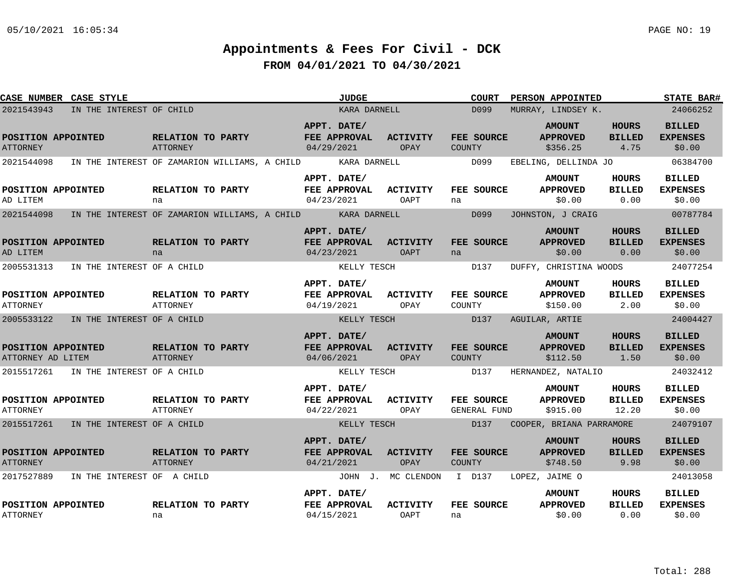# Appointments & Fees For Civil - DCK

## FROM 04/01/2021 TO 04/30/2021

| CASE NUMBER | CASE STYLE | JUDGE | COURT | PERSON APPOINTED | STATE BAR# |
|---|---|---|---|---|---|
| 2021543943 | IN THE INTEREST OF CHILD | KARA DARNELL | D099 | MURRAY, LINDSEY K. | 24066252 |

| POSITION APPOINTED | RELATION TO PARTY | APPT. DATE/ FEE APPROVAL | ACTIVITY | FEE SOURCE | AMOUNT APPROVED | HOURS BILLED | BILLED EXPENSES |
|---|---|---|---|---|---|---|---|
| ATTORNEY | ATTORNEY | 04/29/2021 | OPAY | COUNTY | $356.25 | 4.75 | $0.00 |

| CASE NUMBER | CASE STYLE | JUDGE | COURT | PERSON APPOINTED | STATE BAR# |
|---|---|---|---|---|---|
| 2021544098 | IN THE INTEREST OF ZAMARION WILLIAMS, A CHILD | KARA DARNELL | D099 | EBELING, DELLINDA JO | 06384700 |

| POSITION APPOINTED | RELATION TO PARTY | APPT. DATE/ FEE APPROVAL | ACTIVITY | FEE SOURCE | AMOUNT APPROVED | HOURS BILLED | BILLED EXPENSES |
|---|---|---|---|---|---|---|---|
| AD LITEM | na | 04/23/2021 | OAPT | na | $0.00 | 0.00 | $0.00 |

| CASE NUMBER | CASE STYLE | JUDGE | COURT | PERSON APPOINTED | STATE BAR# |
|---|---|---|---|---|---|
| 2021544098 | IN THE INTEREST OF ZAMARION WILLIAMS, A CHILD | KARA DARNELL | D099 | JOHNSTON, J CRAIG | 00787784 |

| POSITION APPOINTED | RELATION TO PARTY | APPT. DATE/ FEE APPROVAL | ACTIVITY | FEE SOURCE | AMOUNT APPROVED | HOURS BILLED | BILLED EXPENSES |
|---|---|---|---|---|---|---|---|
| AD LITEM | na | 04/23/2021 | OAPT | na | $0.00 | 0.00 | $0.00 |

| CASE NUMBER | CASE STYLE | JUDGE | COURT | PERSON APPOINTED | STATE BAR# |
|---|---|---|---|---|---|
| 2005531313 | IN THE INTEREST OF A CHILD | KELLY TESCH | D137 | DUFFY, CHRISTINA WOODS | 24077254 |

| POSITION APPOINTED | RELATION TO PARTY | APPT. DATE/ FEE APPROVAL | ACTIVITY | FEE SOURCE | AMOUNT APPROVED | HOURS BILLED | BILLED EXPENSES |
|---|---|---|---|---|---|---|---|
| ATTORNEY | ATTORNEY | 04/19/2021 | OPAY | COUNTY | $150.00 | 2.00 | $0.00 |

| CASE NUMBER | CASE STYLE | JUDGE | COURT | PERSON APPOINTED | STATE BAR# |
|---|---|---|---|---|---|
| 2005533122 | IN THE INTEREST OF A CHILD | KELLY TESCH | D137 | AGUILAR, ARTIE | 24004427 |

| POSITION APPOINTED | RELATION TO PARTY | APPT. DATE/ FEE APPROVAL | ACTIVITY | FEE SOURCE | AMOUNT APPROVED | HOURS BILLED | BILLED EXPENSES |
|---|---|---|---|---|---|---|---|
| ATTORNEY AD LITEM | ATTORNEY | 04/06/2021 | OPAY | COUNTY | $112.50 | 1.50 | $0.00 |

| CASE NUMBER | CASE STYLE | JUDGE | COURT | PERSON APPOINTED | STATE BAR# |
|---|---|---|---|---|---|
| 2015517261 | IN THE INTEREST OF A CHILD | KELLY TESCH | D137 | HERNANDEZ, NATALIO | 24032412 |

| POSITION APPOINTED | RELATION TO PARTY | APPT. DATE/ FEE APPROVAL | ACTIVITY | FEE SOURCE | AMOUNT APPROVED | HOURS BILLED | BILLED EXPENSES |
|---|---|---|---|---|---|---|---|
| ATTORNEY | ATTORNEY | 04/22/2021 | OPAY | GENERAL FUND | $915.00 | 12.20 | $0.00 |

| CASE NUMBER | CASE STYLE | JUDGE | COURT | PERSON APPOINTED | STATE BAR# |
|---|---|---|---|---|---|
| 2015517261 | IN THE INTEREST OF A CHILD | KELLY TESCH | D137 | COOPER, BRIANA PARRAMORE | 24079107 |

| POSITION APPOINTED | RELATION TO PARTY | APPT. DATE/ FEE APPROVAL | ACTIVITY | FEE SOURCE | AMOUNT APPROVED | HOURS BILLED | BILLED EXPENSES |
|---|---|---|---|---|---|---|---|
| ATTORNEY | ATTORNEY | 04/21/2021 | OPAY | COUNTY | $748.50 | 9.98 | $0.00 |

| CASE NUMBER | CASE STYLE | JUDGE | COURT | PERSON APPOINTED | STATE BAR# |
|---|---|---|---|---|---|
| 2017527889 | IN THE INTEREST OF A CHILD | JOHN J. MC CLENDON I | D137 | LOPEZ, JAIME O | 24013058 |

| POSITION APPOINTED | RELATION TO PARTY | APPT. DATE/ FEE APPROVAL | ACTIVITY | FEE SOURCE | AMOUNT APPROVED | HOURS BILLED | BILLED EXPENSES |
|---|---|---|---|---|---|---|---|
| ATTORNEY | na | 04/15/2021 | OAPT | na | $0.00 | 0.00 | $0.00 |

Total: 288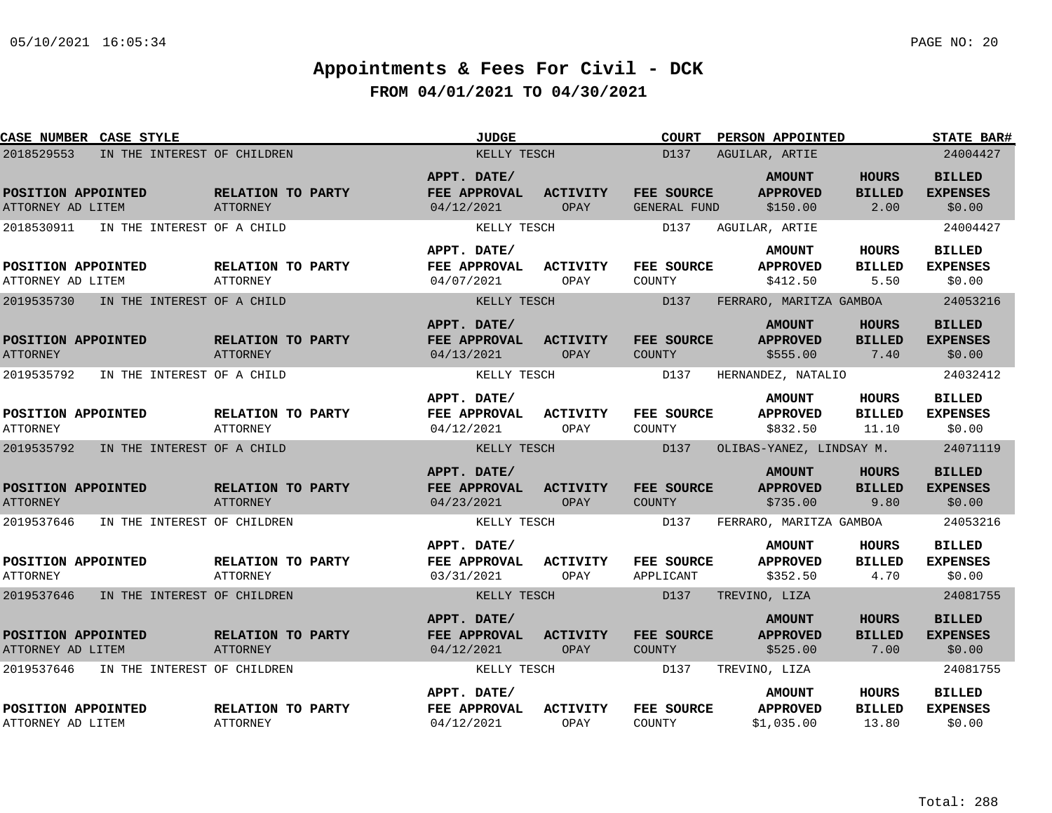# Appointments & Fees For Civil - DCK

## FROM 04/01/2021 TO 04/30/2021

| CASE NUMBER | CASE STYLE | JUDGE | COURT | PERSON APPOINTED | STATE BAR# |
|---|---|---|---|---|---|
| 2018529553 | IN THE INTEREST OF CHILDREN | KELLY TESCH | D137 | AGUILAR, ARTIE | 24004427 |

| POSITION APPOINTED | RELATION TO PARTY | APPT. DATE/ FEE APPROVAL | ACTIVITY | FEE SOURCE | AMOUNT APPROVED | HOURS BILLED | BILLED EXPENSES |
|---|---|---|---|---|---|---|---|
| ATTORNEY AD LITEM | ATTORNEY | 04/12/2021 | OPAY | GENERAL FUND | $150.00 | 2.00 | $0.00 |

| CASE NUMBER | CASE STYLE | JUDGE | COURT | PERSON APPOINTED | STATE BAR# |
|---|---|---|---|---|---|
| 2018530911 | IN THE INTEREST OF A CHILD | KELLY TESCH | D137 | AGUILAR, ARTIE | 24004427 |

| POSITION APPOINTED | RELATION TO PARTY | APPT. DATE/ FEE APPROVAL | ACTIVITY | FEE SOURCE | AMOUNT APPROVED | HOURS BILLED | BILLED EXPENSES |
|---|---|---|---|---|---|---|---|
| ATTORNEY AD LITEM | ATTORNEY | 04/07/2021 | OPAY | COUNTY | $412.50 | 5.50 | $0.00 |

| CASE NUMBER | CASE STYLE | JUDGE | COURT | PERSON APPOINTED | STATE BAR# |
|---|---|---|---|---|---|
| 2019535730 | IN THE INTEREST OF A CHILD | KELLY TESCH | D137 | FERRARO, MARITZA GAMBOA | 24053216 |

| POSITION APPOINTED | RELATION TO PARTY | APPT. DATE/ FEE APPROVAL | ACTIVITY | FEE SOURCE | AMOUNT APPROVED | HOURS BILLED | BILLED EXPENSES |
|---|---|---|---|---|---|---|---|
| ATTORNEY | ATTORNEY | 04/13/2021 | OPAY | COUNTY | $555.00 | 7.40 | $0.00 |

| CASE NUMBER | CASE STYLE | JUDGE | COURT | PERSON APPOINTED | STATE BAR# |
|---|---|---|---|---|---|
| 2019535792 | IN THE INTEREST OF A CHILD | KELLY TESCH | D137 | HERNANDEZ, NATALIO | 24032412 |

| POSITION APPOINTED | RELATION TO PARTY | APPT. DATE/ FEE APPROVAL | ACTIVITY | FEE SOURCE | AMOUNT APPROVED | HOURS BILLED | BILLED EXPENSES |
|---|---|---|---|---|---|---|---|
| ATTORNEY | ATTORNEY | 04/12/2021 | OPAY | COUNTY | $832.50 | 11.10 | $0.00 |

| CASE NUMBER | CASE STYLE | JUDGE | COURT | PERSON APPOINTED | STATE BAR# |
|---|---|---|---|---|---|
| 2019535792 | IN THE INTEREST OF A CHILD | KELLY TESCH | D137 | OLIBAS-YANEZ, LINDSAY M. | 24071119 |

| POSITION APPOINTED | RELATION TO PARTY | APPT. DATE/ FEE APPROVAL | ACTIVITY | FEE SOURCE | AMOUNT APPROVED | HOURS BILLED | BILLED EXPENSES |
|---|---|---|---|---|---|---|---|
| ATTORNEY | ATTORNEY | 04/23/2021 | OPAY | COUNTY | $735.00 | 9.80 | $0.00 |

| CASE NUMBER | CASE STYLE | JUDGE | COURT | PERSON APPOINTED | STATE BAR# |
|---|---|---|---|---|---|
| 2019537646 | IN THE INTEREST OF CHILDREN | KELLY TESCH | D137 | FERRARO, MARITZA GAMBOA | 24053216 |

| POSITION APPOINTED | RELATION TO PARTY | APPT. DATE/ FEE APPROVAL | ACTIVITY | FEE SOURCE | AMOUNT APPROVED | HOURS BILLED | BILLED EXPENSES |
|---|---|---|---|---|---|---|---|
| ATTORNEY | ATTORNEY | 03/31/2021 | OPAY | APPLICANT | $352.50 | 4.70 | $0.00 |

| CASE NUMBER | CASE STYLE | JUDGE | COURT | PERSON APPOINTED | STATE BAR# |
|---|---|---|---|---|---|
| 2019537646 | IN THE INTEREST OF CHILDREN | KELLY TESCH | D137 | TREVINO, LIZA | 24081755 |

| POSITION APPOINTED | RELATION TO PARTY | APPT. DATE/ FEE APPROVAL | ACTIVITY | FEE SOURCE | AMOUNT APPROVED | HOURS BILLED | BILLED EXPENSES |
|---|---|---|---|---|---|---|---|
| ATTORNEY AD LITEM | ATTORNEY | 04/12/2021 | OPAY | COUNTY | $525.00 | 7.00 | $0.00 |

| CASE NUMBER | CASE STYLE | JUDGE | COURT | PERSON APPOINTED | STATE BAR# |
|---|---|---|---|---|---|
| 2019537646 | IN THE INTEREST OF CHILDREN | KELLY TESCH | D137 | TREVINO, LIZA | 24081755 |

| POSITION APPOINTED | RELATION TO PARTY | APPT. DATE/ FEE APPROVAL | ACTIVITY | FEE SOURCE | AMOUNT APPROVED | HOURS BILLED | BILLED EXPENSES |
|---|---|---|---|---|---|---|---|
| ATTORNEY AD LITEM | ATTORNEY | 04/12/2021 | OPAY | COUNTY | $1,035.00 | 13.80 | $0.00 |

Total: 288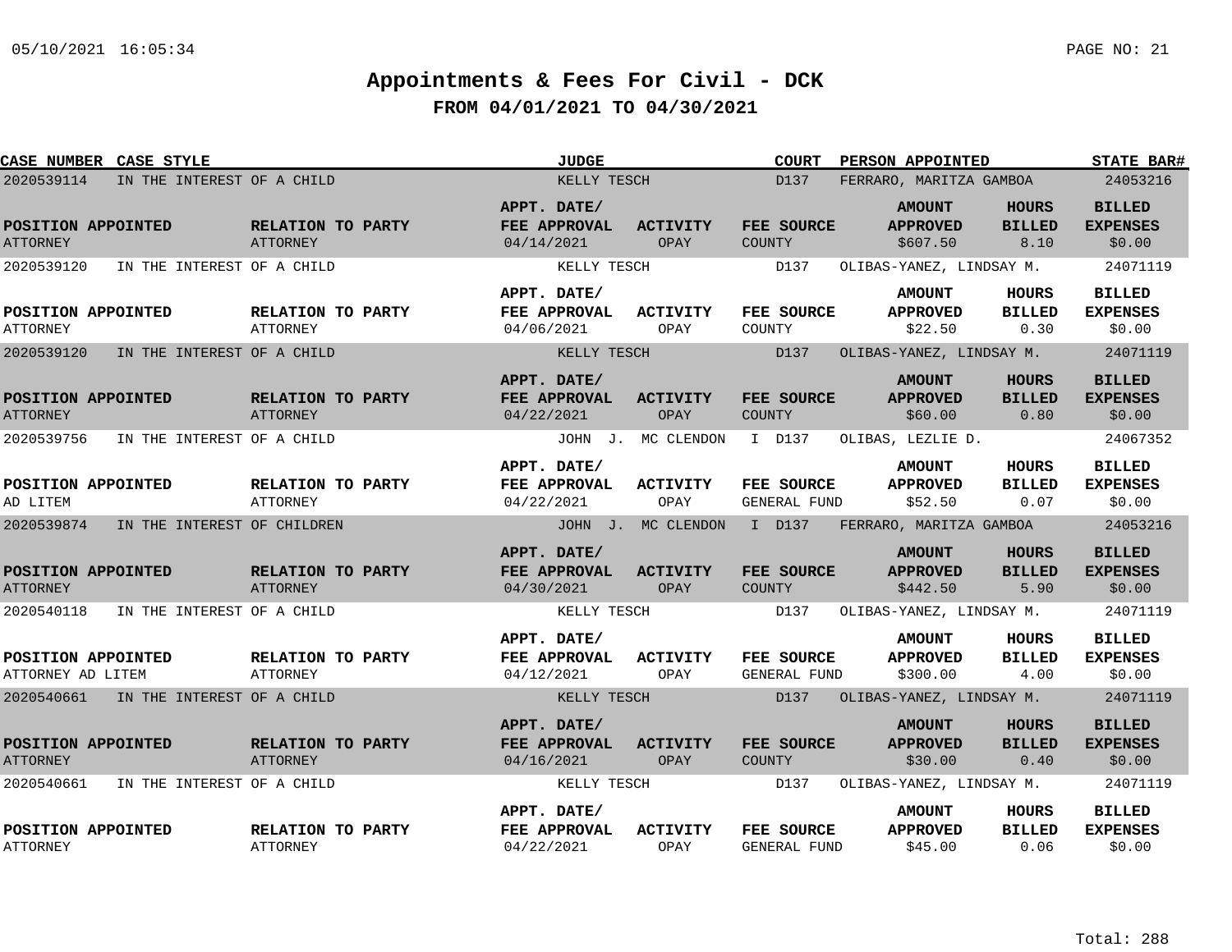# Appointments & Fees For Civil - DCK

## FROM 04/01/2021 TO 04/30/2021

| CASE NUMBER | CASE STYLE | JUDGE | COURT | PERSON APPOINTED | STATE BAR# |
|---|---|---|---|---|---|
| 2020539114 | IN THE INTEREST OF A CHILD | KELLY TESCH | D137 | FERRARO, MARITZA GAMBOA | 24053216 |

| POSITION APPOINTED | RELATION TO PARTY | APPT. DATE/ FEE APPROVAL | ACTIVITY | FEE SOURCE | AMOUNT APPROVED | HOURS BILLED | BILLED EXPENSES |
|---|---|---|---|---|---|---|---|
| ATTORNEY | ATTORNEY | 04/14/2021 | OPAY | COUNTY | $607.50 | 8.10 | $0.00 |

| CASE NUMBER | CASE STYLE | JUDGE | COURT | PERSON APPOINTED | STATE BAR# |
|---|---|---|---|---|---|
| 2020539120 | IN THE INTEREST OF A CHILD | KELLY TESCH | D137 | OLIBAS-YANEZ, LINDSAY M. | 24071119 |

| POSITION APPOINTED | RELATION TO PARTY | APPT. DATE/ FEE APPROVAL | ACTIVITY | FEE SOURCE | AMOUNT APPROVED | HOURS BILLED | BILLED EXPENSES |
|---|---|---|---|---|---|---|---|
| ATTORNEY | ATTORNEY | 04/06/2021 | OPAY | COUNTY | $22.50 | 0.30 | $0.00 |

| CASE NUMBER | CASE STYLE | JUDGE | COURT | PERSON APPOINTED | STATE BAR# |
|---|---|---|---|---|---|
| 2020539120 | IN THE INTEREST OF A CHILD | KELLY TESCH | D137 | OLIBAS-YANEZ, LINDSAY M. | 24071119 |

| POSITION APPOINTED | RELATION TO PARTY | APPT. DATE/ FEE APPROVAL | ACTIVITY | FEE SOURCE | AMOUNT APPROVED | HOURS BILLED | BILLED EXPENSES |
|---|---|---|---|---|---|---|---|
| ATTORNEY | ATTORNEY | 04/22/2021 | OPAY | COUNTY | $60.00 | 0.80 | $0.00 |

| CASE NUMBER | CASE STYLE | JUDGE | COURT | PERSON APPOINTED | STATE BAR# |
|---|---|---|---|---|---|
| 2020539756 | IN THE INTEREST OF A CHILD | JOHN J. MC CLENDON I | D137 | OLIBAS, LEZLIE D. | 24067352 |

| POSITION APPOINTED | RELATION TO PARTY | APPT. DATE/ FEE APPROVAL | ACTIVITY | FEE SOURCE | AMOUNT APPROVED | HOURS BILLED | BILLED EXPENSES |
|---|---|---|---|---|---|---|---|
| AD LITEM | ATTORNEY | 04/22/2021 | OPAY | GENERAL FUND | $52.50 | 0.07 | $0.00 |

| CASE NUMBER | CASE STYLE | JUDGE | COURT | PERSON APPOINTED | STATE BAR# |
|---|---|---|---|---|---|
| 2020539874 | IN THE INTEREST OF CHILDREN | JOHN J. MC CLENDON I | D137 | FERRARO, MARITZA GAMBOA | 24053216 |

| POSITION APPOINTED | RELATION TO PARTY | APPT. DATE/ FEE APPROVAL | ACTIVITY | FEE SOURCE | AMOUNT APPROVED | HOURS BILLED | BILLED EXPENSES |
|---|---|---|---|---|---|---|---|
| ATTORNEY | ATTORNEY | 04/30/2021 | OPAY | COUNTY | $442.50 | 5.90 | $0.00 |

| CASE NUMBER | CASE STYLE | JUDGE | COURT | PERSON APPOINTED | STATE BAR# |
|---|---|---|---|---|---|
| 2020540118 | IN THE INTEREST OF A CHILD | KELLY TESCH | D137 | OLIBAS-YANEZ, LINDSAY M. | 24071119 |

| POSITION APPOINTED | RELATION TO PARTY | APPT. DATE/ FEE APPROVAL | ACTIVITY | FEE SOURCE | AMOUNT APPROVED | HOURS BILLED | BILLED EXPENSES |
|---|---|---|---|---|---|---|---|
| ATTORNEY AD LITEM | ATTORNEY | 04/12/2021 | OPAY | GENERAL FUND | $300.00 | 4.00 | $0.00 |

| CASE NUMBER | CASE STYLE | JUDGE | COURT | PERSON APPOINTED | STATE BAR# |
|---|---|---|---|---|---|
| 2020540661 | IN THE INTEREST OF A CHILD | KELLY TESCH | D137 | OLIBAS-YANEZ, LINDSAY M. | 24071119 |

| POSITION APPOINTED | RELATION TO PARTY | APPT. DATE/ FEE APPROVAL | ACTIVITY | FEE SOURCE | AMOUNT APPROVED | HOURS BILLED | BILLED EXPENSES |
|---|---|---|---|---|---|---|---|
| ATTORNEY | ATTORNEY | 04/16/2021 | OPAY | COUNTY | $30.00 | 0.40 | $0.00 |

| CASE NUMBER | CASE STYLE | JUDGE | COURT | PERSON APPOINTED | STATE BAR# |
|---|---|---|---|---|---|
| 2020540661 | IN THE INTEREST OF A CHILD | KELLY TESCH | D137 | OLIBAS-YANEZ, LINDSAY M. | 24071119 |

| POSITION APPOINTED | RELATION TO PARTY | APPT. DATE/ FEE APPROVAL | ACTIVITY | FEE SOURCE | AMOUNT APPROVED | HOURS BILLED | BILLED EXPENSES |
|---|---|---|---|---|---|---|---|
| ATTORNEY | ATTORNEY | 04/22/2021 | OPAY | GENERAL FUND | $45.00 | 0.06 | $0.00 |

Total: 288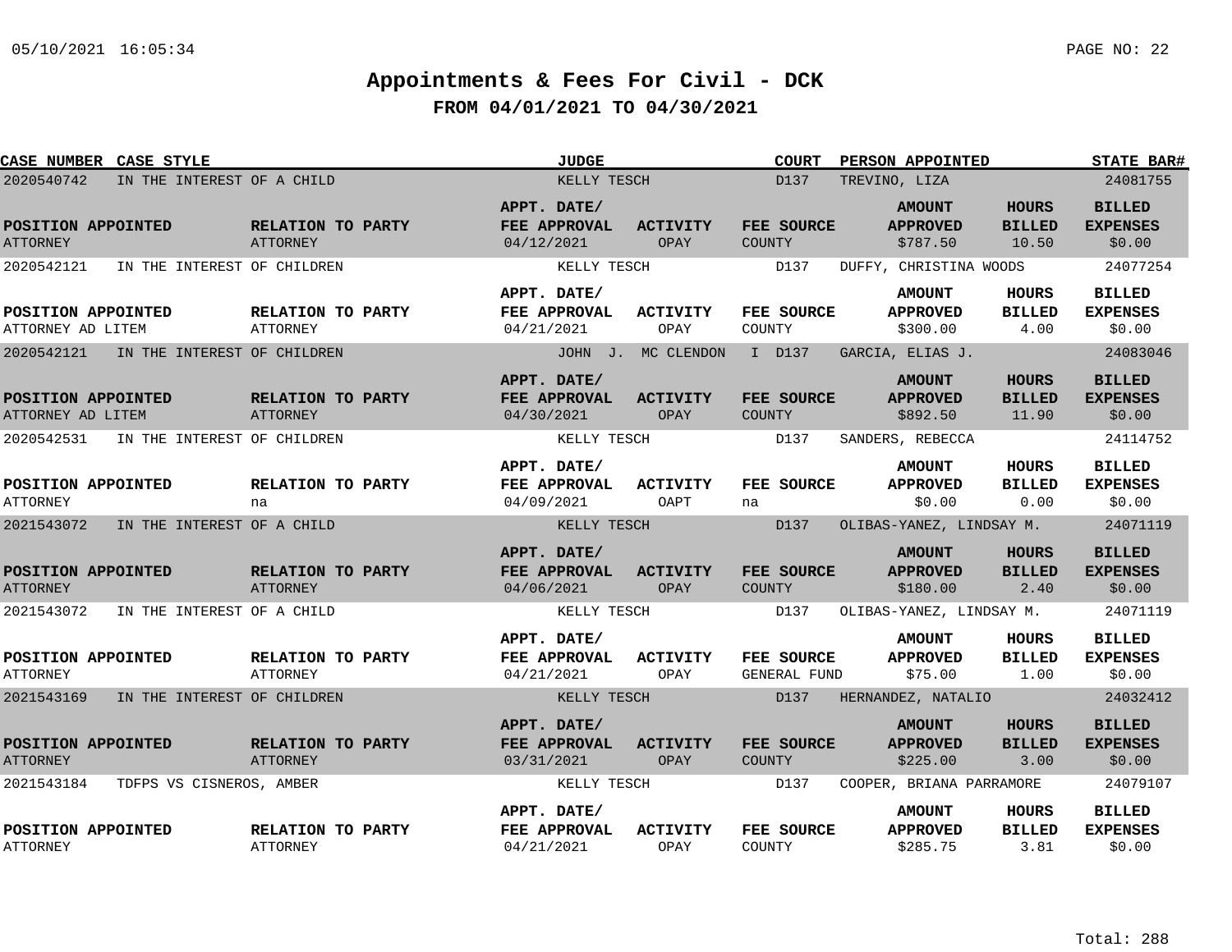# Appointments & Fees For Civil - DCK

## FROM 04/01/2021 TO 04/30/2021

| CASE NUMBER | CASE STYLE | JUDGE | COURT | PERSON APPOINTED | STATE BAR# |
|---|---|---|---|---|---|
| 2020540742 | IN THE INTEREST OF A CHILD | KELLY TESCH | D137 | TREVINO, LIZA | 24081755 |

| POSITION APPOINTED | RELATION TO PARTY | APPT. DATE/ FEE APPROVAL | ACTIVITY | FEE SOURCE | AMOUNT APPROVED | HOURS BILLED | BILLED EXPENSES |
|---|---|---|---|---|---|---|---|
| ATTORNEY | ATTORNEY | 04/12/2021 | OPAY | COUNTY | $787.50 | 10.50 | $0.00 |

| CASE NUMBER | CASE STYLE | JUDGE | COURT | PERSON APPOINTED | STATE BAR# |
|---|---|---|---|---|---|
| 2020542121 | IN THE INTEREST OF CHILDREN | KELLY TESCH | D137 | DUFFY, CHRISTINA WOODS | 24077254 |

| POSITION APPOINTED | RELATION TO PARTY | APPT. DATE/ FEE APPROVAL | ACTIVITY | FEE SOURCE | AMOUNT APPROVED | HOURS BILLED | BILLED EXPENSES |
|---|---|---|---|---|---|---|---|
| ATTORNEY AD LITEM | ATTORNEY | 04/21/2021 | OPAY | COUNTY | $300.00 | 4.00 | $0.00 |

| CASE NUMBER | CASE STYLE | JUDGE | COURT | PERSON APPOINTED | STATE BAR# |
|---|---|---|---|---|---|
| 2020542121 | IN THE INTEREST OF CHILDREN | JOHN J. MC CLENDON I | D137 | GARCIA, ELIAS J. | 24083046 |

| POSITION APPOINTED | RELATION TO PARTY | APPT. DATE/ FEE APPROVAL | ACTIVITY | FEE SOURCE | AMOUNT APPROVED | HOURS BILLED | BILLED EXPENSES |
|---|---|---|---|---|---|---|---|
| ATTORNEY AD LITEM | ATTORNEY | 04/30/2021 | OPAY | COUNTY | $892.50 | 11.90 | $0.00 |

| CASE NUMBER | CASE STYLE | JUDGE | COURT | PERSON APPOINTED | STATE BAR# |
|---|---|---|---|---|---|
| 2020542531 | IN THE INTEREST OF CHILDREN | KELLY TESCH | D137 | SANDERS, REBECCA | 24114752 |

| POSITION APPOINTED | RELATION TO PARTY | APPT. DATE/ FEE APPROVAL | ACTIVITY | FEE SOURCE | AMOUNT APPROVED | HOURS BILLED | BILLED EXPENSES |
|---|---|---|---|---|---|---|---|
| ATTORNEY | na | 04/09/2021 | OAPT | na | $0.00 | 0.00 | $0.00 |

| CASE NUMBER | CASE STYLE | JUDGE | COURT | PERSON APPOINTED | STATE BAR# |
|---|---|---|---|---|---|
| 2021543072 | IN THE INTEREST OF A CHILD | KELLY TESCH | D137 | OLIBAS-YANEZ, LINDSAY M. | 24071119 |

| POSITION APPOINTED | RELATION TO PARTY | APPT. DATE/ FEE APPROVAL | ACTIVITY | FEE SOURCE | AMOUNT APPROVED | HOURS BILLED | BILLED EXPENSES |
|---|---|---|---|---|---|---|---|
| ATTORNEY | ATTORNEY | 04/06/2021 | OPAY | COUNTY | $180.00 | 2.40 | $0.00 |

| CASE NUMBER | CASE STYLE | JUDGE | COURT | PERSON APPOINTED | STATE BAR# |
|---|---|---|---|---|---|
| 2021543072 | IN THE INTEREST OF A CHILD | KELLY TESCH | D137 | OLIBAS-YANEZ, LINDSAY M. | 24071119 |

| POSITION APPOINTED | RELATION TO PARTY | APPT. DATE/ FEE APPROVAL | ACTIVITY | FEE SOURCE | AMOUNT APPROVED | HOURS BILLED | BILLED EXPENSES |
|---|---|---|---|---|---|---|---|
| ATTORNEY | ATTORNEY | 04/21/2021 | OPAY | GENERAL FUND | $75.00 | 1.00 | $0.00 |

| CASE NUMBER | CASE STYLE | JUDGE | COURT | PERSON APPOINTED | STATE BAR# |
|---|---|---|---|---|---|
| 2021543169 | IN THE INTEREST OF CHILDREN | KELLY TESCH | D137 | HERNANDEZ, NATALIO | 24032412 |

| POSITION APPOINTED | RELATION TO PARTY | APPT. DATE/ FEE APPROVAL | ACTIVITY | FEE SOURCE | AMOUNT APPROVED | HOURS BILLED | BILLED EXPENSES |
|---|---|---|---|---|---|---|---|
| ATTORNEY | ATTORNEY | 03/31/2021 | OPAY | COUNTY | $225.00 | 3.00 | $0.00 |

| CASE NUMBER | CASE STYLE | JUDGE | COURT | PERSON APPOINTED | STATE BAR# |
|---|---|---|---|---|---|
| 2021543184 | TDFPS VS CISNEROS, AMBER | KELLY TESCH | D137 | COOPER, BRIANA PARRAMORE | 24079107 |

| POSITION APPOINTED | RELATION TO PARTY | APPT. DATE/ FEE APPROVAL | ACTIVITY | FEE SOURCE | AMOUNT APPROVED | HOURS BILLED | BILLED EXPENSES |
|---|---|---|---|---|---|---|---|
| ATTORNEY | ATTORNEY | 04/21/2021 | OPAY | COUNTY | $285.75 | 3.81 | $0.00 |

Total: 288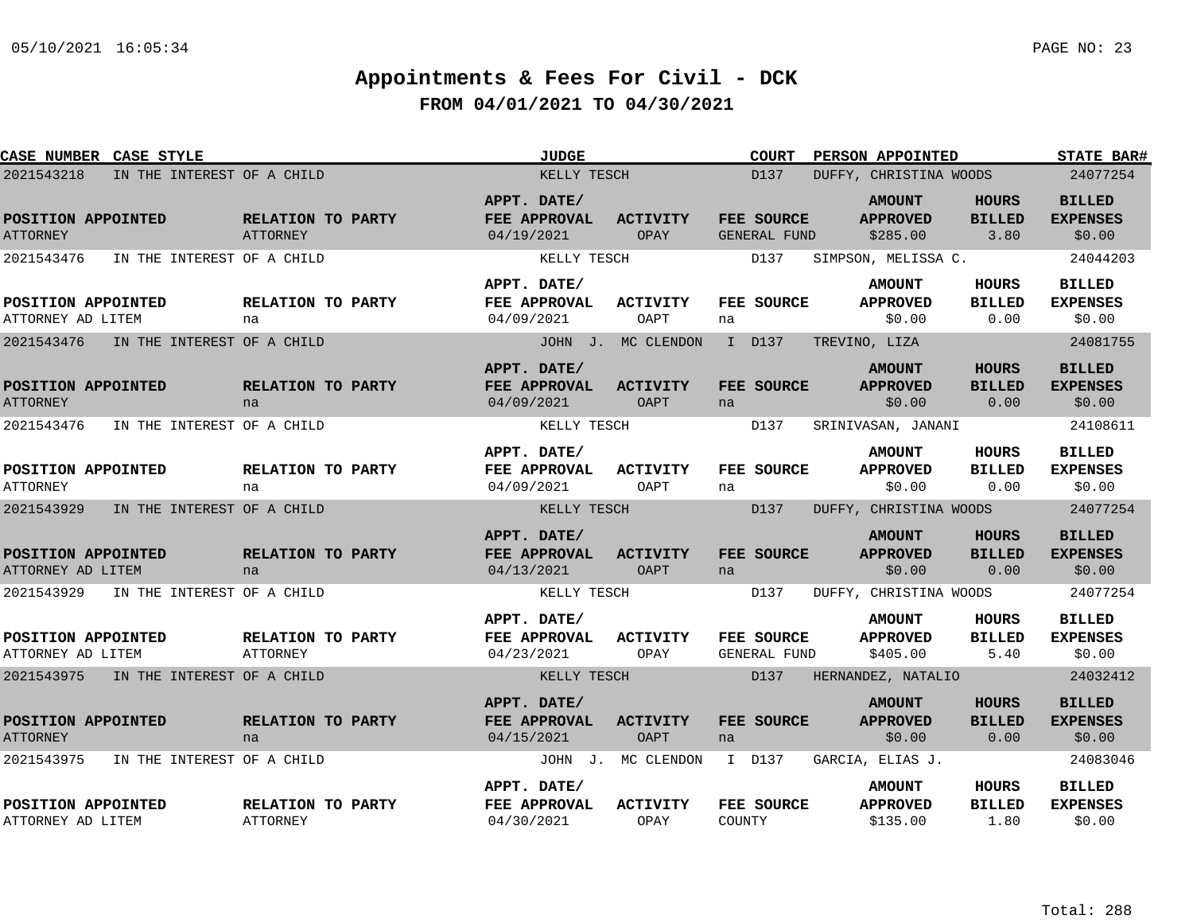# Appointments & Fees For Civil - DCK

## FROM 04/01/2021 TO 04/30/2021

| CASE NUMBER | CASE STYLE | JUDGE | COURT | PERSON APPOINTED | STATE BAR# |
|---|---|---|---|---|---|
| 2021543218 | IN THE INTEREST OF A CHILD | KELLY TESCH | D137 | DUFFY, CHRISTINA WOODS | 24077254 |

| POSITION APPOINTED | RELATION TO PARTY | APPT. DATE/ FEE APPROVAL | ACTIVITY | FEE SOURCE | AMOUNT APPROVED | HOURS BILLED | BILLED EXPENSES |
|---|---|---|---|---|---|---|---|
| ATTORNEY | ATTORNEY | 04/19/2021 | OPAY | GENERAL FUND | $285.00 | 3.80 | $0.00 |

| CASE NUMBER | CASE STYLE | JUDGE | COURT | PERSON APPOINTED | STATE BAR# |
|---|---|---|---|---|---|
| 2021543476 | IN THE INTEREST OF A CHILD | KELLY TESCH | D137 | SIMPSON, MELISSA C. | 24044203 |

| POSITION APPOINTED | RELATION TO PARTY | APPT. DATE/ FEE APPROVAL | ACTIVITY | FEE SOURCE | AMOUNT APPROVED | HOURS BILLED | BILLED EXPENSES |
|---|---|---|---|---|---|---|---|
| ATTORNEY AD LITEM | na | 04/09/2021 | OAPT | na | $0.00 | 0.00 | $0.00 |

| CASE NUMBER | CASE STYLE | JUDGE | COURT | PERSON APPOINTED | STATE BAR# |
|---|---|---|---|---|---|
| 2021543476 | IN THE INTEREST OF A CHILD | JOHN J. MC CLENDON I | D137 | TREVINO, LIZA | 24081755 |

| POSITION APPOINTED | RELATION TO PARTY | APPT. DATE/ FEE APPROVAL | ACTIVITY | FEE SOURCE | AMOUNT APPROVED | HOURS BILLED | BILLED EXPENSES |
|---|---|---|---|---|---|---|---|
| ATTORNEY | na | 04/09/2021 | OAPT | na | $0.00 | 0.00 | $0.00 |

| CASE NUMBER | CASE STYLE | JUDGE | COURT | PERSON APPOINTED | STATE BAR# |
|---|---|---|---|---|---|
| 2021543476 | IN THE INTEREST OF A CHILD | KELLY TESCH | D137 | SRINIVASAN, JANANI | 24108611 |

| POSITION APPOINTED | RELATION TO PARTY | APPT. DATE/ FEE APPROVAL | ACTIVITY | FEE SOURCE | AMOUNT APPROVED | HOURS BILLED | BILLED EXPENSES |
|---|---|---|---|---|---|---|---|
| ATTORNEY | na | 04/09/2021 | OAPT | na | $0.00 | 0.00 | $0.00 |

| CASE NUMBER | CASE STYLE | JUDGE | COURT | PERSON APPOINTED | STATE BAR# |
|---|---|---|---|---|---|
| 2021543929 | IN THE INTEREST OF A CHILD | KELLY TESCH | D137 | DUFFY, CHRISTINA WOODS | 24077254 |

| POSITION APPOINTED | RELATION TO PARTY | APPT. DATE/ FEE APPROVAL | ACTIVITY | FEE SOURCE | AMOUNT APPROVED | HOURS BILLED | BILLED EXPENSES |
|---|---|---|---|---|---|---|---|
| ATTORNEY AD LITEM | na | 04/13/2021 | OAPT | na | $0.00 | 0.00 | $0.00 |

| CASE NUMBER | CASE STYLE | JUDGE | COURT | PERSON APPOINTED | STATE BAR# |
|---|---|---|---|---|---|
| 2021543929 | IN THE INTEREST OF A CHILD | KELLY TESCH | D137 | DUFFY, CHRISTINA WOODS | 24077254 |

| POSITION APPOINTED | RELATION TO PARTY | APPT. DATE/ FEE APPROVAL | ACTIVITY | FEE SOURCE | AMOUNT APPROVED | HOURS BILLED | BILLED EXPENSES |
|---|---|---|---|---|---|---|---|
| ATTORNEY AD LITEM | ATTORNEY | 04/23/2021 | OPAY | GENERAL FUND | $405.00 | 5.40 | $0.00 |

| CASE NUMBER | CASE STYLE | JUDGE | COURT | PERSON APPOINTED | STATE BAR# |
|---|---|---|---|---|---|
| 2021543975 | IN THE INTEREST OF A CHILD | KELLY TESCH | D137 | HERNANDEZ, NATALIO | 24032412 |

| POSITION APPOINTED | RELATION TO PARTY | APPT. DATE/ FEE APPROVAL | ACTIVITY | FEE SOURCE | AMOUNT APPROVED | HOURS BILLED | BILLED EXPENSES |
|---|---|---|---|---|---|---|---|
| ATTORNEY | na | 04/15/2021 | OAPT | na | $0.00 | 0.00 | $0.00 |

| CASE NUMBER | CASE STYLE | JUDGE | COURT | PERSON APPOINTED | STATE BAR# |
|---|---|---|---|---|---|
| 2021543975 | IN THE INTEREST OF A CHILD | JOHN J. MC CLENDON I | D137 | GARCIA, ELIAS J. | 24083046 |

| POSITION APPOINTED | RELATION TO PARTY | APPT. DATE/ FEE APPROVAL | ACTIVITY | FEE SOURCE | AMOUNT APPROVED | HOURS BILLED | BILLED EXPENSES |
|---|---|---|---|---|---|---|---|
| ATTORNEY AD LITEM | ATTORNEY | 04/30/2021 | OPAY | COUNTY | $135.00 | 1.80 | $0.00 |

Total: 288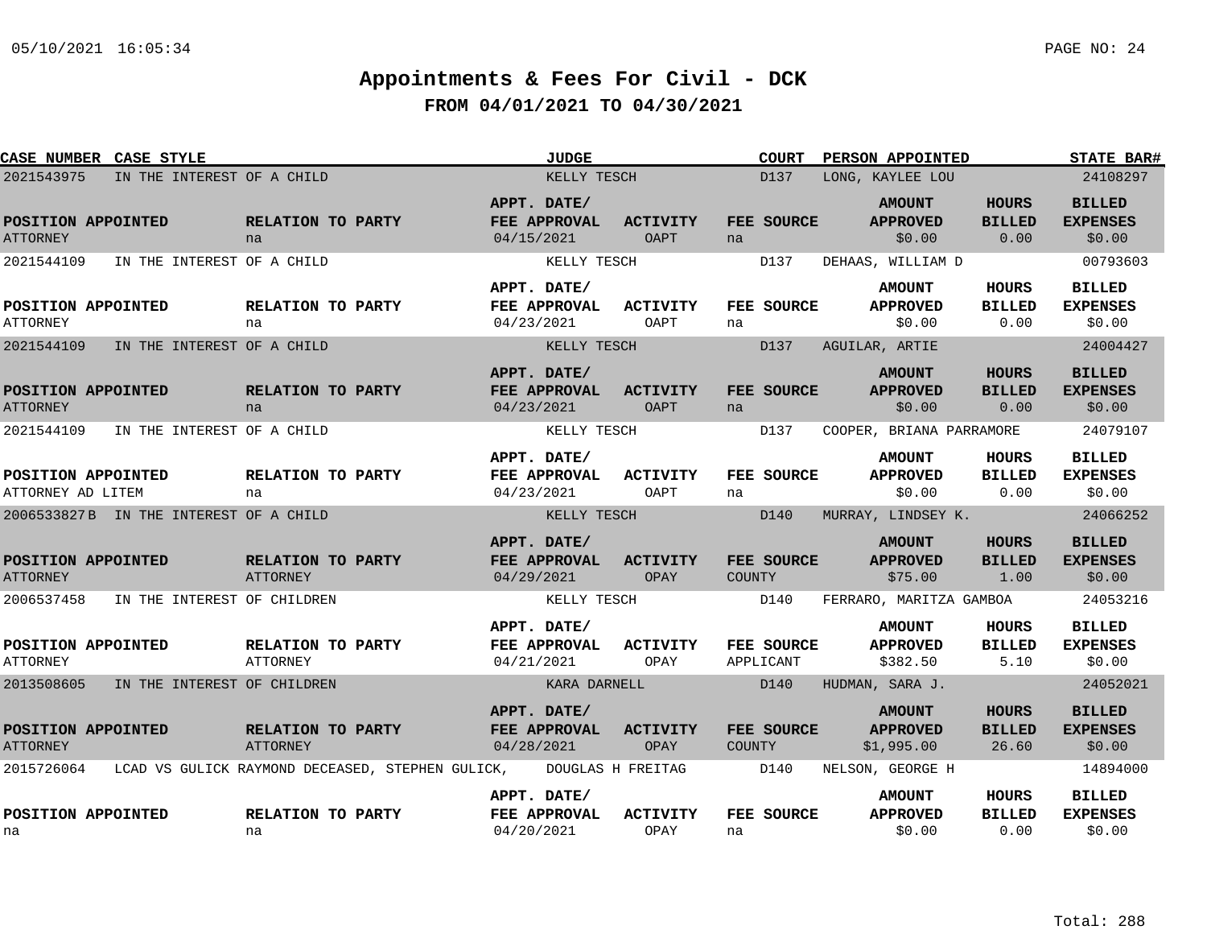# Appointments & Fees For Civil - DCK

## FROM 04/01/2021 TO 04/30/2021

| CASE NUMBER | CASE STYLE | JUDGE | COURT | PERSON APPOINTED | STATE BAR# |
|---|---|---|---|---|---|
| 2021543975 | IN THE INTEREST OF A CHILD | KELLY TESCH | D137 | LONG, KAYLEE LOU | 24108297 |

| POSITION APPOINTED | RELATION TO PARTY | APPT. DATE/ FEE APPROVAL | ACTIVITY | FEE SOURCE | AMOUNT APPROVED | HOURS BILLED | BILLED EXPENSES |
|---|---|---|---|---|---|---|---|
| ATTORNEY | na | 04/15/2021 | OAPT | na | $0.00 | 0.00 | $0.00 |

| CASE NUMBER | CASE STYLE | JUDGE | COURT | PERSON APPOINTED | STATE BAR# |
|---|---|---|---|---|---|
| 2021544109 | IN THE INTEREST OF A CHILD | KELLY TESCH | D137 | DEHAAS, WILLIAM D | 00793603 |

| POSITION APPOINTED | RELATION TO PARTY | APPT. DATE/ FEE APPROVAL | ACTIVITY | FEE SOURCE | AMOUNT APPROVED | HOURS BILLED | BILLED EXPENSES |
|---|---|---|---|---|---|---|---|
| ATTORNEY | na | 04/23/2021 | OAPT | na | $0.00 | 0.00 | $0.00 |

| CASE NUMBER | CASE STYLE | JUDGE | COURT | PERSON APPOINTED | STATE BAR# |
|---|---|---|---|---|---|
| 2021544109 | IN THE INTEREST OF A CHILD | KELLY TESCH | D137 | AGUILAR, ARTIE | 24004427 |

| POSITION APPOINTED | RELATION TO PARTY | APPT. DATE/ FEE APPROVAL | ACTIVITY | FEE SOURCE | AMOUNT APPROVED | HOURS BILLED | BILLED EXPENSES |
|---|---|---|---|---|---|---|---|
| ATTORNEY | na | 04/23/2021 | OAPT | na | $0.00 | 0.00 | $0.00 |

| CASE NUMBER | CASE STYLE | JUDGE | COURT | PERSON APPOINTED | STATE BAR# |
|---|---|---|---|---|---|
| 2021544109 | IN THE INTEREST OF A CHILD | KELLY TESCH | D137 | COOPER, BRIANA PARRAMORE | 24079107 |

| POSITION APPOINTED | RELATION TO PARTY | APPT. DATE/ FEE APPROVAL | ACTIVITY | FEE SOURCE | AMOUNT APPROVED | HOURS BILLED | BILLED EXPENSES |
|---|---|---|---|---|---|---|---|
| ATTORNEY AD LITEM | na | 04/23/2021 | OAPT | na | $0.00 | 0.00 | $0.00 |

| CASE NUMBER | CASE STYLE | JUDGE | COURT | PERSON APPOINTED | STATE BAR# |
|---|---|---|---|---|---|
| 2006533827 B | IN THE INTEREST OF A CHILD | KELLY TESCH | D140 | MURRAY, LINDSEY K. | 24066252 |

| POSITION APPOINTED | RELATION TO PARTY | APPT. DATE/ FEE APPROVAL | ACTIVITY | FEE SOURCE | AMOUNT APPROVED | HOURS BILLED | BILLED EXPENSES |
|---|---|---|---|---|---|---|---|
| ATTORNEY | ATTORNEY | 04/29/2021 | OPAY | COUNTY | $75.00 | 1.00 | $0.00 |

| CASE NUMBER | CASE STYLE | JUDGE | COURT | PERSON APPOINTED | STATE BAR# |
|---|---|---|---|---|---|
| 2006537458 | IN THE INTEREST OF CHILDREN | KELLY TESCH | D140 | FERRARO, MARITZA GAMBOA | 24053216 |

| POSITION APPOINTED | RELATION TO PARTY | APPT. DATE/ FEE APPROVAL | ACTIVITY | FEE SOURCE | AMOUNT APPROVED | HOURS BILLED | BILLED EXPENSES |
|---|---|---|---|---|---|---|---|
| ATTORNEY | ATTORNEY | 04/21/2021 | OPAY | APPLICANT | $382.50 | 5.10 | $0.00 |

| CASE NUMBER | CASE STYLE | JUDGE | COURT | PERSON APPOINTED | STATE BAR# |
|---|---|---|---|---|---|
| 2013508605 | IN THE INTEREST OF CHILDREN | KARA DARNELL | D140 | HUDMAN, SARA J. | 24052021 |

| POSITION APPOINTED | RELATION TO PARTY | APPT. DATE/ FEE APPROVAL | ACTIVITY | FEE SOURCE | AMOUNT APPROVED | HOURS BILLED | BILLED EXPENSES |
|---|---|---|---|---|---|---|---|
| ATTORNEY | ATTORNEY | 04/28/2021 | OPAY | COUNTY | $1,995.00 | 26.60 | $0.00 |

| CASE NUMBER | CASE STYLE | JUDGE | COURT | PERSON APPOINTED | STATE BAR# |
|---|---|---|---|---|---|
| 2015726064 | LCAD VS GULICK RAYMOND DECEASED, STEPHEN GULICK, | DOUGLAS H FREITAG | D140 | NELSON, GEORGE H | 14894000 |

| POSITION APPOINTED | RELATION TO PARTY | APPT. DATE/ FEE APPROVAL | ACTIVITY | FEE SOURCE | AMOUNT APPROVED | HOURS BILLED | BILLED EXPENSES |
|---|---|---|---|---|---|---|---|
| na | na | 04/20/2021 | OPAY | na | $0.00 | 0.00 | $0.00 |

Total: 288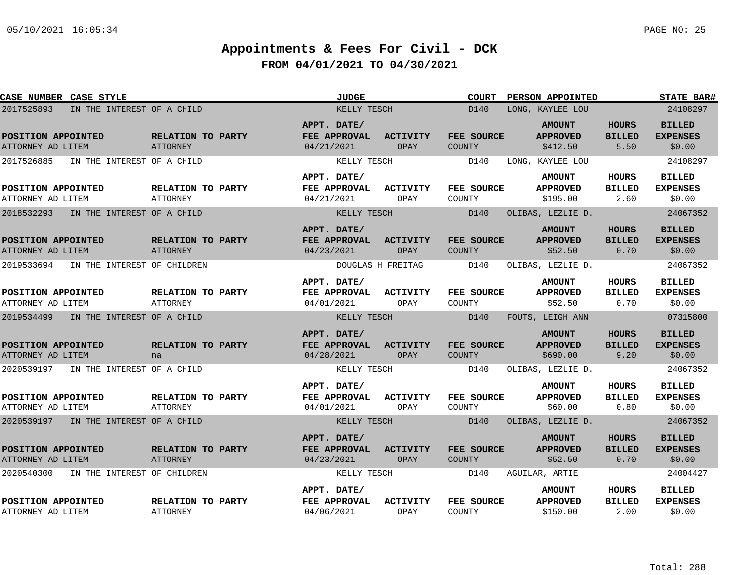# Appointments & Fees For Civil - DCK

## FROM 04/01/2021 TO 04/30/2021

| CASE NUMBER | CASE STYLE | JUDGE | COURT | PERSON APPOINTED | STATE BAR# |
|---|---|---|---|---|---|
| 2017525893 | IN THE INTEREST OF A CHILD | KELLY TESCH | D140 | LONG, KAYLEE LOU | 24108297 |

| POSITION APPOINTED | RELATION TO PARTY | APPT. DATE/ FEE APPROVAL | ACTIVITY | FEE SOURCE | AMOUNT APPROVED | HOURS BILLED | BILLED EXPENSES |
|---|---|---|---|---|---|---|---|
| ATTORNEY AD LITEM | ATTORNEY | 04/21/2021 | OPAY | COUNTY | $412.50 | 5.50 | $0.00 |

| CASE NUMBER | CASE STYLE | JUDGE | COURT | PERSON APPOINTED | STATE BAR# |
|---|---|---|---|---|---|
| 2017526885 | IN THE INTEREST OF A CHILD | KELLY TESCH | D140 | LONG, KAYLEE LOU | 24108297 |

| POSITION APPOINTED | RELATION TO PARTY | APPT. DATE/ FEE APPROVAL | ACTIVITY | FEE SOURCE | AMOUNT APPROVED | HOURS BILLED | BILLED EXPENSES |
|---|---|---|---|---|---|---|---|
| ATTORNEY AD LITEM | ATTORNEY | 04/21/2021 | OPAY | COUNTY | $195.00 | 2.60 | $0.00 |

| CASE NUMBER | CASE STYLE | JUDGE | COURT | PERSON APPOINTED | STATE BAR# |
|---|---|---|---|---|---|
| 2018532293 | IN THE INTEREST OF A CHILD | KELLY TESCH | D140 | OLIBAS, LEZLIE D. | 24067352 |

| POSITION APPOINTED | RELATION TO PARTY | APPT. DATE/ FEE APPROVAL | ACTIVITY | FEE SOURCE | AMOUNT APPROVED | HOURS BILLED | BILLED EXPENSES |
|---|---|---|---|---|---|---|---|
| ATTORNEY AD LITEM | ATTORNEY | 04/23/2021 | OPAY | COUNTY | $52.50 | 0.70 | $0.00 |

| CASE NUMBER | CASE STYLE | JUDGE | COURT | PERSON APPOINTED | STATE BAR# |
|---|---|---|---|---|---|
| 2019533694 | IN THE INTEREST OF CHILDREN | DOUGLAS H FREITAG | D140 | OLIBAS, LEZLIE D. | 24067352 |

| POSITION APPOINTED | RELATION TO PARTY | APPT. DATE/ FEE APPROVAL | ACTIVITY | FEE SOURCE | AMOUNT APPROVED | HOURS BILLED | BILLED EXPENSES |
|---|---|---|---|---|---|---|---|
| ATTORNEY AD LITEM | ATTORNEY | 04/01/2021 | OPAY | COUNTY | $52.50 | 0.70 | $0.00 |

| CASE NUMBER | CASE STYLE | JUDGE | COURT | PERSON APPOINTED | STATE BAR# |
|---|---|---|---|---|---|
| 2019534499 | IN THE INTEREST OF A CHILD | KELLY TESCH | D140 | FOUTS, LEIGH ANN | 07315800 |

| POSITION APPOINTED | RELATION TO PARTY | APPT. DATE/ FEE APPROVAL | ACTIVITY | FEE SOURCE | AMOUNT APPROVED | HOURS BILLED | BILLED EXPENSES |
|---|---|---|---|---|---|---|---|
| ATTORNEY AD LITEM | na | 04/28/2021 | OPAY | COUNTY | $690.00 | 9.20 | $0.00 |

| CASE NUMBER | CASE STYLE | JUDGE | COURT | PERSON APPOINTED | STATE BAR# |
|---|---|---|---|---|---|
| 2020539197 | IN THE INTEREST OF A CHILD | KELLY TESCH | D140 | OLIBAS, LEZLIE D. | 24067352 |

| POSITION APPOINTED | RELATION TO PARTY | APPT. DATE/ FEE APPROVAL | ACTIVITY | FEE SOURCE | AMOUNT APPROVED | HOURS BILLED | BILLED EXPENSES |
|---|---|---|---|---|---|---|---|
| ATTORNEY AD LITEM | ATTORNEY | 04/01/2021 | OPAY | COUNTY | $60.00 | 0.80 | $0.00 |

| CASE NUMBER | CASE STYLE | JUDGE | COURT | PERSON APPOINTED | STATE BAR# |
|---|---|---|---|---|---|
| 2020539197 | IN THE INTEREST OF A CHILD | KELLY TESCH | D140 | OLIBAS, LEZLIE D. | 24067352 |

| POSITION APPOINTED | RELATION TO PARTY | APPT. DATE/ FEE APPROVAL | ACTIVITY | FEE SOURCE | AMOUNT APPROVED | HOURS BILLED | BILLED EXPENSES |
|---|---|---|---|---|---|---|---|
| ATTORNEY AD LITEM | ATTORNEY | 04/23/2021 | OPAY | COUNTY | $52.50 | 0.70 | $0.00 |

| CASE NUMBER | CASE STYLE | JUDGE | COURT | PERSON APPOINTED | STATE BAR# |
|---|---|---|---|---|---|
| 2020540300 | IN THE INTEREST OF CHILDREN | KELLY TESCH | D140 | AGUILAR, ARTIE | 24004427 |

| POSITION APPOINTED | RELATION TO PARTY | APPT. DATE/ FEE APPROVAL | ACTIVITY | FEE SOURCE | AMOUNT APPROVED | HOURS BILLED | BILLED EXPENSES |
|---|---|---|---|---|---|---|---|
| ATTORNEY AD LITEM | ATTORNEY | 04/06/2021 | OPAY | COUNTY | $150.00 | 2.00 | $0.00 |

Total: 288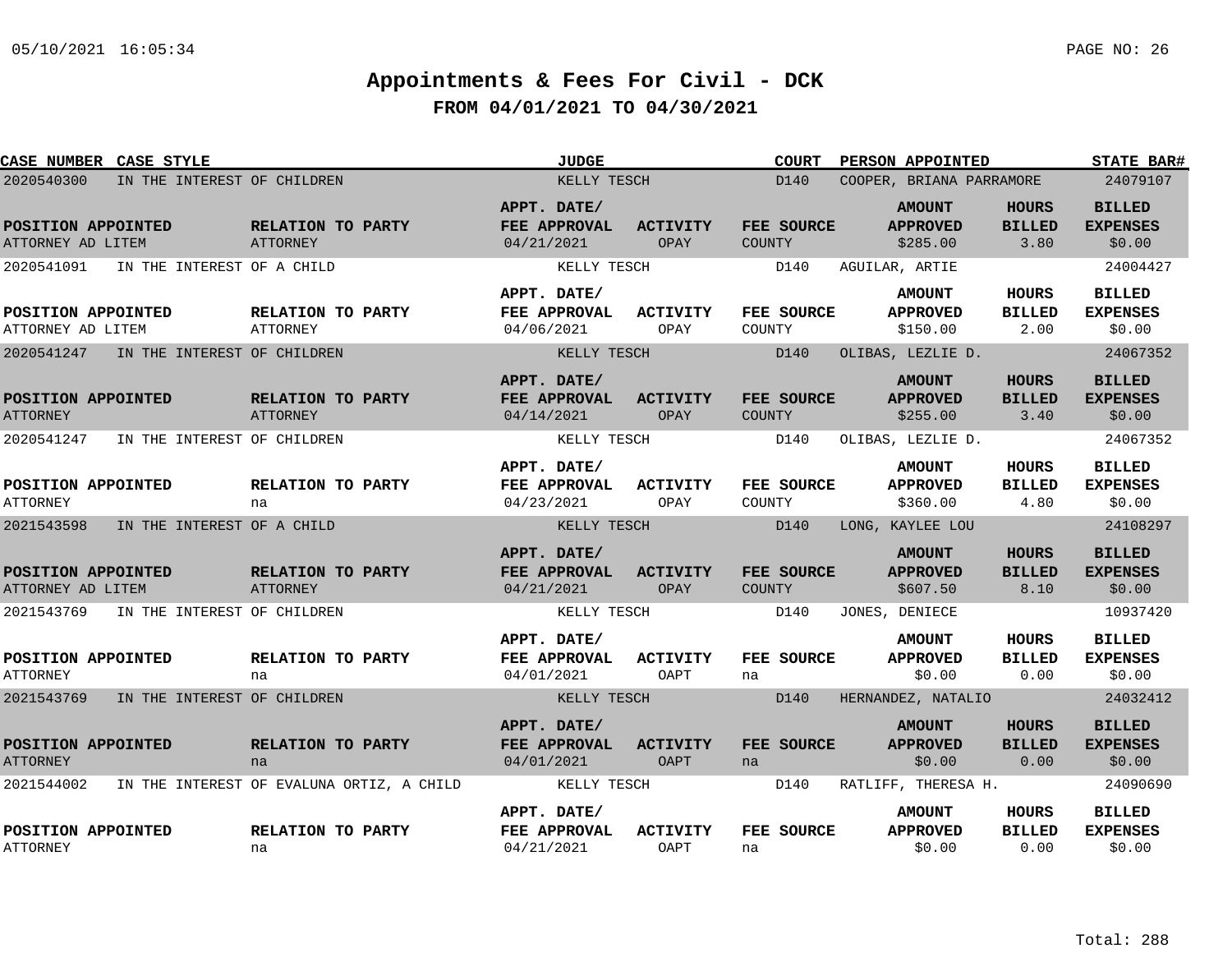# Appointments & Fees For Civil - DCK

## FROM 04/01/2021 TO 04/30/2021

| CASE NUMBER | CASE STYLE | JUDGE | COURT | PERSON APPOINTED | STATE BAR# |
|---|---|---|---|---|---|
| 2020540300 | IN THE INTEREST OF CHILDREN | KELLY TESCH | D140 | COOPER, BRIANA PARRAMORE | 24079107 |

| POSITION APPOINTED | RELATION TO PARTY | APPT. DATE/ FEE APPROVAL | ACTIVITY | FEE SOURCE | AMOUNT APPROVED | HOURS BILLED | BILLED EXPENSES |
|---|---|---|---|---|---|---|---|
| ATTORNEY AD LITEM | ATTORNEY | 04/21/2021 | OPAY | COUNTY | $285.00 | 3.80 | $0.00 |

| CASE NUMBER | CASE STYLE | JUDGE | COURT | PERSON APPOINTED | STATE BAR# |
|---|---|---|---|---|---|
| 2020541091 | IN THE INTEREST OF A CHILD | KELLY TESCH | D140 | AGUILAR, ARTIE | 24004427 |

| POSITION APPOINTED | RELATION TO PARTY | APPT. DATE/ FEE APPROVAL | ACTIVITY | FEE SOURCE | AMOUNT APPROVED | HOURS BILLED | BILLED EXPENSES |
|---|---|---|---|---|---|---|---|
| ATTORNEY AD LITEM | ATTORNEY | 04/06/2021 | OPAY | COUNTY | $150.00 | 2.00 | $0.00 |

| CASE NUMBER | CASE STYLE | JUDGE | COURT | PERSON APPOINTED | STATE BAR# |
|---|---|---|---|---|---|
| 2020541247 | IN THE INTEREST OF CHILDREN | KELLY TESCH | D140 | OLIBAS, LEZLIE D. | 24067352 |

| POSITION APPOINTED | RELATION TO PARTY | APPT. DATE/ FEE APPROVAL | ACTIVITY | FEE SOURCE | AMOUNT APPROVED | HOURS BILLED | BILLED EXPENSES |
|---|---|---|---|---|---|---|---|
| ATTORNEY | ATTORNEY | 04/14/2021 | OPAY | COUNTY | $255.00 | 3.40 | $0.00 |

| CASE NUMBER | CASE STYLE | JUDGE | COURT | PERSON APPOINTED | STATE BAR# |
|---|---|---|---|---|---|
| 2020541247 | IN THE INTEREST OF CHILDREN | KELLY TESCH | D140 | OLIBAS, LEZLIE D. | 24067352 |

| POSITION APPOINTED | RELATION TO PARTY | APPT. DATE/ FEE APPROVAL | ACTIVITY | FEE SOURCE | AMOUNT APPROVED | HOURS BILLED | BILLED EXPENSES |
|---|---|---|---|---|---|---|---|
| ATTORNEY | na | 04/23/2021 | OPAY | COUNTY | $360.00 | 4.80 | $0.00 |

| CASE NUMBER | CASE STYLE | JUDGE | COURT | PERSON APPOINTED | STATE BAR# |
|---|---|---|---|---|---|
| 2021543598 | IN THE INTEREST OF A CHILD | KELLY TESCH | D140 | LONG, KAYLEE LOU | 24108297 |

| POSITION APPOINTED | RELATION TO PARTY | APPT. DATE/ FEE APPROVAL | ACTIVITY | FEE SOURCE | AMOUNT APPROVED | HOURS BILLED | BILLED EXPENSES |
|---|---|---|---|---|---|---|---|
| ATTORNEY AD LITEM | ATTORNEY | 04/21/2021 | OPAY | COUNTY | $607.50 | 8.10 | $0.00 |

| CASE NUMBER | CASE STYLE | JUDGE | COURT | PERSON APPOINTED | STATE BAR# |
|---|---|---|---|---|---|
| 2021543769 | IN THE INTEREST OF CHILDREN | KELLY TESCH | D140 | JONES, DENIECE | 10937420 |

| POSITION APPOINTED | RELATION TO PARTY | APPT. DATE/ FEE APPROVAL | ACTIVITY | FEE SOURCE | AMOUNT APPROVED | HOURS BILLED | BILLED EXPENSES |
|---|---|---|---|---|---|---|---|
| ATTORNEY | na | 04/01/2021 | OAPT | na | $0.00 | 0.00 | $0.00 |

| CASE NUMBER | CASE STYLE | JUDGE | COURT | PERSON APPOINTED | STATE BAR# |
|---|---|---|---|---|---|
| 2021543769 | IN THE INTEREST OF CHILDREN | KELLY TESCH | D140 | HERNANDEZ, NATALIO | 24032412 |

| POSITION APPOINTED | RELATION TO PARTY | APPT. DATE/ FEE APPROVAL | ACTIVITY | FEE SOURCE | AMOUNT APPROVED | HOURS BILLED | BILLED EXPENSES |
|---|---|---|---|---|---|---|---|
| ATTORNEY | na | 04/01/2021 | OAPT | na | $0.00 | 0.00 | $0.00 |

| CASE NUMBER | CASE STYLE | JUDGE | COURT | PERSON APPOINTED | STATE BAR# |
|---|---|---|---|---|---|
| 2021544002 | IN THE INTEREST OF EVALUNA ORTIZ, A CHILD | KELLY TESCH | D140 | RATLIFF, THERESA H. | 24090690 |

| POSITION APPOINTED | RELATION TO PARTY | APPT. DATE/ FEE APPROVAL | ACTIVITY | FEE SOURCE | AMOUNT APPROVED | HOURS BILLED | BILLED EXPENSES |
|---|---|---|---|---|---|---|---|
| ATTORNEY | na | 04/21/2021 | OAPT | na | $0.00 | 0.00 | $0.00 |

Total: 288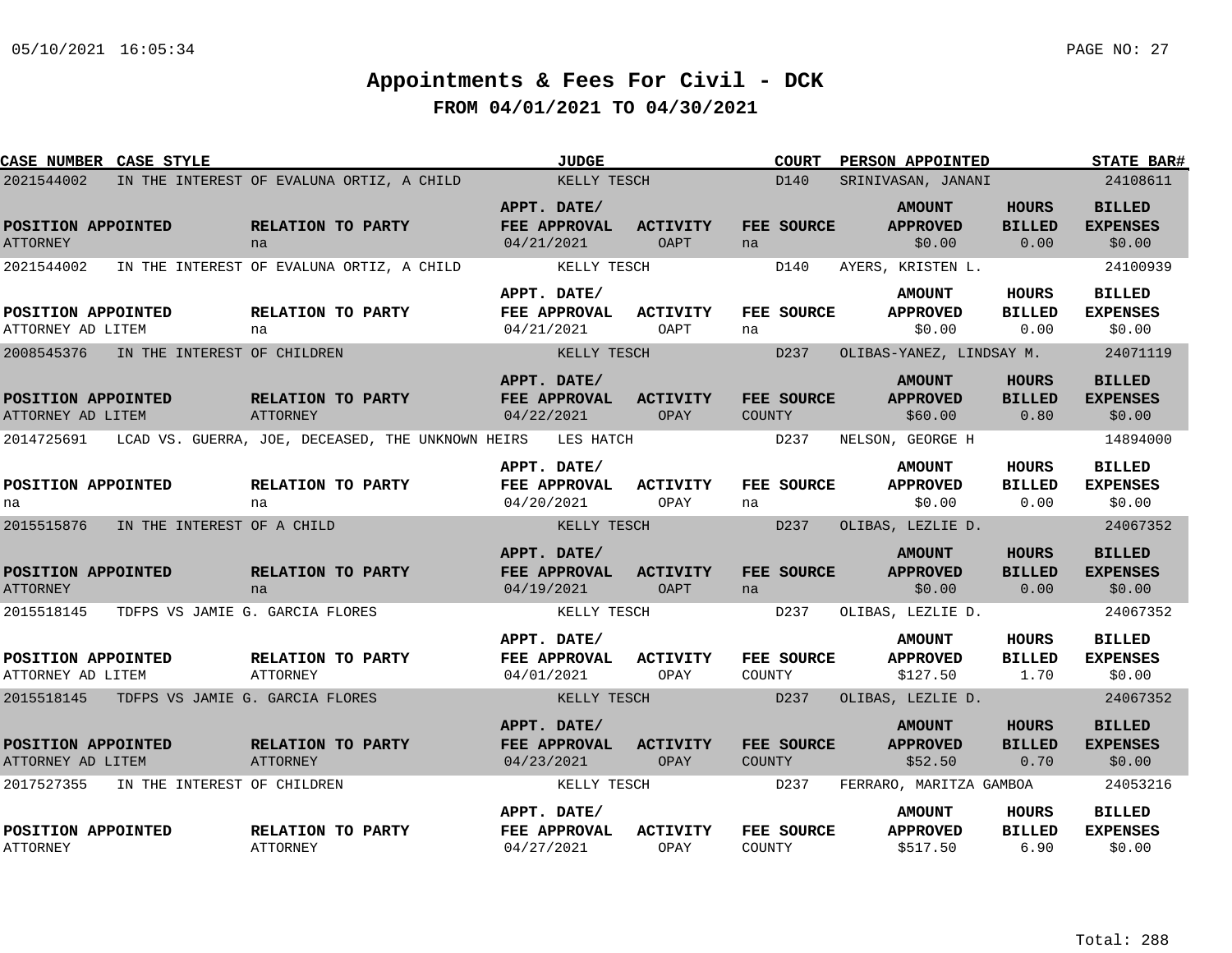# Appointments & Fees For Civil - DCK

## FROM 04/01/2021 TO 04/30/2021

| CASE NUMBER | CASE STYLE | JUDGE | COURT | PERSON APPOINTED | STATE BAR# |
|---|---|---|---|---|---|
| 2021544002 | IN THE INTEREST OF EVALUNA ORTIZ, A CHILD | KELLY TESCH | D140 | SRINIVASAN, JANANI | 24108611 |

| POSITION APPOINTED | RELATION TO PARTY | APPT. DATE/ FEE APPROVAL | ACTIVITY | FEE SOURCE | AMOUNT APPROVED | HOURS BILLED | BILLED EXPENSES |
|---|---|---|---|---|---|---|---|
| ATTORNEY | na | 04/21/2021 | OAPT | na | $0.00 | 0.00 | $0.00 |

| CASE NUMBER | CASE STYLE | JUDGE | COURT | PERSON APPOINTED | STATE BAR# |
|---|---|---|---|---|---|
| 2021544002 | IN THE INTEREST OF EVALUNA ORTIZ, A CHILD | KELLY TESCH | D140 | AYERS, KRISTEN L. | 24100939 |

| POSITION APPOINTED | RELATION TO PARTY | APPT. DATE/ FEE APPROVAL | ACTIVITY | FEE SOURCE | AMOUNT APPROVED | HOURS BILLED | BILLED EXPENSES |
|---|---|---|---|---|---|---|---|
| ATTORNEY AD LITEM | na | 04/21/2021 | OAPT | na | $0.00 | 0.00 | $0.00 |

| CASE NUMBER | CASE STYLE | JUDGE | COURT | PERSON APPOINTED | STATE BAR# |
|---|---|---|---|---|---|
| 2008545376 | IN THE INTEREST OF CHILDREN | KELLY TESCH | D237 | OLIBAS-YANEZ, LINDSAY M. | 24071119 |

| POSITION APPOINTED | RELATION TO PARTY | APPT. DATE/ FEE APPROVAL | ACTIVITY | FEE SOURCE | AMOUNT APPROVED | HOURS BILLED | BILLED EXPENSES |
|---|---|---|---|---|---|---|---|
| ATTORNEY AD LITEM | ATTORNEY | 04/22/2021 | OPAY | COUNTY | $60.00 | 0.80 | $0.00 |

| CASE NUMBER | CASE STYLE | JUDGE | COURT | PERSON APPOINTED | STATE BAR# |
|---|---|---|---|---|---|
| 2014725691 | LCAD VS. GUERRA, JOE, DECEASED, THE UNKNOWN HEIRS | LES HATCH | D237 | NELSON, GEORGE H | 14894000 |

| POSITION APPOINTED | RELATION TO PARTY | APPT. DATE/ FEE APPROVAL | ACTIVITY | FEE SOURCE | AMOUNT APPROVED | HOURS BILLED | BILLED EXPENSES |
|---|---|---|---|---|---|---|---|
| na | na | 04/20/2021 | OPAY | na | $0.00 | 0.00 | $0.00 |

| CASE NUMBER | CASE STYLE | JUDGE | COURT | PERSON APPOINTED | STATE BAR# |
|---|---|---|---|---|---|
| 2015515876 | IN THE INTEREST OF A CHILD | KELLY TESCH | D237 | OLIBAS, LEZLIE D. | 24067352 |

| POSITION APPOINTED | RELATION TO PARTY | APPT. DATE/ FEE APPROVAL | ACTIVITY | FEE SOURCE | AMOUNT APPROVED | HOURS BILLED | BILLED EXPENSES |
|---|---|---|---|---|---|---|---|
| ATTORNEY | na | 04/19/2021 | OAPT | na | $0.00 | 0.00 | $0.00 |

| CASE NUMBER | CASE STYLE | JUDGE | COURT | PERSON APPOINTED | STATE BAR# |
|---|---|---|---|---|---|
| 2015518145 | TDFPS VS JAMIE G. GARCIA FLORES | KELLY TESCH | D237 | OLIBAS, LEZLIE D. | 24067352 |

| POSITION APPOINTED | RELATION TO PARTY | APPT. DATE/ FEE APPROVAL | ACTIVITY | FEE SOURCE | AMOUNT APPROVED | HOURS BILLED | BILLED EXPENSES |
|---|---|---|---|---|---|---|---|
| ATTORNEY AD LITEM | ATTORNEY | 04/01/2021 | OPAY | COUNTY | $127.50 | 1.70 | $0.00 |

| CASE NUMBER | CASE STYLE | JUDGE | COURT | PERSON APPOINTED | STATE BAR# |
|---|---|---|---|---|---|
| 2015518145 | TDFPS VS JAMIE G. GARCIA FLORES | KELLY TESCH | D237 | OLIBAS, LEZLIE D. | 24067352 |

| POSITION APPOINTED | RELATION TO PARTY | APPT. DATE/ FEE APPROVAL | ACTIVITY | FEE SOURCE | AMOUNT APPROVED | HOURS BILLED | BILLED EXPENSES |
|---|---|---|---|---|---|---|---|
| ATTORNEY AD LITEM | ATTORNEY | 04/23/2021 | OPAY | COUNTY | $52.50 | 0.70 | $0.00 |

| CASE NUMBER | CASE STYLE | JUDGE | COURT | PERSON APPOINTED | STATE BAR# |
|---|---|---|---|---|---|
| 2017527355 | IN THE INTEREST OF CHILDREN | KELLY TESCH | D237 | FERRARO, MARITZA GAMBOA | 24053216 |

| POSITION APPOINTED | RELATION TO PARTY | APPT. DATE/ FEE APPROVAL | ACTIVITY | FEE SOURCE | AMOUNT APPROVED | HOURS BILLED | BILLED EXPENSES |
|---|---|---|---|---|---|---|---|
| ATTORNEY | ATTORNEY | 04/27/2021 | OPAY | COUNTY | $517.50 | 6.90 | $0.00 |

Total: 288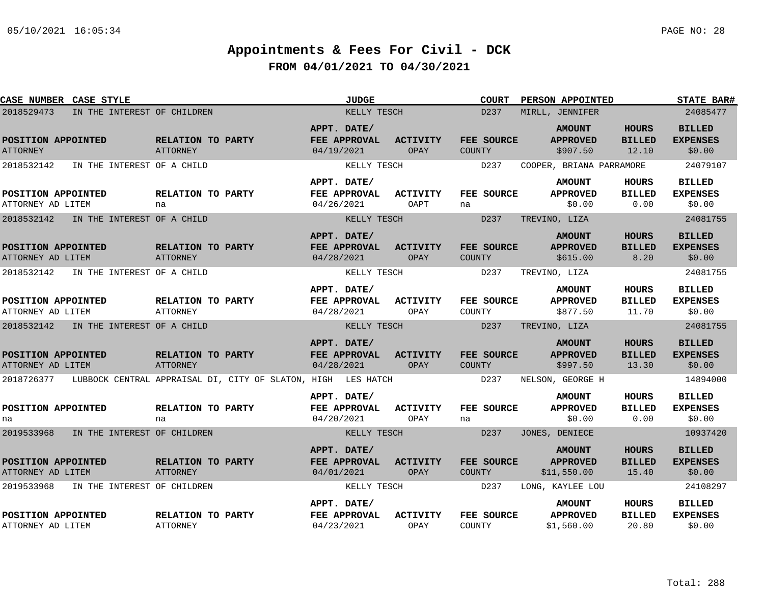# Appointments & Fees For Civil - DCK

## FROM 04/01/2021 TO 04/30/2021

| CASE NUMBER | CASE STYLE | JUDGE | COURT | PERSON APPOINTED | STATE BAR# |
|---|---|---|---|---|---|
| 2018529473 | IN THE INTEREST OF CHILDREN | KELLY TESCH | D237 | MIRLL, JENNIFER | 24085477 |

| POSITION APPOINTED | RELATION TO PARTY | APPT. DATE/ FEE APPROVAL | ACTIVITY | FEE SOURCE | AMOUNT APPROVED | HOURS BILLED | BILLED EXPENSES |
|---|---|---|---|---|---|---|---|
| ATTORNEY | ATTORNEY | 04/19/2021 | OPAY | COUNTY | $907.50 | 12.10 | $0.00 |

| CASE NUMBER | CASE STYLE | JUDGE | COURT | PERSON APPOINTED | STATE BAR# |
|---|---|---|---|---|---|
| 2018532142 | IN THE INTEREST OF A CHILD | KELLY TESCH | D237 | COOPER, BRIANA PARRAMORE | 24079107 |

| POSITION APPOINTED | RELATION TO PARTY | APPT. DATE/ FEE APPROVAL | ACTIVITY | FEE SOURCE | AMOUNT APPROVED | HOURS BILLED | BILLED EXPENSES |
|---|---|---|---|---|---|---|---|
| ATTORNEY AD LITEM | na | 04/26/2021 | OAPT | na | $0.00 | 0.00 | $0.00 |

| CASE NUMBER | CASE STYLE | JUDGE | COURT | PERSON APPOINTED | STATE BAR# |
|---|---|---|---|---|---|
| 2018532142 | IN THE INTEREST OF A CHILD | KELLY TESCH | D237 | TREVINO, LIZA | 24081755 |

| POSITION APPOINTED | RELATION TO PARTY | APPT. DATE/ FEE APPROVAL | ACTIVITY | FEE SOURCE | AMOUNT APPROVED | HOURS BILLED | BILLED EXPENSES |
|---|---|---|---|---|---|---|---|
| ATTORNEY AD LITEM | ATTORNEY | 04/28/2021 | OPAY | COUNTY | $615.00 | 8.20 | $0.00 |

| CASE NUMBER | CASE STYLE | JUDGE | COURT | PERSON APPOINTED | STATE BAR# |
|---|---|---|---|---|---|
| 2018532142 | IN THE INTEREST OF A CHILD | KELLY TESCH | D237 | TREVINO, LIZA | 24081755 |

| POSITION APPOINTED | RELATION TO PARTY | APPT. DATE/ FEE APPROVAL | ACTIVITY | FEE SOURCE | AMOUNT APPROVED | HOURS BILLED | BILLED EXPENSES |
|---|---|---|---|---|---|---|---|
| ATTORNEY AD LITEM | ATTORNEY | 04/28/2021 | OPAY | COUNTY | $877.50 | 11.70 | $0.00 |

| CASE NUMBER | CASE STYLE | JUDGE | COURT | PERSON APPOINTED | STATE BAR# |
|---|---|---|---|---|---|
| 2018532142 | IN THE INTEREST OF A CHILD | KELLY TESCH | D237 | TREVINO, LIZA | 24081755 |

| POSITION APPOINTED | RELATION TO PARTY | APPT. DATE/ FEE APPROVAL | ACTIVITY | FEE SOURCE | AMOUNT APPROVED | HOURS BILLED | BILLED EXPENSES |
|---|---|---|---|---|---|---|---|
| ATTORNEY AD LITEM | ATTORNEY | 04/28/2021 | OPAY | COUNTY | $997.50 | 13.30 | $0.00 |

| CASE NUMBER | CASE STYLE | JUDGE | COURT | PERSON APPOINTED | STATE BAR# |
|---|---|---|---|---|---|
| 2018726377 | LUBBOCK CENTRAL APPRAISAL DI, CITY OF SLATON, HIGH | LES HATCH | D237 | NELSON, GEORGE H | 14894000 |

| POSITION APPOINTED | RELATION TO PARTY | APPT. DATE/ FEE APPROVAL | ACTIVITY | FEE SOURCE | AMOUNT APPROVED | HOURS BILLED | BILLED EXPENSES |
|---|---|---|---|---|---|---|---|
| na | na | 04/20/2021 | OPAY | na | $0.00 | 0.00 | $0.00 |

| CASE NUMBER | CASE STYLE | JUDGE | COURT | PERSON APPOINTED | STATE BAR# |
|---|---|---|---|---|---|
| 2019533968 | IN THE INTEREST OF CHILDREN | KELLY TESCH | D237 | JONES, DENIECE | 10937420 |

| POSITION APPOINTED | RELATION TO PARTY | APPT. DATE/ FEE APPROVAL | ACTIVITY | FEE SOURCE | AMOUNT APPROVED | HOURS BILLED | BILLED EXPENSES |
|---|---|---|---|---|---|---|---|
| ATTORNEY AD LITEM | ATTORNEY | 04/01/2021 | OPAY | COUNTY | $11,550.00 | 15.40 | $0.00 |

| CASE NUMBER | CASE STYLE | JUDGE | COURT | PERSON APPOINTED | STATE BAR# |
|---|---|---|---|---|---|
| 2019533968 | IN THE INTEREST OF CHILDREN | KELLY TESCH | D237 | LONG, KAYLEE LOU | 24108297 |

| POSITION APPOINTED | RELATION TO PARTY | APPT. DATE/ FEE APPROVAL | ACTIVITY | FEE SOURCE | AMOUNT APPROVED | HOURS BILLED | BILLED EXPENSES |
|---|---|---|---|---|---|---|---|
| ATTORNEY AD LITEM | ATTORNEY | 04/23/2021 | OPAY | COUNTY | $1,560.00 | 20.80 | $0.00 |

Total: 288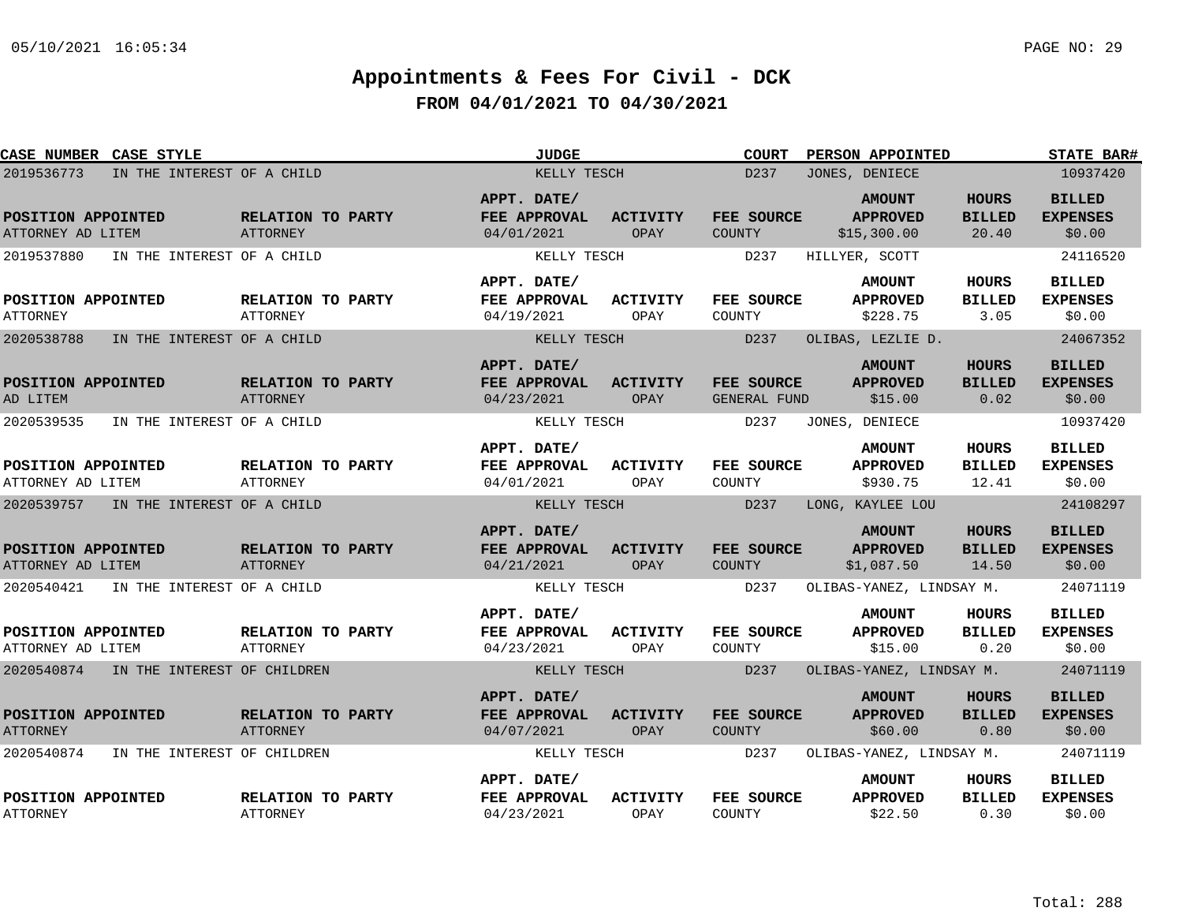# Appointments & Fees For Civil - DCK

## FROM 04/01/2021 TO 04/30/2021

| CASE NUMBER | CASE STYLE | JUDGE | COURT | PERSON APPOINTED | STATE BAR# |
|---|---|---|---|---|---|
| 2019536773 | IN THE INTEREST OF A CHILD | KELLY TESCH | D237 | JONES, DENIECE | 10937420 |

| POSITION APPOINTED | RELATION TO PARTY | APPT. DATE/ FEE APPROVAL | ACTIVITY | FEE SOURCE | AMOUNT APPROVED | HOURS BILLED | BILLED EXPENSES |
|---|---|---|---|---|---|---|---|
| ATTORNEY AD LITEM | ATTORNEY | 04/01/2021 | OPAY | COUNTY | $15,300.00 | 20.40 | $0.00 |

| CASE NUMBER | CASE STYLE | JUDGE | COURT | PERSON APPOINTED | STATE BAR# |
|---|---|---|---|---|---|
| 2019537880 | IN THE INTEREST OF A CHILD | KELLY TESCH | D237 | HILLYER, SCOTT | 24116520 |

| POSITION APPOINTED | RELATION TO PARTY | APPT. DATE/ FEE APPROVAL | ACTIVITY | FEE SOURCE | AMOUNT APPROVED | HOURS BILLED | BILLED EXPENSES |
|---|---|---|---|---|---|---|---|
| ATTORNEY | ATTORNEY | 04/19/2021 | OPAY | COUNTY | $228.75 | 3.05 | $0.00 |

| CASE NUMBER | CASE STYLE | JUDGE | COURT | PERSON APPOINTED | STATE BAR# |
|---|---|---|---|---|---|
| 2020538788 | IN THE INTEREST OF A CHILD | KELLY TESCH | D237 | OLIBAS, LEZLIE D. | 24067352 |

| POSITION APPOINTED | RELATION TO PARTY | APPT. DATE/ FEE APPROVAL | ACTIVITY | FEE SOURCE | AMOUNT APPROVED | HOURS BILLED | BILLED EXPENSES |
|---|---|---|---|---|---|---|---|
| AD LITEM | ATTORNEY | 04/23/2021 | OPAY | GENERAL FUND | $15.00 | 0.02 | $0.00 |

| CASE NUMBER | CASE STYLE | JUDGE | COURT | PERSON APPOINTED | STATE BAR# |
|---|---|---|---|---|---|
| 2020539535 | IN THE INTEREST OF A CHILD | KELLY TESCH | D237 | JONES, DENIECE | 10937420 |

| POSITION APPOINTED | RELATION TO PARTY | APPT. DATE/ FEE APPROVAL | ACTIVITY | FEE SOURCE | AMOUNT APPROVED | HOURS BILLED | BILLED EXPENSES |
|---|---|---|---|---|---|---|---|
| ATTORNEY AD LITEM | ATTORNEY | 04/01/2021 | OPAY | COUNTY | $930.75 | 12.41 | $0.00 |

| CASE NUMBER | CASE STYLE | JUDGE | COURT | PERSON APPOINTED | STATE BAR# |
|---|---|---|---|---|---|
| 2020539757 | IN THE INTEREST OF A CHILD | KELLY TESCH | D237 | LONG, KAYLEE LOU | 24108297 |

| POSITION APPOINTED | RELATION TO PARTY | APPT. DATE/ FEE APPROVAL | ACTIVITY | FEE SOURCE | AMOUNT APPROVED | HOURS BILLED | BILLED EXPENSES |
|---|---|---|---|---|---|---|---|
| ATTORNEY AD LITEM | ATTORNEY | 04/21/2021 | OPAY | COUNTY | $1,087.50 | 14.50 | $0.00 |

| CASE NUMBER | CASE STYLE | JUDGE | COURT | PERSON APPOINTED | STATE BAR# |
|---|---|---|---|---|---|
| 2020540421 | IN THE INTEREST OF A CHILD | KELLY TESCH | D237 | OLIBAS-YANEZ, LINDSAY M. | 24071119 |

| POSITION APPOINTED | RELATION TO PARTY | APPT. DATE/ FEE APPROVAL | ACTIVITY | FEE SOURCE | AMOUNT APPROVED | HOURS BILLED | BILLED EXPENSES |
|---|---|---|---|---|---|---|---|
| ATTORNEY AD LITEM | ATTORNEY | 04/23/2021 | OPAY | COUNTY | $15.00 | 0.20 | $0.00 |

| CASE NUMBER | CASE STYLE | JUDGE | COURT | PERSON APPOINTED | STATE BAR# |
|---|---|---|---|---|---|
| 2020540874 | IN THE INTEREST OF CHILDREN | KELLY TESCH | D237 | OLIBAS-YANEZ, LINDSAY M. | 24071119 |

| POSITION APPOINTED | RELATION TO PARTY | APPT. DATE/ FEE APPROVAL | ACTIVITY | FEE SOURCE | AMOUNT APPROVED | HOURS BILLED | BILLED EXPENSES |
|---|---|---|---|---|---|---|---|
| ATTORNEY | ATTORNEY | 04/07/2021 | OPAY | COUNTY | $60.00 | 0.80 | $0.00 |

| CASE NUMBER | CASE STYLE | JUDGE | COURT | PERSON APPOINTED | STATE BAR# |
|---|---|---|---|---|---|
| 2020540874 | IN THE INTEREST OF CHILDREN | KELLY TESCH | D237 | OLIBAS-YANEZ, LINDSAY M. | 24071119 |

| POSITION APPOINTED | RELATION TO PARTY | APPT. DATE/ FEE APPROVAL | ACTIVITY | FEE SOURCE | AMOUNT APPROVED | HOURS BILLED | BILLED EXPENSES |
|---|---|---|---|---|---|---|---|
| ATTORNEY | ATTORNEY | 04/23/2021 | OPAY | COUNTY | $22.50 | 0.30 | $0.00 |

Total: 288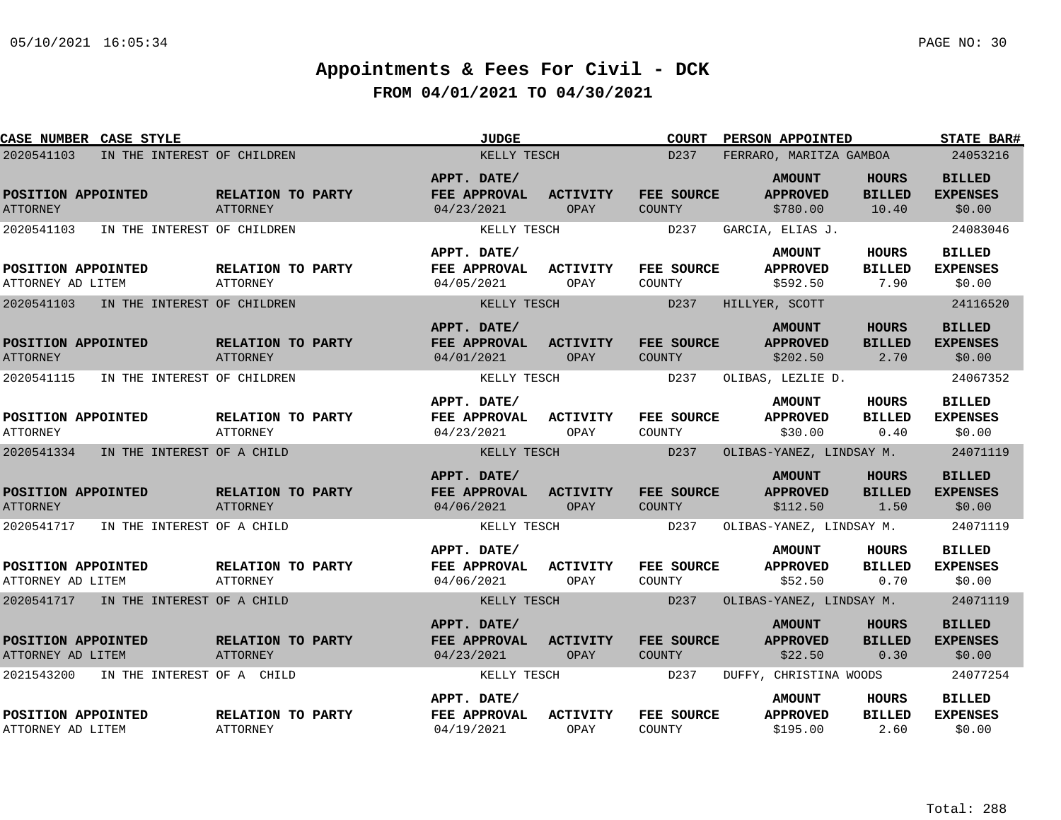# Appointments & Fees For Civil - DCK

## FROM 04/01/2021 TO 04/30/2021

| CASE NUMBER | CASE STYLE | JUDGE | COURT | PERSON APPOINTED | STATE BAR# | POSITION APPOINTED | RELATION TO PARTY | APPT. DATE/ FEE APPROVAL | ACTIVITY | FEE SOURCE | AMOUNT APPROVED | HOURS BILLED | BILLED EXPENSES |
|---|---|---|---|---|---|---|---|---|---|---|---|---|---|
| 2020541103 | IN THE INTEREST OF CHILDREN | KELLY TESCH | D237 | FERRARO, MARITZA GAMBOA | 24053216 | ATTORNEY | ATTORNEY | 04/23/2021 | OPAY | COUNTY | $780.00 | 10.40 | $0.00 |
| 2020541103 | IN THE INTEREST OF CHILDREN | KELLY TESCH | D237 | GARCIA, ELIAS J. | 24083046 | ATTORNEY AD LITEM | ATTORNEY | 04/05/2021 | OPAY | COUNTY | $592.50 | 7.90 | $0.00 |
| 2020541103 | IN THE INTEREST OF CHILDREN | KELLY TESCH | D237 | HILLYER, SCOTT | 24116520 | ATTORNEY | ATTORNEY | 04/01/2021 | OPAY | COUNTY | $202.50 | 2.70 | $0.00 |
| 2020541115 | IN THE INTEREST OF CHILDREN | KELLY TESCH | D237 | OLIBAS, LEZLIE D. | 24067352 | ATTORNEY | ATTORNEY | 04/23/2021 | OPAY | COUNTY | $30.00 | 0.40 | $0.00 |
| 2020541334 | IN THE INTEREST OF A CHILD | KELLY TESCH | D237 | OLIBAS-YANEZ, LINDSAY M. | 24071119 | ATTORNEY | ATTORNEY | 04/06/2021 | OPAY | COUNTY | $112.50 | 1.50 | $0.00 |
| 2020541717 | IN THE INTEREST OF A CHILD | KELLY TESCH | D237 | OLIBAS-YANEZ, LINDSAY M. | 24071119 | ATTORNEY AD LITEM | ATTORNEY | 04/06/2021 | OPAY | COUNTY | $52.50 | 0.70 | $0.00 |
| 2020541717 | IN THE INTEREST OF A CHILD | KELLY TESCH | D237 | OLIBAS-YANEZ, LINDSAY M. | 24071119 | ATTORNEY AD LITEM | ATTORNEY | 04/23/2021 | OPAY | COUNTY | $22.50 | 0.30 | $0.00 |
| 2021543200 | IN THE INTEREST OF A CHILD | KELLY TESCH | D237 | DUFFY, CHRISTINA WOODS | 24077254 | ATTORNEY AD LITEM | ATTORNEY | 04/19/2021 | OPAY | COUNTY | $195.00 | 2.60 | $0.00 |

Total: 288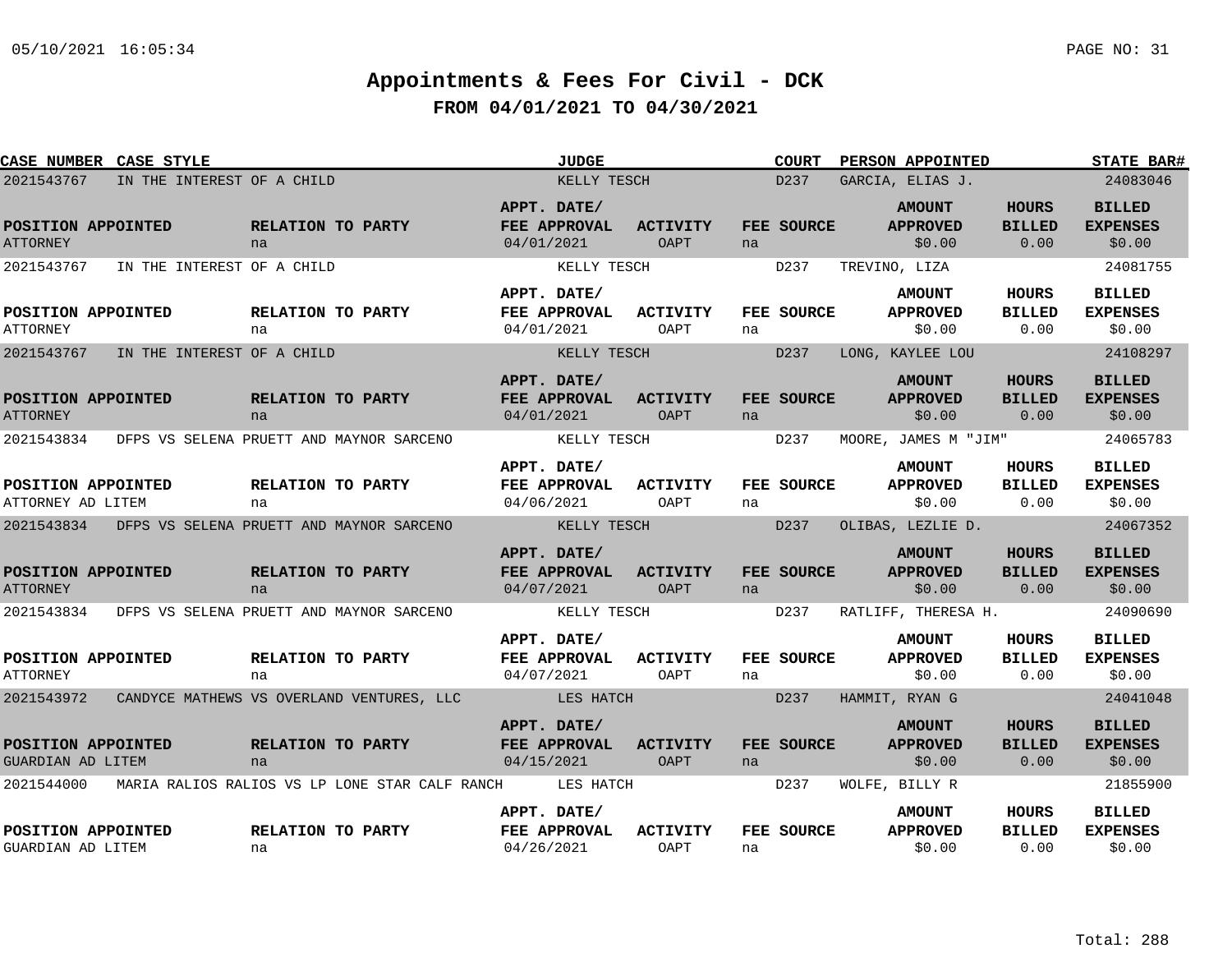# Appointments & Fees For Civil - DCK

## FROM 04/01/2021 TO 04/30/2021

| CASE NUMBER | CASE STYLE | JUDGE | COURT | PERSON APPOINTED | STATE BAR# |
|---|---|---|---|---|---|
| 2021543767 | IN THE INTEREST OF A CHILD | KELLY TESCH | D237 | GARCIA, ELIAS J. | 24083046 |

| POSITION APPOINTED | RELATION TO PARTY | APPT. DATE/ FEE APPROVAL | ACTIVITY | FEE SOURCE | AMOUNT APPROVED | HOURS BILLED | BILLED EXPENSES |
|---|---|---|---|---|---|---|---|
| ATTORNEY | na | 04/01/2021 | OAPT | na | $0.00 | 0.00 | $0.00 |

| CASE NUMBER | CASE STYLE | JUDGE | COURT | PERSON APPOINTED | STATE BAR# |
|---|---|---|---|---|---|
| 2021543767 | IN THE INTEREST OF A CHILD | KELLY TESCH | D237 | TREVINO, LIZA | 24081755 |

| POSITION APPOINTED | RELATION TO PARTY | APPT. DATE/ FEE APPROVAL | ACTIVITY | FEE SOURCE | AMOUNT APPROVED | HOURS BILLED | BILLED EXPENSES |
|---|---|---|---|---|---|---|---|
| ATTORNEY | na | 04/01/2021 | OAPT | na | $0.00 | 0.00 | $0.00 |

| CASE NUMBER | CASE STYLE | JUDGE | COURT | PERSON APPOINTED | STATE BAR# |
|---|---|---|---|---|---|
| 2021543767 | IN THE INTEREST OF A CHILD | KELLY TESCH | D237 | LONG, KAYLEE LOU | 24108297 |

| POSITION APPOINTED | RELATION TO PARTY | APPT. DATE/ FEE APPROVAL | ACTIVITY | FEE SOURCE | AMOUNT APPROVED | HOURS BILLED | BILLED EXPENSES |
|---|---|---|---|---|---|---|---|
| ATTORNEY | na | 04/01/2021 | OAPT | na | $0.00 | 0.00 | $0.00 |

| CASE NUMBER | CASE STYLE | JUDGE | COURT | PERSON APPOINTED | STATE BAR# |
|---|---|---|---|---|---|
| 2021543834 | DFPS VS SELENA PRUETT AND MAYNOR SARCENO | KELLY TESCH | D237 | MOORE, JAMES M "JIM" | 24065783 |

| POSITION APPOINTED | RELATION TO PARTY | APPT. DATE/ FEE APPROVAL | ACTIVITY | FEE SOURCE | AMOUNT APPROVED | HOURS BILLED | BILLED EXPENSES |
|---|---|---|---|---|---|---|---|
| ATTORNEY AD LITEM | na | 04/06/2021 | OAPT | na | $0.00 | 0.00 | $0.00 |

| CASE NUMBER | CASE STYLE | JUDGE | COURT | PERSON APPOINTED | STATE BAR# |
|---|---|---|---|---|---|
| 2021543834 | DFPS VS SELENA PRUETT AND MAYNOR SARCENO | KELLY TESCH | D237 | OLIBAS, LEZLIE D. | 24067352 |

| POSITION APPOINTED | RELATION TO PARTY | APPT. DATE/ FEE APPROVAL | ACTIVITY | FEE SOURCE | AMOUNT APPROVED | HOURS BILLED | BILLED EXPENSES |
|---|---|---|---|---|---|---|---|
| ATTORNEY | na | 04/07/2021 | OAPT | na | $0.00 | 0.00 | $0.00 |

| CASE NUMBER | CASE STYLE | JUDGE | COURT | PERSON APPOINTED | STATE BAR# |
|---|---|---|---|---|---|
| 2021543834 | DFPS VS SELENA PRUETT AND MAYNOR SARCENO | KELLY TESCH | D237 | RATLIFF, THERESA H. | 24090690 |

| POSITION APPOINTED | RELATION TO PARTY | APPT. DATE/ FEE APPROVAL | ACTIVITY | FEE SOURCE | AMOUNT APPROVED | HOURS BILLED | BILLED EXPENSES |
|---|---|---|---|---|---|---|---|
| ATTORNEY | na | 04/07/2021 | OAPT | na | $0.00 | 0.00 | $0.00 |

| CASE NUMBER | CASE STYLE | JUDGE | COURT | PERSON APPOINTED | STATE BAR# |
|---|---|---|---|---|---|
| 2021543972 | CANDYCE MATHEWS VS OVERLAND VENTURES, LLC | LES HATCH | D237 | HAMMIT, RYAN G | 24041048 |

| POSITION APPOINTED | RELATION TO PARTY | APPT. DATE/ FEE APPROVAL | ACTIVITY | FEE SOURCE | AMOUNT APPROVED | HOURS BILLED | BILLED EXPENSES |
|---|---|---|---|---|---|---|---|
| GUARDIAN AD LITEM | na | 04/15/2021 | OAPT | na | $0.00 | 0.00 | $0.00 |

| CASE NUMBER | CASE STYLE | JUDGE | COURT | PERSON APPOINTED | STATE BAR# |
|---|---|---|---|---|---|
| 2021544000 | MARIA RALIOS RALIOS VS LP LONE STAR CALF RANCH | LES HATCH | D237 | WOLFE, BILLY R | 21855900 |

| POSITION APPOINTED | RELATION TO PARTY | APPT. DATE/ FEE APPROVAL | ACTIVITY | FEE SOURCE | AMOUNT APPROVED | HOURS BILLED | BILLED EXPENSES |
|---|---|---|---|---|---|---|---|
| GUARDIAN AD LITEM | na | 04/26/2021 | OAPT | na | $0.00 | 0.00 | $0.00 |

Total: 288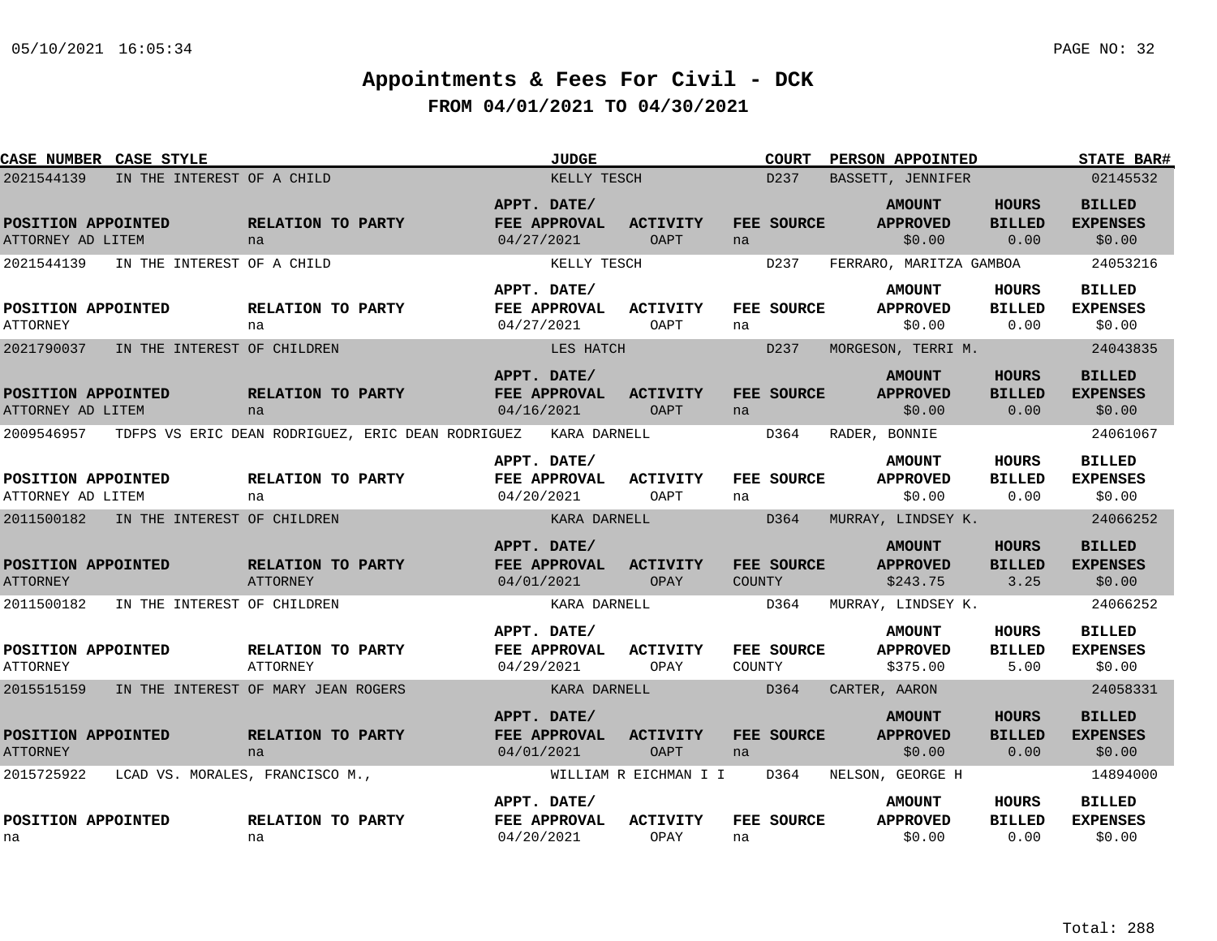# Appointments & Fees For Civil - DCK

## FROM 04/01/2021 TO 04/30/2021

| CASE NUMBER | CASE STYLE | JUDGE | COURT | PERSON APPOINTED | STATE BAR# |
|---|---|---|---|---|---|
| 2021544139 | IN THE INTEREST OF A CHILD | KELLY TESCH | D237 | BASSETT, JENNIFER | 02145532 |

| POSITION APPOINTED | RELATION TO PARTY | APPT. DATE/ FEE APPROVAL | ACTIVITY | FEE SOURCE | AMOUNT APPROVED | HOURS BILLED | BILLED EXPENSES |
|---|---|---|---|---|---|---|---|
| ATTORNEY AD LITEM | na | 04/27/2021 | OAPT | na | $0.00 | 0.00 | $0.00 |

| CASE NUMBER | CASE STYLE | JUDGE | COURT | PERSON APPOINTED | STATE BAR# |
|---|---|---|---|---|---|
| 2021544139 | IN THE INTEREST OF A CHILD | KELLY TESCH | D237 | FERRARO, MARITZA GAMBOA | 24053216 |

| POSITION APPOINTED | RELATION TO PARTY | APPT. DATE/ FEE APPROVAL | ACTIVITY | FEE SOURCE | AMOUNT APPROVED | HOURS BILLED | BILLED EXPENSES |
|---|---|---|---|---|---|---|---|
| ATTORNEY | na | 04/27/2021 | OAPT | na | $0.00 | 0.00 | $0.00 |

| CASE NUMBER | CASE STYLE | JUDGE | COURT | PERSON APPOINTED | STATE BAR# |
|---|---|---|---|---|---|
| 2021790037 | IN THE INTEREST OF CHILDREN | LES HATCH | D237 | MORGESON, TERRI M. | 24043835 |

| POSITION APPOINTED | RELATION TO PARTY | APPT. DATE/ FEE APPROVAL | ACTIVITY | FEE SOURCE | AMOUNT APPROVED | HOURS BILLED | BILLED EXPENSES |
|---|---|---|---|---|---|---|---|
| ATTORNEY AD LITEM | na | 04/16/2021 | OAPT | na | $0.00 | 0.00 | $0.00 |

| CASE NUMBER | CASE STYLE | JUDGE | COURT | PERSON APPOINTED | STATE BAR# |
|---|---|---|---|---|---|
| 2009546957 | TDFPS VS ERIC DEAN RODRIGUEZ, ERIC DEAN RODRIGUEZ | KARA DARNELL | D364 | RADER, BONNIE | 24061067 |

| POSITION APPOINTED | RELATION TO PARTY | APPT. DATE/ FEE APPROVAL | ACTIVITY | FEE SOURCE | AMOUNT APPROVED | HOURS BILLED | BILLED EXPENSES |
|---|---|---|---|---|---|---|---|
| ATTORNEY AD LITEM | na | 04/20/2021 | OAPT | na | $0.00 | 0.00 | $0.00 |

| CASE NUMBER | CASE STYLE | JUDGE | COURT | PERSON APPOINTED | STATE BAR# |
|---|---|---|---|---|---|
| 2011500182 | IN THE INTEREST OF CHILDREN | KARA DARNELL | D364 | MURRAY, LINDSEY K. | 24066252 |

| POSITION APPOINTED | RELATION TO PARTY | APPT. DATE/ FEE APPROVAL | ACTIVITY | FEE SOURCE | AMOUNT APPROVED | HOURS BILLED | BILLED EXPENSES |
|---|---|---|---|---|---|---|---|
| ATTORNEY | ATTORNEY | 04/01/2021 | OPAY | COUNTY | $243.75 | 3.25 | $0.00 |

| CASE NUMBER | CASE STYLE | JUDGE | COURT | PERSON APPOINTED | STATE BAR# |
|---|---|---|---|---|---|
| 2011500182 | IN THE INTEREST OF CHILDREN | KARA DARNELL | D364 | MURRAY, LINDSEY K. | 24066252 |

| POSITION APPOINTED | RELATION TO PARTY | APPT. DATE/ FEE APPROVAL | ACTIVITY | FEE SOURCE | AMOUNT APPROVED | HOURS BILLED | BILLED EXPENSES |
|---|---|---|---|---|---|---|---|
| ATTORNEY | ATTORNEY | 04/29/2021 | OPAY | COUNTY | $375.00 | 5.00 | $0.00 |

| CASE NUMBER | CASE STYLE | JUDGE | COURT | PERSON APPOINTED | STATE BAR# |
|---|---|---|---|---|---|
| 2015515159 | IN THE INTEREST OF MARY JEAN ROGERS | KARA DARNELL | D364 | CARTER, AARON | 24058331 |

| POSITION APPOINTED | RELATION TO PARTY | APPT. DATE/ FEE APPROVAL | ACTIVITY | FEE SOURCE | AMOUNT APPROVED | HOURS BILLED | BILLED EXPENSES |
|---|---|---|---|---|---|---|---|
| ATTORNEY | na | 04/01/2021 | OAPT | na | $0.00 | 0.00 | $0.00 |

| CASE NUMBER | CASE STYLE | JUDGE | COURT | PERSON APPOINTED | STATE BAR# |
|---|---|---|---|---|---|
| 2015725922 | LCAD VS. MORALES, FRANCISCO M., | WILLIAM R EICHMAN I I | D364 | NELSON, GEORGE H | 14894000 |

| POSITION APPOINTED | RELATION TO PARTY | APPT. DATE/ FEE APPROVAL | ACTIVITY | FEE SOURCE | AMOUNT APPROVED | HOURS BILLED | BILLED EXPENSES |
|---|---|---|---|---|---|---|---|
| na | na | 04/20/2021 | OPAY | na | $0.00 | 0.00 | $0.00 |

Total: 288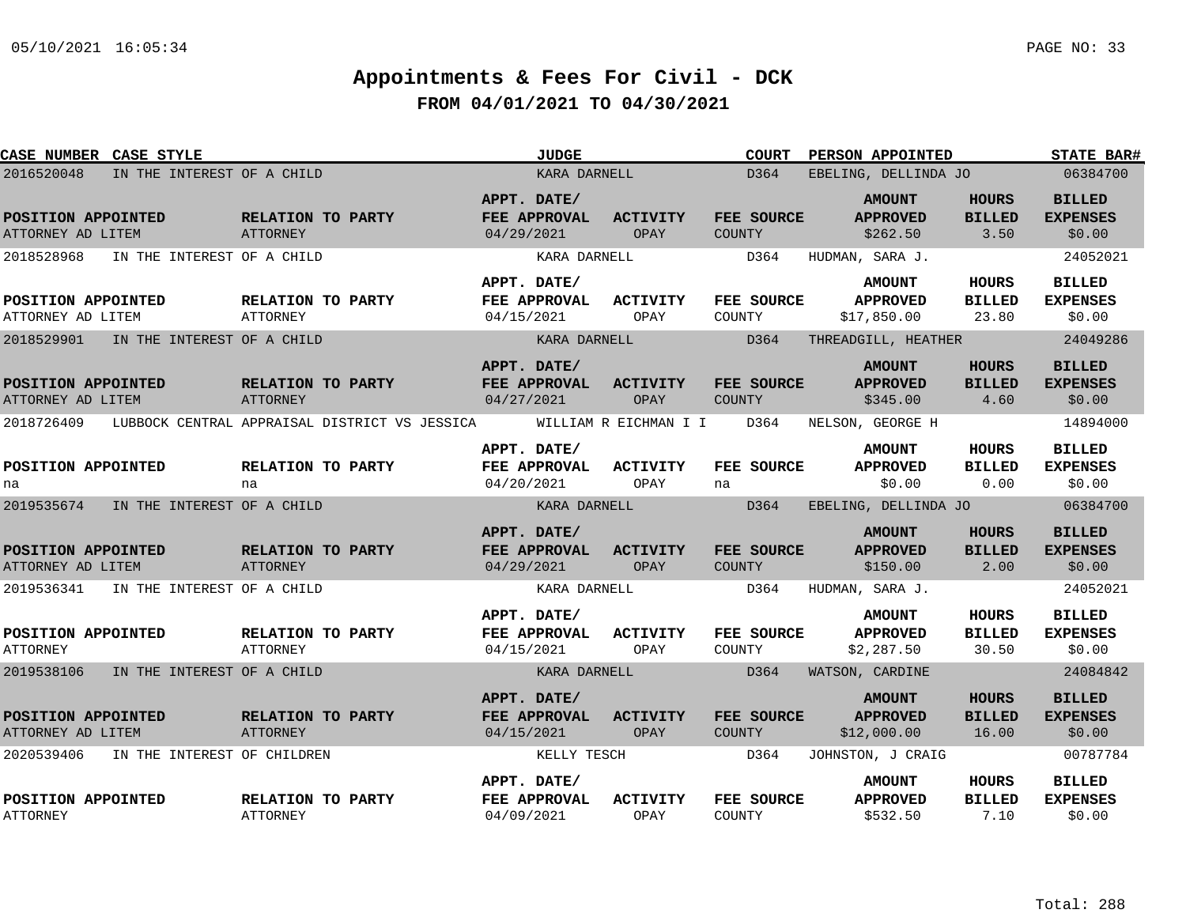# Appointments & Fees For Civil - DCK

## FROM 04/01/2021 TO 04/30/2021

| CASE NUMBER | CASE STYLE | JUDGE | COURT | PERSON APPOINTED | STATE BAR# |
|---|---|---|---|---|---|
| 2016520048 | IN THE INTEREST OF A CHILD | KARA DARNELL | D364 | EBELING, DELLINDA JO | 06384700 |

| POSITION APPOINTED | RELATION TO PARTY | APPT. DATE/ FEE APPROVAL | ACTIVITY | FEE SOURCE | AMOUNT APPROVED | HOURS BILLED | BILLED EXPENSES |
|---|---|---|---|---|---|---|---|
| ATTORNEY AD LITEM | ATTORNEY | 04/29/2021 | OPAY | COUNTY | $262.50 | 3.50 | $0.00 |

| CASE NUMBER | CASE STYLE | JUDGE | COURT | PERSON APPOINTED | STATE BAR# |
|---|---|---|---|---|---|
| 2018528968 | IN THE INTEREST OF A CHILD | KARA DARNELL | D364 | HUDMAN, SARA J. | 24052021 |

| POSITION APPOINTED | RELATION TO PARTY | APPT. DATE/ FEE APPROVAL | ACTIVITY | FEE SOURCE | AMOUNT APPROVED | HOURS BILLED | BILLED EXPENSES |
|---|---|---|---|---|---|---|---|
| ATTORNEY AD LITEM | ATTORNEY | 04/15/2021 | OPAY | COUNTY | $17,850.00 | 23.80 | $0.00 |

| CASE NUMBER | CASE STYLE | JUDGE | COURT | PERSON APPOINTED | STATE BAR# |
|---|---|---|---|---|---|
| 2018529901 | IN THE INTEREST OF A CHILD | KARA DARNELL | D364 | THREADGILL, HEATHER | 24049286 |

| POSITION APPOINTED | RELATION TO PARTY | APPT. DATE/ FEE APPROVAL | ACTIVITY | FEE SOURCE | AMOUNT APPROVED | HOURS BILLED | BILLED EXPENSES |
|---|---|---|---|---|---|---|---|
| ATTORNEY AD LITEM | ATTORNEY | 04/27/2021 | OPAY | COUNTY | $345.00 | 4.60 | $0.00 |

| CASE NUMBER | CASE STYLE | JUDGE | COURT | PERSON APPOINTED | STATE BAR# |
|---|---|---|---|---|---|
| 2018726409 | LUBBOCK CENTRAL APPRAISAL DISTRICT VS JESSICA | WILLIAM R EICHMAN I I | D364 | NELSON, GEORGE H | 14894000 |

| POSITION APPOINTED | RELATION TO PARTY | APPT. DATE/ FEE APPROVAL | ACTIVITY | FEE SOURCE | AMOUNT APPROVED | HOURS BILLED | BILLED EXPENSES |
|---|---|---|---|---|---|---|---|
| na | na | 04/20/2021 | OPAY | na | $0.00 | 0.00 | $0.00 |

| CASE NUMBER | CASE STYLE | JUDGE | COURT | PERSON APPOINTED | STATE BAR# |
|---|---|---|---|---|---|
| 2019535674 | IN THE INTEREST OF A CHILD | KARA DARNELL | D364 | EBELING, DELLINDA JO | 06384700 |

| POSITION APPOINTED | RELATION TO PARTY | APPT. DATE/ FEE APPROVAL | ACTIVITY | FEE SOURCE | AMOUNT APPROVED | HOURS BILLED | BILLED EXPENSES |
|---|---|---|---|---|---|---|---|
| ATTORNEY AD LITEM | ATTORNEY | 04/29/2021 | OPAY | COUNTY | $150.00 | 2.00 | $0.00 |

| CASE NUMBER | CASE STYLE | JUDGE | COURT | PERSON APPOINTED | STATE BAR# |
|---|---|---|---|---|---|
| 2019536341 | IN THE INTEREST OF A CHILD | KARA DARNELL | D364 | HUDMAN, SARA J. | 24052021 |

| POSITION APPOINTED | RELATION TO PARTY | APPT. DATE/ FEE APPROVAL | ACTIVITY | FEE SOURCE | AMOUNT APPROVED | HOURS BILLED | BILLED EXPENSES |
|---|---|---|---|---|---|---|---|
| ATTORNEY | ATTORNEY | 04/15/2021 | OPAY | COUNTY | $2,287.50 | 30.50 | $0.00 |

| CASE NUMBER | CASE STYLE | JUDGE | COURT | PERSON APPOINTED | STATE BAR# |
|---|---|---|---|---|---|
| 2019538106 | IN THE INTEREST OF A CHILD | KARA DARNELL | D364 | WATSON, CARDINE | 24084842 |

| POSITION APPOINTED | RELATION TO PARTY | APPT. DATE/ FEE APPROVAL | ACTIVITY | FEE SOURCE | AMOUNT APPROVED | HOURS BILLED | BILLED EXPENSES |
|---|---|---|---|---|---|---|---|
| ATTORNEY AD LITEM | ATTORNEY | 04/15/2021 | OPAY | COUNTY | $12,000.00 | 16.00 | $0.00 |

| CASE NUMBER | CASE STYLE | JUDGE | COURT | PERSON APPOINTED | STATE BAR# |
|---|---|---|---|---|---|
| 2020539406 | IN THE INTEREST OF CHILDREN | KELLY TESCH | D364 | JOHNSTON, J CRAIG | 00787784 |

| POSITION APPOINTED | RELATION TO PARTY | APPT. DATE/ FEE APPROVAL | ACTIVITY | FEE SOURCE | AMOUNT APPROVED | HOURS BILLED | BILLED EXPENSES |
|---|---|---|---|---|---|---|---|
| ATTORNEY | ATTORNEY | 04/09/2021 | OPAY | COUNTY | $532.50 | 7.10 | $0.00 |

Total: 288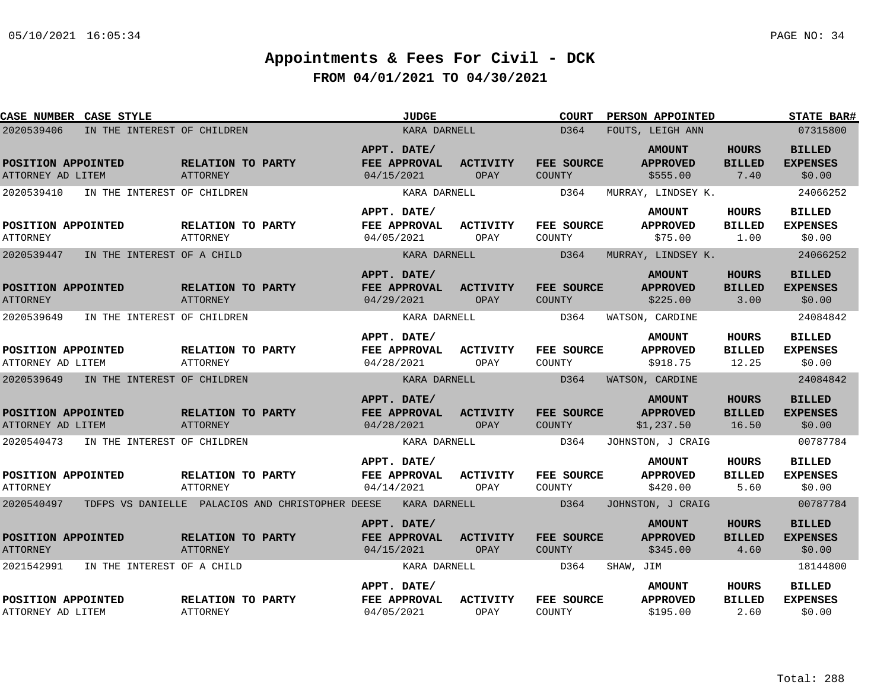# Appointments & Fees For Civil - DCK

## FROM 04/01/2021 TO 04/30/2021

| CASE NUMBER | CASE STYLE | JUDGE | COURT | PERSON APPOINTED | STATE BAR# |
|---|---|---|---|---|---|
| 2020539406 | IN THE INTEREST OF CHILDREN | KARA DARNELL | D364 | FOUTS, LEIGH ANN | 07315800 |

| POSITION APPOINTED | RELATION TO PARTY | APPT. DATE/ FEE APPROVAL | ACTIVITY | FEE SOURCE | AMOUNT APPROVED | HOURS BILLED | BILLED EXPENSES |
|---|---|---|---|---|---|---|---|
| ATTORNEY AD LITEM | ATTORNEY | 04/15/2021 | OPAY | COUNTY | $555.00 | 7.40 | $0.00 |

| CASE NUMBER | CASE STYLE | JUDGE | COURT | PERSON APPOINTED | STATE BAR# |
|---|---|---|---|---|---|
| 2020539410 | IN THE INTEREST OF CHILDREN | KARA DARNELL | D364 | MURRAY, LINDSEY K. | 24066252 |

| POSITION APPOINTED | RELATION TO PARTY | APPT. DATE/ FEE APPROVAL | ACTIVITY | FEE SOURCE | AMOUNT APPROVED | HOURS BILLED | BILLED EXPENSES |
|---|---|---|---|---|---|---|---|
| ATTORNEY | ATTORNEY | 04/05/2021 | OPAY | COUNTY | $75.00 | 1.00 | $0.00 |

| CASE NUMBER | CASE STYLE | JUDGE | COURT | PERSON APPOINTED | STATE BAR# |
|---|---|---|---|---|---|
| 2020539447 | IN THE INTEREST OF A CHILD | KARA DARNELL | D364 | MURRAY, LINDSEY K. | 24066252 |

| POSITION APPOINTED | RELATION TO PARTY | APPT. DATE/ FEE APPROVAL | ACTIVITY | FEE SOURCE | AMOUNT APPROVED | HOURS BILLED | BILLED EXPENSES |
|---|---|---|---|---|---|---|---|
| ATTORNEY | ATTORNEY | 04/29/2021 | OPAY | COUNTY | $225.00 | 3.00 | $0.00 |

| CASE NUMBER | CASE STYLE | JUDGE | COURT | PERSON APPOINTED | STATE BAR# |
|---|---|---|---|---|---|
| 2020539649 | IN THE INTEREST OF CHILDREN | KARA DARNELL | D364 | WATSON, CARDINE | 24084842 |

| POSITION APPOINTED | RELATION TO PARTY | APPT. DATE/ FEE APPROVAL | ACTIVITY | FEE SOURCE | AMOUNT APPROVED | HOURS BILLED | BILLED EXPENSES |
|---|---|---|---|---|---|---|---|
| ATTORNEY AD LITEM | ATTORNEY | 04/28/2021 | OPAY | COUNTY | $918.75 | 12.25 | $0.00 |

| CASE NUMBER | CASE STYLE | JUDGE | COURT | PERSON APPOINTED | STATE BAR# |
|---|---|---|---|---|---|
| 2020539649 | IN THE INTEREST OF CHILDREN | KARA DARNELL | D364 | WATSON, CARDINE | 24084842 |

| POSITION APPOINTED | RELATION TO PARTY | APPT. DATE/ FEE APPROVAL | ACTIVITY | FEE SOURCE | AMOUNT APPROVED | HOURS BILLED | BILLED EXPENSES |
|---|---|---|---|---|---|---|---|
| ATTORNEY AD LITEM | ATTORNEY | 04/28/2021 | OPAY | COUNTY | $1,237.50 | 16.50 | $0.00 |

| CASE NUMBER | CASE STYLE | JUDGE | COURT | PERSON APPOINTED | STATE BAR# |
|---|---|---|---|---|---|
| 2020540473 | IN THE INTEREST OF CHILDREN | KARA DARNELL | D364 | JOHNSTON, J CRAIG | 00787784 |

| POSITION APPOINTED | RELATION TO PARTY | APPT. DATE/ FEE APPROVAL | ACTIVITY | FEE SOURCE | AMOUNT APPROVED | HOURS BILLED | BILLED EXPENSES |
|---|---|---|---|---|---|---|---|
| ATTORNEY | ATTORNEY | 04/14/2021 | OPAY | COUNTY | $420.00 | 5.60 | $0.00 |

| CASE NUMBER | CASE STYLE | JUDGE | COURT | PERSON APPOINTED | STATE BAR# |
|---|---|---|---|---|---|
| 2020540497 | TDFPS VS DANIELLE PALACIOS AND CHRISTOPHER DEESE | KARA DARNELL | D364 | JOHNSTON, J CRAIG | 00787784 |

| POSITION APPOINTED | RELATION TO PARTY | APPT. DATE/ FEE APPROVAL | ACTIVITY | FEE SOURCE | AMOUNT APPROVED | HOURS BILLED | BILLED EXPENSES |
|---|---|---|---|---|---|---|---|
| ATTORNEY | ATTORNEY | 04/15/2021 | OPAY | COUNTY | $345.00 | 4.60 | $0.00 |

| CASE NUMBER | CASE STYLE | JUDGE | COURT | PERSON APPOINTED | STATE BAR# |
|---|---|---|---|---|---|
| 2021542991 | IN THE INTEREST OF A CHILD | KARA DARNELL | D364 | SHAW, JIM | 18144800 |

| POSITION APPOINTED | RELATION TO PARTY | APPT. DATE/ FEE APPROVAL | ACTIVITY | FEE SOURCE | AMOUNT APPROVED | HOURS BILLED | BILLED EXPENSES |
|---|---|---|---|---|---|---|---|
| ATTORNEY AD LITEM | ATTORNEY | 04/05/2021 | OPAY | COUNTY | $195.00 | 2.60 | $0.00 |

Total: 288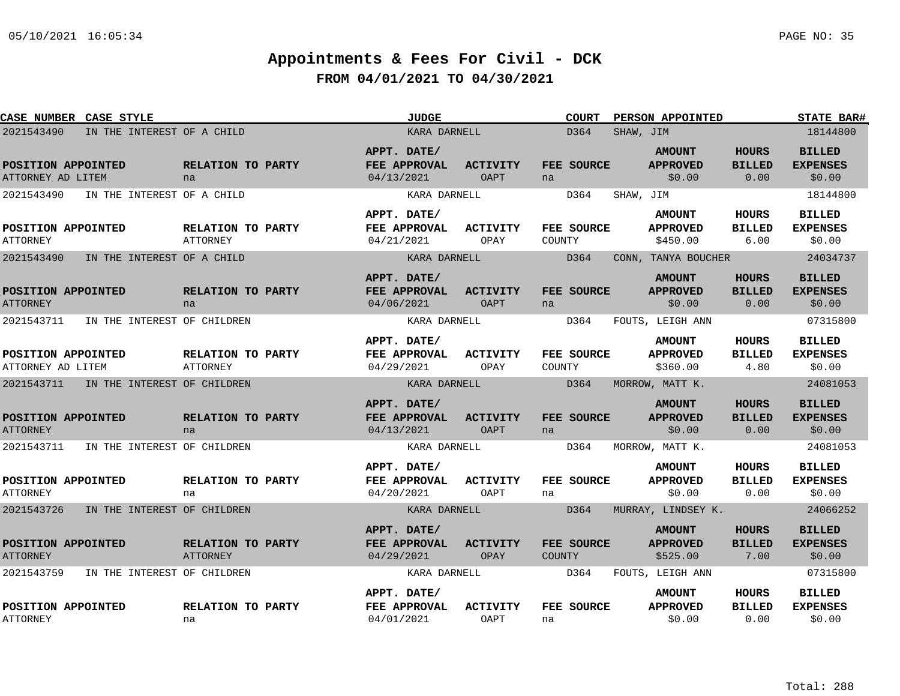# Appointments & Fees For Civil - DCK

## FROM 04/01/2021 TO 04/30/2021

| CASE NUMBER | CASE STYLE | JUDGE | COURT | PERSON APPOINTED | STATE BAR# |
|---|---|---|---|---|---|
| 2021543490 | IN THE INTEREST OF A CHILD | KARA DARNELL | D364 | SHAW, JIM | 18144800 |

| POSITION APPOINTED | RELATION TO PARTY | APPT. DATE/ FEE APPROVAL | ACTIVITY | FEE SOURCE | AMOUNT APPROVED | HOURS BILLED | BILLED EXPENSES |
|---|---|---|---|---|---|---|---|
| ATTORNEY AD LITEM | na | 04/13/2021 | OAPT | na | $0.00 | 0.00 | $0.00 |

| CASE NUMBER | CASE STYLE | JUDGE | COURT | PERSON APPOINTED | STATE BAR# |
|---|---|---|---|---|---|
| 2021543490 | IN THE INTEREST OF A CHILD | KARA DARNELL | D364 | SHAW, JIM | 18144800 |

| POSITION APPOINTED | RELATION TO PARTY | APPT. DATE/ FEE APPROVAL | ACTIVITY | FEE SOURCE | AMOUNT APPROVED | HOURS BILLED | BILLED EXPENSES |
|---|---|---|---|---|---|---|---|
| ATTORNEY | ATTORNEY | 04/21/2021 | OPAY | COUNTY | $450.00 | 6.00 | $0.00 |

| CASE NUMBER | CASE STYLE | JUDGE | COURT | PERSON APPOINTED | STATE BAR# |
|---|---|---|---|---|---|
| 2021543490 | IN THE INTEREST OF A CHILD | KARA DARNELL | D364 | CONN, TANYA BOUCHER | 24034737 |

| POSITION APPOINTED | RELATION TO PARTY | APPT. DATE/ FEE APPROVAL | ACTIVITY | FEE SOURCE | AMOUNT APPROVED | HOURS BILLED | BILLED EXPENSES |
|---|---|---|---|---|---|---|---|
| ATTORNEY | na | 04/06/2021 | OAPT | na | $0.00 | 0.00 | $0.00 |

| CASE NUMBER | CASE STYLE | JUDGE | COURT | PERSON APPOINTED | STATE BAR# |
|---|---|---|---|---|---|
| 2021543711 | IN THE INTEREST OF CHILDREN | KARA DARNELL | D364 | FOUTS, LEIGH ANN | 07315800 |

| POSITION APPOINTED | RELATION TO PARTY | APPT. DATE/ FEE APPROVAL | ACTIVITY | FEE SOURCE | AMOUNT APPROVED | HOURS BILLED | BILLED EXPENSES |
|---|---|---|---|---|---|---|---|
| ATTORNEY AD LITEM | ATTORNEY | 04/29/2021 | OPAY | COUNTY | $360.00 | 4.80 | $0.00 |

| CASE NUMBER | CASE STYLE | JUDGE | COURT | PERSON APPOINTED | STATE BAR# |
|---|---|---|---|---|---|
| 2021543711 | IN THE INTEREST OF CHILDREN | KARA DARNELL | D364 | MORROW, MATT K. | 24081053 |

| POSITION APPOINTED | RELATION TO PARTY | APPT. DATE/ FEE APPROVAL | ACTIVITY | FEE SOURCE | AMOUNT APPROVED | HOURS BILLED | BILLED EXPENSES |
|---|---|---|---|---|---|---|---|
| ATTORNEY | na | 04/13/2021 | OAPT | na | $0.00 | 0.00 | $0.00 |

| CASE NUMBER | CASE STYLE | JUDGE | COURT | PERSON APPOINTED | STATE BAR# |
|---|---|---|---|---|---|
| 2021543711 | IN THE INTEREST OF CHILDREN | KARA DARNELL | D364 | MORROW, MATT K. | 24081053 |

| POSITION APPOINTED | RELATION TO PARTY | APPT. DATE/ FEE APPROVAL | ACTIVITY | FEE SOURCE | AMOUNT APPROVED | HOURS BILLED | BILLED EXPENSES |
|---|---|---|---|---|---|---|---|
| ATTORNEY | na | 04/20/2021 | OAPT | na | $0.00 | 0.00 | $0.00 |

| CASE NUMBER | CASE STYLE | JUDGE | COURT | PERSON APPOINTED | STATE BAR# |
|---|---|---|---|---|---|
| 2021543726 | IN THE INTEREST OF CHILDREN | KARA DARNELL | D364 | MURRAY, LINDSEY K. | 24066252 |

| POSITION APPOINTED | RELATION TO PARTY | APPT. DATE/ FEE APPROVAL | ACTIVITY | FEE SOURCE | AMOUNT APPROVED | HOURS BILLED | BILLED EXPENSES |
|---|---|---|---|---|---|---|---|
| ATTORNEY | ATTORNEY | 04/29/2021 | OPAY | COUNTY | $525.00 | 7.00 | $0.00 |

| CASE NUMBER | CASE STYLE | JUDGE | COURT | PERSON APPOINTED | STATE BAR# |
|---|---|---|---|---|---|
| 2021543759 | IN THE INTEREST OF CHILDREN | KARA DARNELL | D364 | FOUTS, LEIGH ANN | 07315800 |

| POSITION APPOINTED | RELATION TO PARTY | APPT. DATE/ FEE APPROVAL | ACTIVITY | FEE SOURCE | AMOUNT APPROVED | HOURS BILLED | BILLED EXPENSES |
|---|---|---|---|---|---|---|---|
| ATTORNEY | na | 04/01/2021 | OAPT | na | $0.00 | 0.00 | $0.00 |

Total: 288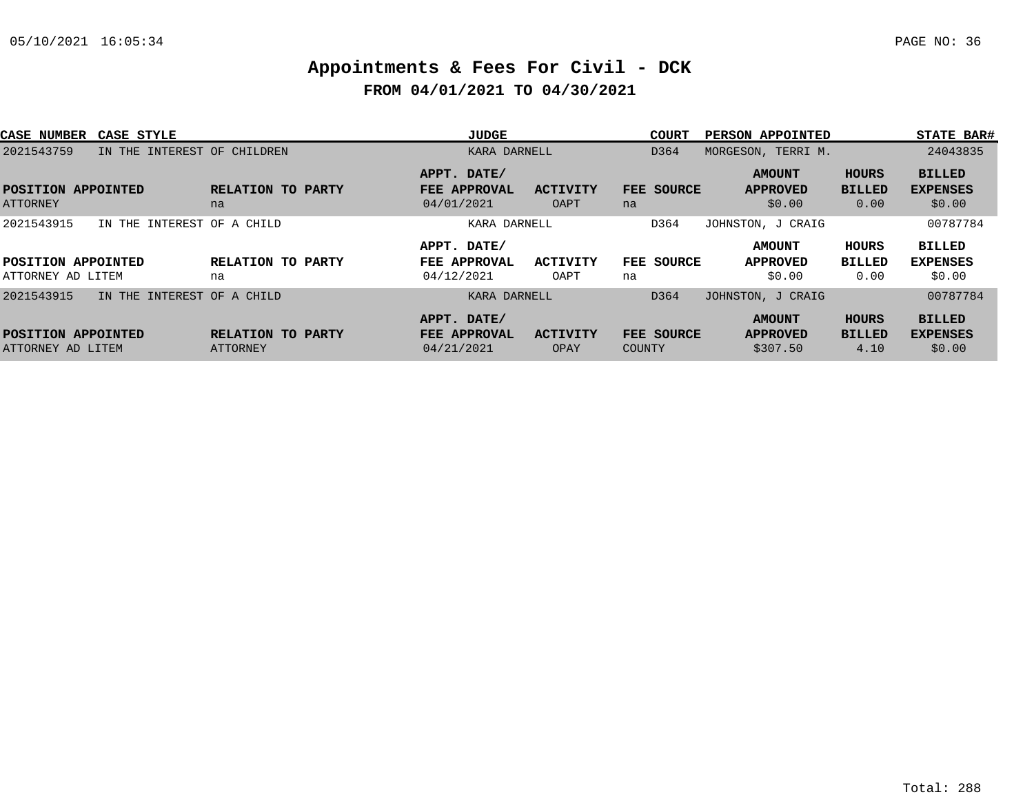# Appointments & Fees For Civil - DCK

## FROM 04/01/2021 TO 04/30/2021

| CASE NUMBER | CASE STYLE | JUDGE | COURT | PERSON APPOINTED | STATE BAR# |
|---|---|---|---|---|---|
| 2021543759 | IN THE INTEREST OF CHILDREN | KARA DARNELL | D364 | MORGESON, TERRI M. | 24043835 |

| POSITION APPOINTED | RELATION TO PARTY | APPT. DATE/ FEE APPROVAL | ACTIVITY | FEE SOURCE | AMOUNT APPROVED | HOURS BILLED | BILLED EXPENSES |
|---|---|---|---|---|---|---|---|
| ATTORNEY | na | 04/01/2021 | OAPT | na | $0.00 | 0.00 | $0.00 |

| CASE NUMBER | CASE STYLE | JUDGE | COURT | PERSON APPOINTED | STATE BAR# |
|---|---|---|---|---|---|
| 2021543915 | IN THE INTEREST OF A CHILD | KARA DARNELL | D364 | JOHNSTON, J CRAIG | 00787784 |

| POSITION APPOINTED | RELATION TO PARTY | APPT. DATE/ FEE APPROVAL | ACTIVITY | FEE SOURCE | AMOUNT APPROVED | HOURS BILLED | BILLED EXPENSES |
|---|---|---|---|---|---|---|---|
| ATTORNEY AD LITEM | na | 04/12/2021 | OAPT | na | $0.00 | 0.00 | $0.00 |

| CASE NUMBER | CASE STYLE | JUDGE | COURT | PERSON APPOINTED | STATE BAR# |
|---|---|---|---|---|---|
| 2021543915 | IN THE INTEREST OF A CHILD | KARA DARNELL | D364 | JOHNSTON, J CRAIG | 00787784 |

| POSITION APPOINTED | RELATION TO PARTY | APPT. DATE/ FEE APPROVAL | ACTIVITY | FEE SOURCE | AMOUNT APPROVED | HOURS BILLED | BILLED EXPENSES |
|---|---|---|---|---|---|---|---|
| ATTORNEY AD LITEM | ATTORNEY | 04/21/2021 | OPAY | COUNTY | $307.50 | 4.10 | $0.00 |

Total: 288